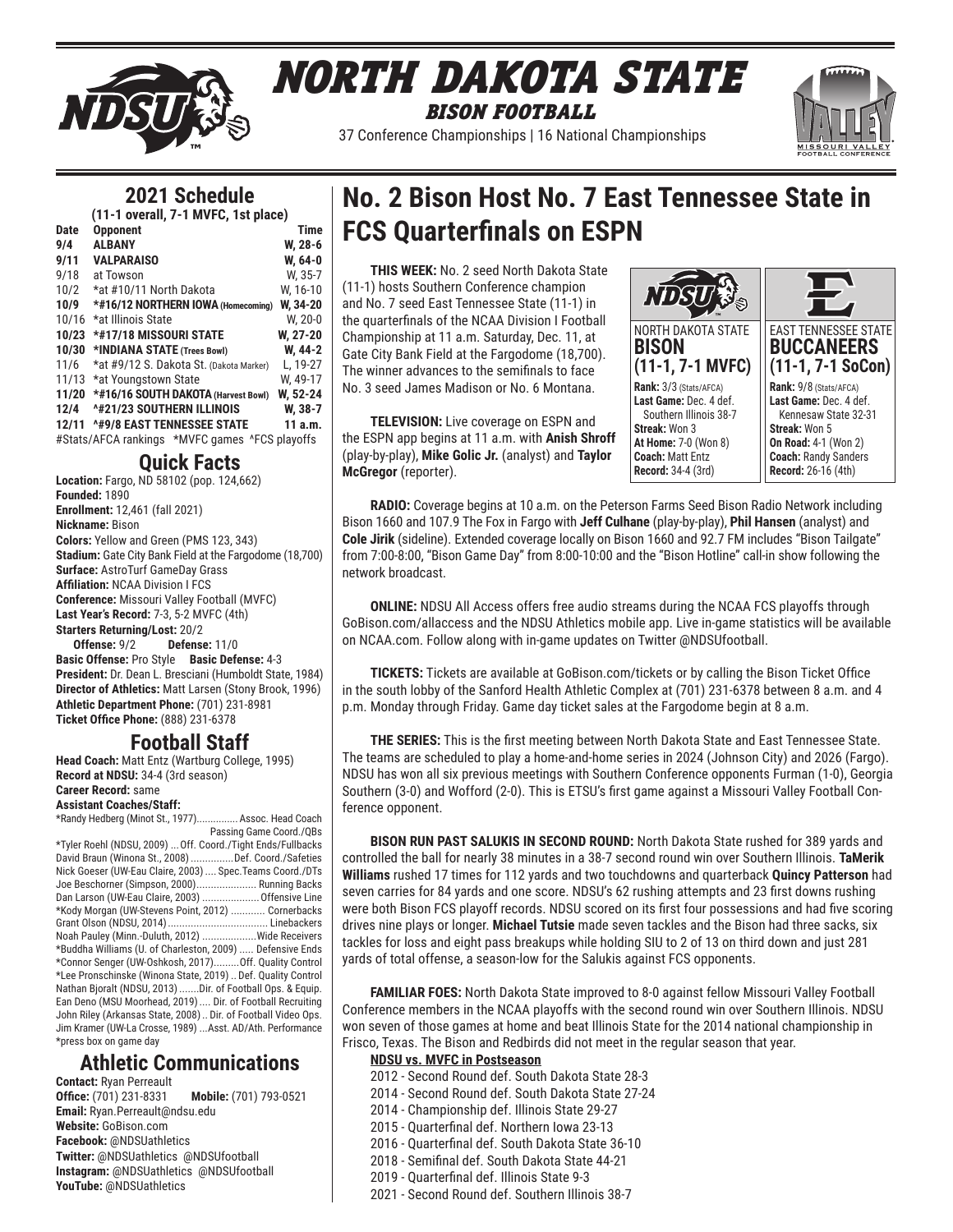# NORTH DAKOTA STATE
## BISON FOOTBALL

37 Conference Championships | 16 National Championships

## 2021 Schedule

**(11-1 overall, 7-1 MVFC, 1st place)**

| Date | Opponent | Time |
|---|---|---|
| **9/4** | **ALBANY** | **W, 28-6** |
| **9/11** | **VALPARAISO** | **W, 64-0** |
| 9/18 | at Towson | W, 35-7 |
| 10/2 | *at #10/11 North Dakota | W, 16-10 |
| **10/9** | ***#16/12 NORTHERN IOWA (Homecoming)** | **W, 34-20** |
| 10/16 | *at Illinois State | W, 20-0 |
| **10/23** | ***#17/18 MISSOURI STATE** | **W, 27-20** |
| **10/30** | ***INDIANA STATE (Trees Bowl)** | **W, 44-2** |
| 11/6 | *at #9/12 S. Dakota St. (Dakota Marker) | L, 19-27 |
| 11/13 | *at Youngstown State | W, 49-17 |
| **11/20** | ***#16/16 SOUTH DAKOTA (Harvest Bowl)** | **W, 52-24** |
| **12/4** | **^#21/23 SOUTHERN ILLINOIS** | **W, 38-7** |
| **12/11** | **^#9/8 EAST TENNESSEE STATE** | **11 a.m.** |

#Stats/AFCA rankings *MVFC games ^FCS playoffs

## Quick Facts

**Location:** Fargo, ND 58102 (pop. 124,662)
**Founded:** 1890
**Enrollment:** 12,461 (fall 2021)
**Nickname:** Bison
**Colors:** Yellow and Green (PMS 123, 343)
**Stadium:** Gate City Bank Field at the Fargodome (18,700)
**Surface:** AstroTurf GameDay Grass
**Affiliation:** NCAA Division I FCS
**Conference:** Missouri Valley Football (MVFC)
**Last Year's Record:** 7-3, 5-2 MVFC (4th)
**Starters Returning/Lost:** 20/2
**Offense:** 9/2 **Defense:** 11/0
**Basic Offense:** Pro Style **Basic Defense:** 4-3
**President:** Dr. Dean L. Bresciani (Humboldt State, 1984)
**Director of Athletics:** Matt Larsen (Stony Brook, 1996)
**Athletic Department Phone:** (701) 231-8981
**Ticket Office Phone:** (888) 231-6378

## Football Staff

**Head Coach:** Matt Entz (Wartburg College, 1995)
**Record at NDSU:** 34-4 (3rd season)
**Career Record:** same
**Assistant Coaches/Staff:**

*Randy Hedberg (Minot St., 1977) ... Assoc. Head Coach Passing Game Coord./QBs
*Tyler Roehl (NDSU, 2009) ... Off. Coord./Tight Ends/Fullbacks
David Braun (Winona St., 2008) ... Def. Coord./Safeties
Nick Goeser (UW-Eau Claire, 2003) ... Spec.Teams Coord./DTs
Joe Beschorner (Simpson, 2000) ... Running Backs
Dan Larson (UW-Eau Claire, 2003) ... Offensive Line
*Kody Morgan (UW-Stevens Point, 2012) ... Cornerbacks
Grant Olson (NDSU, 2014) ... Linebackers
Noah Pauley (Minn.-Duluth, 2012) ... Wide Receivers
*Buddha Williams (U. of Charleston, 2009) ... Defensive Ends
*Connor Senger (UW-Oshkosh, 2017) ... Off. Quality Control
*Lee Pronschinske (Winona State, 2019) .. Def. Quality Control
Nathan Bjoralt (NDSU, 2013) ... Dir. of Football Ops. & Equip.
Ean Deno (MSU Moorhead, 2019) ... Dir. of Football Recruiting
John Riley (Arkansas State, 2008) .. Dir. of Football Video Ops.
Jim Kramer (UW-La Crosse, 1989) ... Asst. AD/Ath. Performance
*press box on game day

## Athletic Communications

**Contact:** Ryan Perreault
**Office:** (701) 231-8331 **Mobile:** (701) 793-0521
**Email:** Ryan.Perreault@ndsu.edu
**Website:** GoBison.com
**Facebook:** @NDSUathletics
**Twitter:** @NDSUathletics @NDSUfootball
**Instagram:** @NDSUathletics @NDSUfootball
**YouTube:** @NDSUathletics

# No. 2 Bison Host No. 7 East Tennessee State in FCS Quarterfinals on ESPN

**THIS WEEK:** No. 2 seed North Dakota State (11-1) hosts Southern Conference champion and No. 7 seed East Tennessee State (11-1) in the quarterfinals of the NCAA Division I Football Championship at 11 a.m. Saturday, Dec. 11, at Gate City Bank Field at the Fargodome (18,700). The winner advances to the semifinals to face No. 3 seed James Madison or No. 6 Montana.

**TELEVISION:** Live coverage on ESPN and the ESPN app begins at 11 a.m. with **Anish Shroff** (play-by-play), **Mike Golic Jr.** (analyst) and **Taylor McGregor** (reporter).

| NORTH DAKOTA STATE **BISON (11-1, 7-1 MVFC)** | EAST TENNESSEE STATE **BUCCANEERS (11-1, 7-1 SoCon)** |
|---|---|
| **Rank:** 3/3 (Stats/AFCA) | **Rank:** 9/8 (Stats/AFCA) |
| **Last Game:** Dec. 4 def. Southern Illinois 38-7 | **Last Game:** Dec. 4 def. Kennesaw State 32-31 |
| **Streak:** Won 3 | **Streak:** Won 5 |
| **At Home:** 7-0 (Won 8) | **On Road:** 4-1 (Won 2) |
| **Coach:** Matt Entz | **Coach:** Randy Sanders |
| **Record:** 34-4 (3rd) | **Record:** 26-16 (4th) |

**RADIO:** Coverage begins at 10 a.m. on the Peterson Farms Seed Bison Radio Network including Bison 1660 and 107.9 The Fox in Fargo with **Jeff Culhane** (play-by-play), **Phil Hansen** (analyst) and **Cole Jirik** (sideline). Extended coverage locally on Bison 1660 and 92.7 FM includes "Bison Tailgate" from 7:00-8:00, "Bison Game Day" from 8:00-10:00 and the "Bison Hotline" call-in show following the network broadcast.

**ONLINE:** NDSU All Access offers free audio streams during the NCAA FCS playoffs through GoBison.com/allaccess and the NDSU Athletics mobile app. Live in-game statistics will be available on NCAA.com. Follow along with in-game updates on Twitter @NDSUfootball.

**TICKETS:** Tickets are available at GoBison.com/tickets or by calling the Bison Ticket Office in the south lobby of the Sanford Health Athletic Complex at (701) 231-6378 between 8 a.m. and 4 p.m. Monday through Friday. Game day ticket sales at the Fargodome begin at 8 a.m.

**THE SERIES:** This is the first meeting between North Dakota State and East Tennessee State. The teams are scheduled to play a home-and-home series in 2024 (Johnson City) and 2026 (Fargo). NDSU has won all six previous meetings with Southern Conference opponents Furman (1-0), Georgia Southern (3-0) and Wofford (2-0). This is ETSU's first game against a Missouri Valley Football Conference opponent.

**BISON RUN PAST SALUKIS IN SECOND ROUND:** North Dakota State rushed for 389 yards and controlled the ball for nearly 38 minutes in a 38-7 second round win over Southern Illinois. **TaMerik Williams** rushed 17 times for 112 yards and two touchdowns and quarterback **Quincy Patterson** had seven carries for 84 yards and one score. NDSU's 62 rushing attempts and 23 first downs rushing were both Bison FCS playoff records. NDSU scored on its first four possessions and had five scoring drives nine plays or longer. **Michael Tutsie** made seven tackles and the Bison had three sacks, six tackles for loss and eight pass breakups while holding SIU to 2 of 13 on third down and just 281 yards of total offense, a season-low for the Salukis against FCS opponents.

**FAMILIAR FOES:** North Dakota State improved to 8-0 against fellow Missouri Valley Football Conference members in the NCAA playoffs with the second round win over Southern Illinois. NDSU won seven of those games at home and beat Illinois State for the 2014 national championship in Frisco, Texas. The Bison and Redbirds did not meet in the regular season that year.

**NDSU vs. MVFC in Postseason**

2012 - Second Round def. South Dakota State 28-3
2014 - Second Round def. South Dakota State 27-24
2014 - Championship def. Illinois State 29-27
2015 - Quarterfinal def. Northern Iowa 23-13
2016 - Quarterfinal def. South Dakota State 36-10
2018 - Semifinal def. South Dakota State 44-21
2019 - Quarterfinal def. Illinois State 9-3
2021 - Second Round def. Southern Illinois 38-7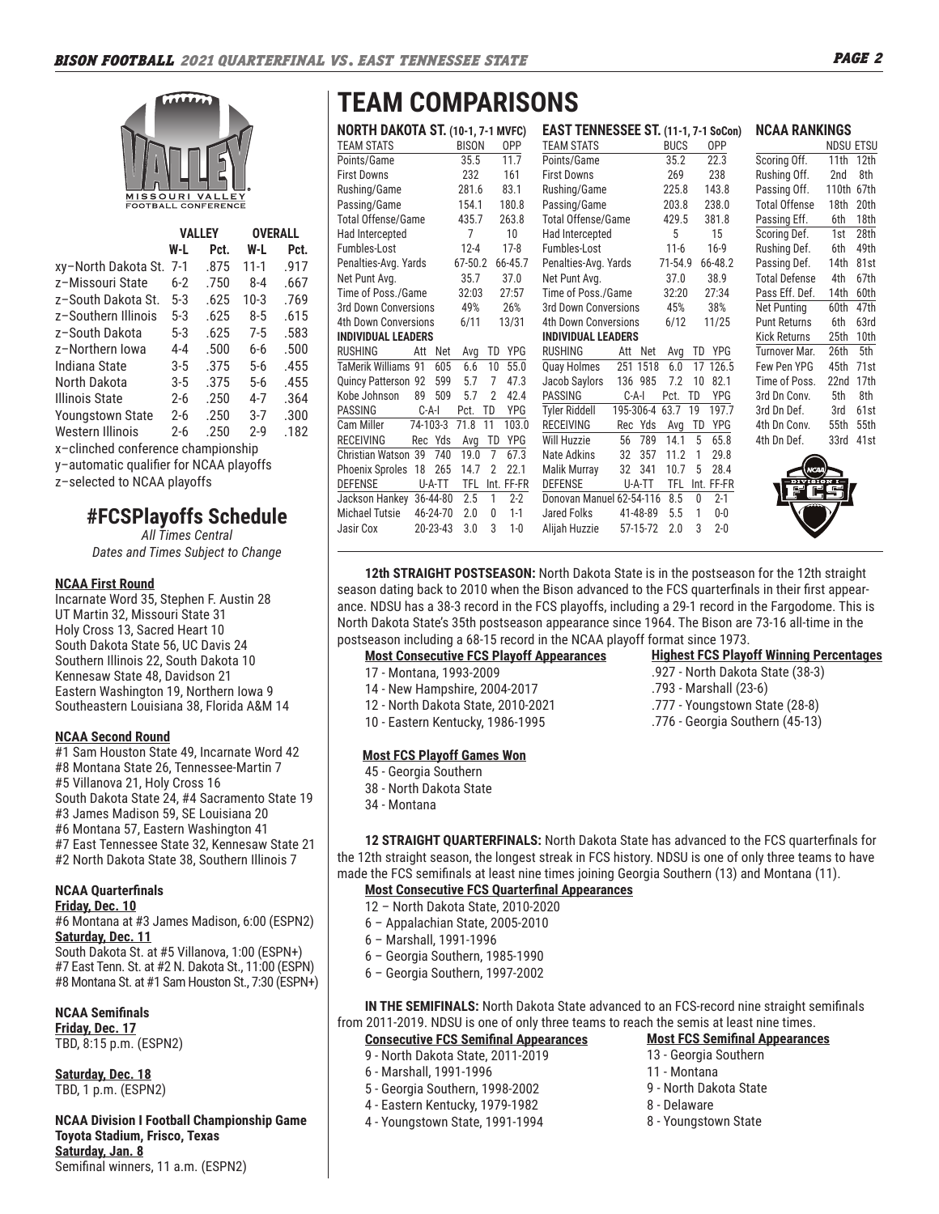# TEAM COMPARISONS

## VALLEY standings

| | VALLEY W-L | VALLEY Pct. | OVERALL W-L | OVERALL Pct. |
|---|---|---|---|---|
| xy–North Dakota St. | 7-1 | .875 | 11-1 | .917 |
| z–Missouri State | 6-2 | .750 | 8-4 | .667 |
| z–South Dakota St. | 5-3 | .625 | 10-3 | .769 |
| z–Southern Illinois | 5-3 | .625 | 8-5 | .615 |
| z–South Dakota | 5-3 | .625 | 7-5 | .583 |
| z–Northern Iowa | 4-4 | .500 | 6-6 | .500 |
| Indiana State | 3-5 | .375 | 5-6 | .455 |
| North Dakota | 3-5 | .375 | 5-6 | .455 |
| Illinois State | 2-6 | .250 | 4-7 | .364 |
| Youngstown State | 2-6 | .250 | 3-7 | .300 |
| Western Illinois | 2-6 | .250 | 2-9 | .182 |

x–clinched conference championship
y–automatic qualifier for NCAA playoffs
z–selected to NCAA playoffs

## #FCSPlayoffs Schedule

*All Times Central*
*Dates and Times Subject to Change*

**NCAA First Round**

Incarnate Word 35, Stephen F. Austin 28
UT Martin 32, Missouri State 31
Holy Cross 13, Sacred Heart 10
South Dakota State 56, UC Davis 24
Southern Illinois 22, South Dakota 10
Kennesaw State 48, Davidson 21
Eastern Washington 19, Northern Iowa 9
Southeastern Louisiana 38, Florida A&M 14

**NCAA Second Round**

#1 Sam Houston State 49, Incarnate Word 42
#8 Montana State 26, Tennessee-Martin 7
#5 Villanova 21, Holy Cross 16
South Dakota State 24, #4 Sacramento State 19
#3 James Madison 59, SE Louisiana 20
#6 Montana 57, Eastern Washington 41
#7 East Tennessee State 32, Kennesaw State 21
#2 North Dakota State 38, Southern Illinois 7

**NCAA Quarterfinals**

**Friday, Dec. 10**
#6 Montana at #3 James Madison, 6:00 (ESPN2)
**Saturday, Dec. 11**
South Dakota St. at #5 Villanova, 1:00 (ESPN+)
#7 East Tenn. St. at #2 N. Dakota St., 11:00 (ESPN)
#8 Montana St. at #1 Sam Houston St., 7:30 (ESPN+)

**NCAA Semifinals**

**Friday, Dec. 17**
TBD, 8:15 p.m. (ESPN2)

**Saturday, Dec. 18**
TBD, 1 p.m. (ESPN2)

**NCAA Division I Football Championship Game**
**Toyota Stadium, Frisco, Texas**
**Saturday, Jan. 8**
Semifinal winners, 11 a.m. (ESPN2)

## NORTH DAKOTA ST. (10-1, 7-1 MVFC)

| TEAM STATS | BISON | OPP |
|---|---|---|
| Points/Game | 35.5 | 11.7 |
| First Downs | 232 | 161 |
| Rushing/Game | 281.6 | 83.1 |
| Passing/Game | 154.1 | 180.8 |
| Total Offense/Game | 435.7 | 263.8 |
| Had Intercepted | 7 | 10 |
| Fumbles-Lost | 12-4 | 17-8 |
| Penalties-Avg. Yards | 67-50.2 | 66-45.7 |
| Net Punt Avg. | 35.7 | 37.0 |
| Time of Poss./Game | 32:03 | 27:57 |
| 3rd Down Conversions | 49% | 26% |
| 4th Down Conversions | 6/11 | 13/31 |

**INDIVIDUAL LEADERS**

| RUSHING | Att | Net | Avg | TD | YPG |
|---|---|---|---|---|---|
| TaMerik Williams | 91 | 605 | 6.6 | 10 | 55.0 |
| Quincy Patterson | 92 | 599 | 5.7 | 7 | 47.3 |
| Kobe Johnson | 89 | 509 | 5.7 | 2 | 42.4 |

| PASSING | C-A-I | Pct. | TD | YPG |
|---|---|---|---|---|
| Cam Miller | 74-103-3 | 71.8 | 11 | 103.0 |

| RECEIVING | Rec | Yds | Avg | TD | YPG |
|---|---|---|---|---|---|
| Christian Watson | 39 | 740 | 19.0 | 7 | 67.3 |
| Phoenix Sproles | 18 | 265 | 14.7 | 2 | 22.1 |

| DEFENSE | U-A-TT | TFL | Int. | FF-FR |
|---|---|---|---|---|
| Jackson Hankey | 36-44-80 | 2.5 | 1 | 2-2 |
| Michael Tutsie | 46-24-70 | 2.0 | 0 | 1-1 |
| Jasir Cox | 20-23-43 | 3.0 | 3 | 1-0 |

## EAST TENNESSEE ST. (11-1, 7-1 SoCon)

| TEAM STATS | BUCS | OPP |
|---|---|---|
| Points/Game | 35.2 | 22.3 |
| First Downs | 269 | 238 |
| Rushing/Game | 225.8 | 143.8 |
| Passing/Game | 203.8 | 238.0 |
| Total Offense/Game | 429.5 | 381.8 |
| Had Intercepted | 5 | 15 |
| Fumbles-Lost | 11-6 | 16-9 |
| Penalties-Avg. Yards | 71-54.9 | 66-48.2 |
| Net Punt Avg. | 37.0 | 38.9 |
| Time of Poss./Game | 32:20 | 27:34 |
| 3rd Down Conversions | 45% | 38% |
| 4th Down Conversions | 6/12 | 11/25 |

**INDIVIDUAL LEADERS**

| RUSHING | Att | Net | Avg | TD | YPG |
|---|---|---|---|---|---|
| Quay Holmes | 251 | 1518 | 6.0 | 17 | 126.5 |
| Jacob Saylors | 136 | 985 | 7.2 | 10 | 82.1 |

| PASSING | C-A-I | Pct. | TD | YPG |
|---|---|---|---|---|
| Tyler Riddell | 195-306-4 | 63.7 | 19 | 197.7 |

| RECEIVING | Rec | Yds | Avg | TD | YPG |
|---|---|---|---|---|---|
| Will Huzzie | 56 | 789 | 14.1 | 5 | 65.8 |
| Nate Adkins | 32 | 357 | 11.2 | 1 | 29.8 |
| Malik Murray | 32 | 341 | 10.7 | 5 | 28.4 |

| DEFENSE | U-A-TT | TFL | Int. | FF-FR |
|---|---|---|---|---|
| Donovan Manuel | 62-54-116 | 8.5 | 0 | 2-1 |
| Jared Folks | 41-48-89 | 5.5 | 1 | 0-0 |
| Alijah Huzzie | 57-15-72 | 2.0 | 3 | 2-0 |

## NCAA RANKINGS

| | NDSU | ETSU |
|---|---|---|
| Scoring Off. | 11th | 12th |
| Rushing Off. | 2nd | 8th |
| Passing Off. | 110th | 67th |
| Total Offense | 18th | 20th |
| Passing Eff. | 6th | 18th |
| Scoring Def. | 1st | 28th |
| Rushing Def. | 6th | 49th |
| Passing Def. | 14th | 81st |
| Total Defense | 4th | 67th |
| Pass Eff. Def. | 14th | 60th |
| Net Punting | 60th | 47th |
| Punt Returns | 6th | 63rd |
| Kick Returns | 25th | 10th |
| Turnover Mar. | 26th | 5th |
| Few Pen YPG | 45th | 71st |
| Time of Poss. | 22nd | 17th |
| 3rd Dn Conv. | 5th | 8th |
| 3rd Dn Def. | 3rd | 61st |
| 4th Dn Conv. | 55th | 55th |
| 4th Dn Def. | 33rd | 41st |

**12th STRAIGHT POSTSEASON:** North Dakota State is in the postseason for the 12th straight season dating back to 2010 when the Bison advanced to the FCS quarterfinals in their first appearance. NDSU has a 38-3 record in the FCS playoffs, including a 29-1 record in the Fargodome. This is North Dakota State's 35th postseason appearance since 1964. The Bison are 73-16 all-time in the postseason including a 68-15 record in the NCAA playoff format since 1973.

**Most Consecutive FCS Playoff Appearances**

- 17 - Montana, 1993-2009
- 14 - New Hampshire, 2004-2017
- 12 - North Dakota State, 2010-2021
- 10 - Eastern Kentucky, 1986-1995

**Highest FCS Playoff Winning Percentages**

- .927 - North Dakota State (38-3)
- .793 - Marshall (23-6)
- .777 - Youngstown State (28-8)
- .776 - Georgia Southern (45-13)

**Most FCS Playoff Games Won**

- 45 - Georgia Southern
- 38 - North Dakota State
- 34 - Montana

**12 STRAIGHT QUARTERFINALS:** North Dakota State has advanced to the FCS quarterfinals for the 12th straight season, the longest streak in FCS history. NDSU is one of only three teams to have made the FCS semifinals at least nine times joining Georgia Southern (13) and Montana (11).

**Most Consecutive FCS Quarterfinal Appearances**

- 12 – North Dakota State, 2010-2020
- 6 – Appalachian State, 2005-2010
- 6 – Marshall, 1991-1996
- 6 – Georgia Southern, 1985-1990
- 6 – Georgia Southern, 1997-2002

**IN THE SEMIFINALS:** North Dakota State advanced to an FCS-record nine straight semifinals from 2011-2019. NDSU is one of only three teams to reach the semis at least nine times.

**Consecutive FCS Semifinal Appearances**

- 9 - North Dakota State, 2011-2019
- 6 - Marshall, 1991-1996
- 5 - Georgia Southern, 1998-2002
- 4 - Eastern Kentucky, 1979-1982
- 4 - Youngstown State, 1991-1994

**Most FCS Semifinal Appearances**

- 13 - Georgia Southern
- 11 - Montana
- 9 - North Dakota State
- 8 - Delaware
- 8 - Youngstown State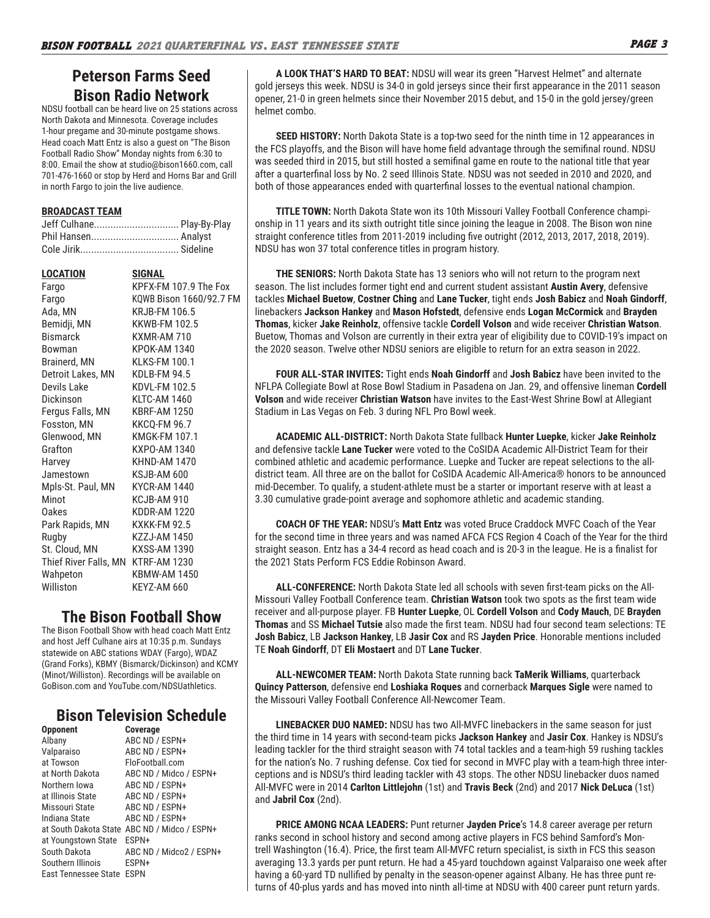## Peterson Farms Seed Bison Radio Network

NDSU football can be heard live on 25 stations across North Dakota and Minnesota. Coverage includes 1-hour pregame and 30-minute postgame shows. Head coach Matt Entz is also a guest on "The Bison Football Radio Show" Monday nights from 6:30 to 8:00. Email the show at studio@bison1660.com, call 701-476-1660 or stop by Herd and Horns Bar and Grill in north Fargo to join the live audience.

**BROADCAST TEAM**

| | |
|---|---|
| Jeff Culhane | Play-By-Play |
| Phil Hansen | Analyst |
| Cole Jirik | Sideline |

| LOCATION | SIGNAL |
|---|---|
| Fargo | KPFX-FM 107.9 The Fox |
| Fargo | KQWB Bison 1660/92.7 FM |
| Ada, MN | KRJB-FM 106.5 |
| Bemidji, MN | KKWB-FM 102.5 |
| Bismarck | KXMR-AM 710 |
| Bowman | KPOK-AM 1340 |
| Brainerd, MN | KLKS-FM 100.1 |
| Detroit Lakes, MN | KDLB-FM 94.5 |
| Devils Lake | KDVL-FM 102.5 |
| Dickinson | KLTC-AM 1460 |
| Fergus Falls, MN | KBRF-AM 1250 |
| Fosston, MN | KKCQ-FM 96.7 |
| Glenwood, MN | KMGK-FM 107.1 |
| Grafton | KXPO-AM 1340 |
| Harvey | KHND-AM 1470 |
| Jamestown | KSJB-AM 600 |
| Mpls-St. Paul, MN | KYCR-AM 1440 |
| Minot | KCJB-AM 910 |
| Oakes | KDDR-AM 1220 |
| Park Rapids, MN | KXKK-FM 92.5 |
| Rugby | KZZJ-AM 1450 |
| St. Cloud, MN | KXSS-AM 1390 |
| Thief River Falls, MN | KTRF-AM 1230 |
| Wahpeton | KBMW-AM 1450 |
| Williston | KEYZ-AM 660 |

## The Bison Football Show

The Bison Football Show with head coach Matt Entz and host Jeff Culhane airs at 10:35 p.m. Sundays statewide on ABC stations WDAY (Fargo), WDAZ (Grand Forks), KBMY (Bismarck/Dickinson) and KCMY (Minot/Williston). Recordings will be available on GoBison.com and YouTube.com/NDSUathletics.

## Bison Television Schedule

| Opponent | Coverage |
|---|---|
| Albany | ABC ND / ESPN+ |
| Valparaiso | ABC ND / ESPN+ |
| at Towson | FloFootball.com |
| at North Dakota | ABC ND / Midco / ESPN+ |
| Northern Iowa | ABC ND / ESPN+ |
| at Illinois State | ABC ND / ESPN+ |
| Missouri State | ABC ND / ESPN+ |
| Indiana State | ABC ND / ESPN+ |
| at South Dakota State | ABC ND / Midco / ESPN+ |
| at Youngstown State | ESPN+ |
| South Dakota | ABC ND / Midco2 / ESPN+ |
| Southern Illinois | ESPN+ |
| East Tennessee State | ESPN |

**A LOOK THAT'S HARD TO BEAT:** NDSU will wear its green "Harvest Helmet" and alternate gold jerseys this week. NDSU is 34-0 in gold jerseys since their first appearance in the 2011 season opener, 21-0 in green helmets since their November 2015 debut, and 15-0 in the gold jersey/green helmet combo.

**SEED HISTORY:** North Dakota State is a top-two seed for the ninth time in 12 appearances in the FCS playoffs, and the Bison will have home field advantage through the semifinal round. NDSU was seeded third in 2015, but still hosted a semifinal game en route to the national title that year after a quarterfinal loss by No. 2 seed Illinois State. NDSU was not seeded in 2010 and 2020, and both of those appearances ended with quarterfinal losses to the eventual national champion.

**TITLE TOWN:** North Dakota State won its 10th Missouri Valley Football Conference championship in 11 years and its sixth outright title since joining the league in 2008. The Bison won nine straight conference titles from 2011-2019 including five outright (2012, 2013, 2017, 2018, 2019). NDSU has won 37 total conference titles in program history.

**THE SENIORS:** North Dakota State has 13 seniors who will not return to the program next season. The list includes former tight end and current student assistant **Austin Avery**, defensive tackles **Michael Buetow**, **Costner Ching** and **Lane Tucker**, tight ends **Josh Babicz** and **Noah Gindorff**, linebackers **Jackson Hankey** and **Mason Hofstedt**, defensive ends **Logan McCormick** and **Brayden Thomas**, kicker **Jake Reinholz**, offensive tackle **Cordell Volson** and wide receiver **Christian Watson**. Buetow, Thomas and Volson are currently in their extra year of eligibility due to COVID-19's impact on the 2020 season. Twelve other NDSU seniors are eligible to return for an extra season in 2022.

**FOUR ALL-STAR INVITES:** Tight ends **Noah Gindorff** and **Josh Babicz** have been invited to the NFLPA Collegiate Bowl at Rose Bowl Stadium in Pasadena on Jan. 29, and offensive lineman **Cordell Volson** and wide receiver **Christian Watson** have invites to the East-West Shrine Bowl at Allegiant Stadium in Las Vegas on Feb. 3 during NFL Pro Bowl week.

**ACADEMIC ALL-DISTRICT:** North Dakota State fullback **Hunter Luepke**, kicker **Jake Reinholz** and defensive tackle **Lane Tucker** were voted to the CoSIDA Academic All-District Team for their combined athletic and academic performance. Luepke and Tucker are repeat selections to the all-district team. All three are on the ballot for CoSIDA Academic All-America® honors to be announced mid-December. To qualify, a student-athlete must be a starter or important reserve with at least a 3.30 cumulative grade-point average and sophomore athletic and academic standing.

**COACH OF THE YEAR:** NDSU's **Matt Entz** was voted Bruce Craddock MVFC Coach of the Year for the second time in three years and was named AFCA FCS Region 4 Coach of the Year for the third straight season. Entz has a 34-4 record as head coach and is 20-3 in the league. He is a finalist for the 2021 Stats Perform FCS Eddie Robinson Award.

**ALL-CONFERENCE:** North Dakota State led all schools with seven first-team picks on the All-Missouri Valley Football Conference team. **Christian Watson** took two spots as the first team wide receiver and all-purpose player. FB **Hunter Luepke**, OL **Cordell Volson** and **Cody Mauch**, DE **Brayden Thomas** and SS **Michael Tutsie** also made the first team. NDSU had four second team selections: TE **Josh Babicz**, LB **Jackson Hankey**, LB **Jasir Cox** and RS **Jayden Price**. Honorable mentions included TE **Noah Gindorff**, DT **Eli Mostaert** and DT **Lane Tucker**.

**ALL-NEWCOMER TEAM:** North Dakota State running back **TaMerik Williams**, quarterback **Quincy Patterson**, defensive end **Loshiaka Roques** and cornerback **Marques Sigle** were named to the Missouri Valley Football Conference All-Newcomer Team.

**LINEBACKER DUO NAMED:** NDSU has two All-MVFC linebackers in the same season for just the third time in 14 years with second-team picks **Jackson Hankey** and **Jasir Cox**. Hankey is NDSU's leading tackler for the third straight season with 74 total tackles and a team-high 59 rushing tackles for the nation's No. 7 rushing defense. Cox tied for second in MVFC play with a team-high three interceptions and is NDSU's third leading tackler with 43 stops. The other NDSU linebacker duos named All-MVFC were in 2014 **Carlton Littlejohn** (1st) and **Travis Beck** (2nd) and 2017 **Nick DeLuca** (1st) and **Jabril Cox** (2nd).

**PRICE AMONG NCAA LEADERS:** Punt returner **Jayden Price**'s 14.8 career average per return ranks second in school history and second among active players in FCS behind Samford's Montrell Washington (16.4). Price, the first team All-MVFC return specialist, is sixth in FCS this season averaging 13.3 yards per punt return. He had a 45-yard touchdown against Valparaiso one week after having a 60-yard TD nullified by penalty in the season-opener against Albany. He has three punt returns of 40-plus yards and has moved into ninth all-time at NDSU with 400 career punt return yards.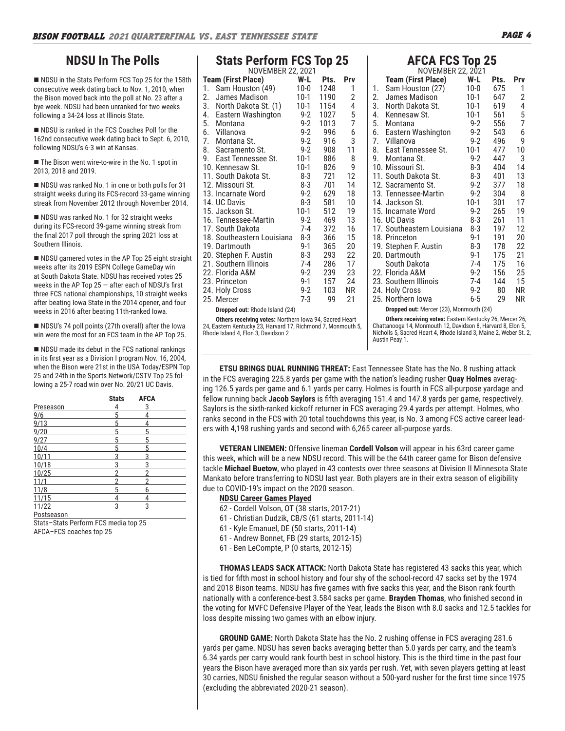## NDSU In The Polls

- NDSU in the Stats Perform FCS Top 25 for the 158th consecutive week dating back to Nov. 1, 2010, when the Bison moved back into the poll at No. 23 after a bye week. NDSU had been unranked for two weeks following a 34-24 loss at Illinois State.

- NDSU is ranked in the FCS Coaches Poll for the 162nd consecutive week dating back to Sept. 6, 2010, following NDSU's 6-3 win at Kansas.

- The Bison went wire-to-wire in the No. 1 spot in 2013, 2018 and 2019.

- NDSU was ranked No. 1 in one or both polls for 31 straight weeks during its FCS-record 33-game winning streak from November 2012 through November 2014.

- NDSU was ranked No. 1 for 32 straight weeks during its FCS-record 39-game winning streak from the final 2017 poll through the spring 2021 loss at Southern Illinois.

- NDSU garnered votes in the AP Top 25 eight straight weeks after its 2019 ESPN College GameDay win at South Dakota State. NDSU has received votes 25 weeks in the AP Top 25 — after each of NDSU's first three FCS national championships, 10 straight weeks after beating Iowa State in the 2014 opener, and four weeks in 2016 after beating 11th-ranked Iowa.

- NDSU's 74 poll points (27th overall) after the Iowa win were the most for an FCS team in the AP Top 25.

- NDSU made its debut in the FCS national rankings in its first year as a Division I program Nov. 16, 2004, when the Bison were 21st in the USA Today/ESPN Top 25 and 24th in the Sports Network/CSTV Top 25 following a 25-7 road win over No. 20/21 UC Davis.

| | Stats | AFCA |
|---|---|---|
| Preseason | 4 | 3 |
| 9/6 | 5 | 4 |
| 9/13 | 5 | 4 |
| 9/20 | 5 | 5 |
| 9/27 | 5 | 5 |
| 10/4 | 5 | 5 |
| 10/11 | 3 | 3 |
| 10/18 | 3 | 3 |
| 10/25 | 2 | 2 |
| 11/1 | 2 | 2 |
| 11/8 | 5 | 6 |
| 11/15 | 4 | 4 |
| 11/22 | 3 | 3 |
| Postseason | | |

Stats–Stats Perform FCS media top 25
AFCA–FCS coaches top 25

## Stats Perform FCS Top 25

NOVEMBER 22, 2021

| Team (First Place) | W-L | Pts. | Prv |
|---|---|---|---|
| 1. Sam Houston (49) | 10-0 | 1248 | 1 |
| 2. James Madison | 10-1 | 1190 | 2 |
| 3. North Dakota St. (1) | 10-1 | 1154 | 4 |
| 4. Eastern Washington | 9-2 | 1027 | 5 |
| 5. Montana | 9-2 | 1013 | 7 |
| 6. Villanova | 9-2 | 996 | 6 |
| 7. Montana St. | 9-2 | 916 | 3 |
| 8. Sacramento St. | 9-2 | 908 | 11 |
| 9. East Tennessee St. | 10-1 | 886 | 8 |
| 10. Kennesaw St. | 10-1 | 826 | 9 |
| 11. South Dakota St. | 8-3 | 721 | 12 |
| 12. Missouri St. | 8-3 | 701 | 14 |
| 13. Incarnate Word | 9-2 | 629 | 18 |
| 14. UC Davis | 8-3 | 581 | 10 |
| 15. Jackson St. | 10-1 | 512 | 19 |
| 16. Tennessee-Martin | 9-2 | 469 | 13 |
| 17. South Dakota | 7-4 | 372 | 16 |
| 18. Southeastern Louisiana | 8-3 | 366 | 15 |
| 19. Dartmouth | 9-1 | 365 | 20 |
| 20. Stephen F. Austin | 8-3 | 293 | 22 |
| 21. Southern Illinois | 7-4 | 286 | 17 |
| 22. Florida A&M | 9-2 | 239 | 23 |
| 23. Princeton | 9-1 | 157 | 24 |
| 24. Holy Cross | 9-2 | 103 | NR |
| 25. Mercer | 7-3 | 99 | 21 |

**Dropped out:** Rhode Island (24)

**Others receiving votes:** Northern Iowa 94, Sacred Heart 24, Eastern Kentucky 23, Harvard 17, Richmond 7, Monmouth 5, Rhode Island 4, Elon 3, Davidson 2

## AFCA FCS Top 25

NOVEMBER 22, 2021

| Team (First Place) | W-L | Pts. | Prv |
|---|---|---|---|
| 1. Sam Houston (27) | 10-0 | 675 | 1 |
| 2. James Madison | 10-1 | 647 | 2 |
| 3. North Dakota St. | 10-1 | 619 | 4 |
| 4. Kennesaw St. | 10-1 | 561 | 5 |
| 5. Montana | 9-2 | 556 | 7 |
| 6. Eastern Washington | 9-2 | 543 | 6 |
| 7. Villanova | 9-2 | 496 | 9 |
| 8. East Tennessee St. | 10-1 | 477 | 10 |
| 9. Montana St. | 9-2 | 447 | 3 |
| 10. Missouri St. | 8-3 | 404 | 14 |
| 11. South Dakota St. | 8-3 | 401 | 13 |
| 12. Sacramento St. | 9-2 | 377 | 18 |
| 13. Tennessee-Martin | 9-2 | 304 | 8 |
| 14. Jackson St. | 10-1 | 301 | 17 |
| 15. Incarnate Word | 9-2 | 265 | 19 |
| 16. UC Davis | 8-3 | 261 | 11 |
| 17. Southeastern Louisiana | 8-3 | 197 | 12 |
| 18. Princeton | 9-1 | 191 | 20 |
| 19. Stephen F. Austin | 8-3 | 178 | 22 |
| 20. Dartmouth | 9-1 | 175 | 21 |
| South Dakota | 7-4 | 175 | 16 |
| 22. Florida A&M | 9-2 | 156 | 25 |
| 23. Southern Illinois | 7-4 | 144 | 15 |
| 24. Holy Cross | 9-2 | 80 | NR |
| 25. Northern Iowa | 6-5 | 29 | NR |

**Dropped out:** Mercer (23), Monmouth (24)

**Others receiving votes:** Eastern Kentucky 26, Mercer 26, Chattanooga 14, Monmouth 12, Davidson 8, Harvard 8, Elon 5, Nicholls 5, Sacred Heart 4, Rhode Island 3, Maine 2, Weber St. 2, Austin Peay 1.

**ETSU BRINGS DUAL RUNNING THREAT:** East Tennessee State has the No. 8 rushing attack in the FCS averaging 225.8 yards per game with the nation's leading rusher **Quay Holmes** averaging 126.5 yards per game and 6.1 yards per carry. Holmes is fourth in FCS all-purpose yardage and fellow running back **Jacob Saylors** is fifth averaging 151.4 and 147.8 yards per game, respectively. Saylors is the sixth-ranked kickoff returner in FCS averaging 29.4 yards per attempt. Holmes, who ranks second in the FCS with 20 total touchdowns this year, is No. 3 among FCS active career leaders with 4,198 rushing yards and second with 6,265 career all-purpose yards.

**VETERAN LINEMEN:** Offensive lineman **Cordell Volson** will appear in his 63rd career game this week, which will be a new NDSU record. This will be the 64th career game for Bison defensive tackle **Michael Buetow**, who played in 43 contests over three seasons at Division II Minnesota State Mankato before transferring to NDSU last year. Both players are in their extra season of eligibility due to COVID-19's impact on the 2020 season.

**NDSU Career Games Played**

- 62 - Cordell Volson, OT (38 starts, 2017-21)
- 61 - Christian Dudzik, CB/S (61 starts, 2011-14)
- 61 - Kyle Emanuel, DE (50 starts, 2011-14)
- 61 - Andrew Bonnet, FB (29 starts, 2012-15)
- 61 - Ben LeCompte, P (0 starts, 2012-15)

**THOMAS LEADS SACK ATTACK:** North Dakota State has registered 43 sacks this year, which is tied for fifth most in school history and four shy of the school-record 47 sacks set by the 1974 and 2018 Bison teams. NDSU has five games with five sacks this year, and the Bison rank fourth nationally with a conference-best 3.584 sacks per game. **Brayden Thomas**, who finished second in the voting for MVFC Defensive Player of the Year, leads the Bison with 8.0 sacks and 12.5 tackles for loss despite missing two games with an elbow injury.

**GROUND GAME:** North Dakota State has the No. 2 rushing offense in FCS averaging 281.6 yards per game. NDSU has seven backs averaging better than 5.0 yards per carry, and the team's 6.34 yards per carry would rank fourth best in school history. This is the third time in the past four years the Bison have averaged more than six yards per rush. Yet, with seven players getting at least 30 carries, NDSU finished the regular season without a 500-yard rusher for the first time since 1975 (excluding the abbreviated 2020-21 season).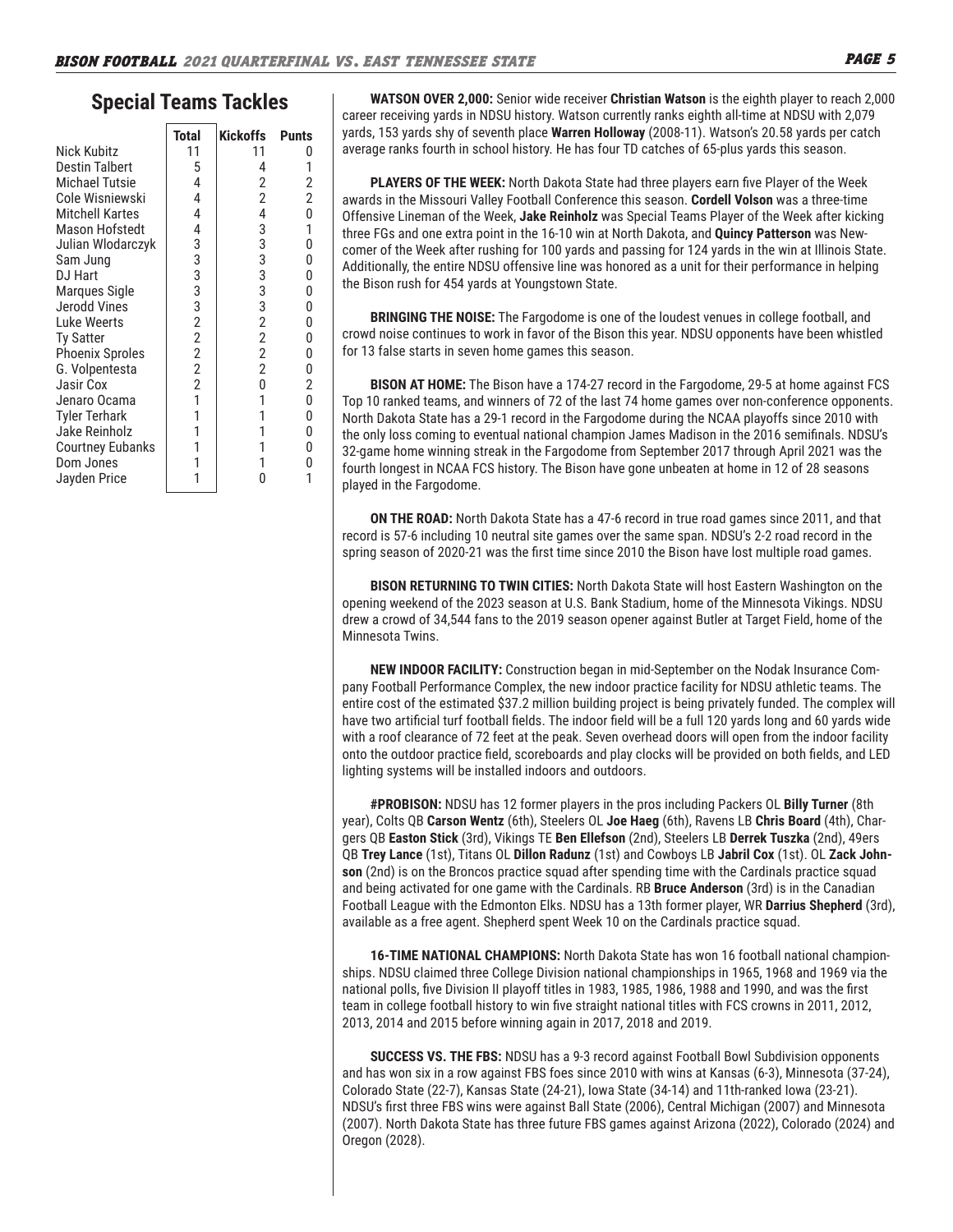## Special Teams Tackles

| | Total | Kickoffs | Punts |
|---|---|---|---|
| Nick Kubitz | 11 | 11 | 0 |
| Destin Talbert | 5 | 4 | 1 |
| Michael Tutsie | 4 | 2 | 2 |
| Cole Wisniewski | 4 | 2 | 2 |
| Mitchell Kartes | 4 | 4 | 0 |
| Mason Hofstedt | 4 | 3 | 1 |
| Julian Wlodarczyk | 3 | 3 | 0 |
| Sam Jung | 3 | 3 | 0 |
| DJ Hart | 3 | 3 | 0 |
| Marques Sigle | 3 | 3 | 0 |
| Jerodd Vines | 3 | 3 | 0 |
| Luke Weerts | 2 | 2 | 0 |
| Ty Satter | 2 | 2 | 0 |
| Phoenix Sproles | 2 | 2 | 0 |
| G. Volpentesta | 2 | 2 | 0 |
| Jasir Cox | 2 | 0 | 2 |
| Jenaro Ocama | 1 | 1 | 0 |
| Tyler Terhark | 1 | 1 | 0 |
| Jake Reinholz | 1 | 1 | 0 |
| Courtney Eubanks | 1 | 1 | 0 |
| Dom Jones | 1 | 1 | 0 |
| Jayden Price | 1 | 0 | 1 |

**WATSON OVER 2,000:** Senior wide receiver **Christian Watson** is the eighth player to reach 2,000 career receiving yards in NDSU history. Watson currently ranks eighth all-time at NDSU with 2,079 yards, 153 yards shy of seventh place **Warren Holloway** (2008-11). Watson's 20.58 yards per catch average ranks fourth in school history. He has four TD catches of 65-plus yards this season.

**PLAYERS OF THE WEEK:** North Dakota State had three players earn five Player of the Week awards in the Missouri Valley Football Conference this season. **Cordell Volson** was a three-time Offensive Lineman of the Week, **Jake Reinholz** was Special Teams Player of the Week after kicking three FGs and one extra point in the 16-10 win at North Dakota, and **Quincy Patterson** was Newcomer of the Week after rushing for 100 yards and passing for 124 yards in the win at Illinois State. Additionally, the entire NDSU offensive line was honored as a unit for their performance in helping the Bison rush for 454 yards at Youngstown State.

**BRINGING THE NOISE:** The Fargodome is one of the loudest venues in college football, and crowd noise continues to work in favor of the Bison this year. NDSU opponents have been whistled for 13 false starts in seven home games this season.

**BISON AT HOME:** The Bison have a 174-27 record in the Fargodome, 29-5 at home against FCS Top 10 ranked teams, and winners of 72 of the last 74 home games over non-conference opponents. North Dakota State has a 29-1 record in the Fargodome during the NCAA playoffs since 2010 with the only loss coming to eventual national champion James Madison in the 2016 semifinals. NDSU's 32-game home winning streak in the Fargodome from September 2017 through April 2021 was the fourth longest in NCAA FCS history. The Bison have gone unbeaten at home in 12 of 28 seasons played in the Fargodome.

**ON THE ROAD:** North Dakota State has a 47-6 record in true road games since 2011, and that record is 57-6 including 10 neutral site games over the same span. NDSU's 2-2 road record in the spring season of 2020-21 was the first time since 2010 the Bison have lost multiple road games.

**BISON RETURNING TO TWIN CITIES:** North Dakota State will host Eastern Washington on the opening weekend of the 2023 season at U.S. Bank Stadium, home of the Minnesota Vikings. NDSU drew a crowd of 34,544 fans to the 2019 season opener against Butler at Target Field, home of the Minnesota Twins.

**NEW INDOOR FACILITY:** Construction began in mid-September on the Nodak Insurance Company Football Performance Complex, the new indoor practice facility for NDSU athletic teams. The entire cost of the estimated $37.2 million building project is being privately funded. The complex will have two artificial turf football fields. The indoor field will be a full 120 yards long and 60 yards wide with a roof clearance of 72 feet at the peak. Seven overhead doors will open from the indoor facility onto the outdoor practice field, scoreboards and play clocks will be provided on both fields, and LED lighting systems will be installed indoors and outdoors.

**#PROBISON:** NDSU has 12 former players in the pros including Packers OL **Billy Turner** (8th year), Colts QB **Carson Wentz** (6th), Steelers OL **Joe Haeg** (6th), Ravens LB **Chris Board** (4th), Chargers QB **Easton Stick** (3rd), Vikings TE **Ben Ellefson** (2nd), Steelers LB **Derrek Tuszka** (2nd), 49ers QB **Trey Lance** (1st), Titans OL **Dillon Radunz** (1st) and Cowboys LB **Jabril Cox** (1st). OL **Zack Johnson** (2nd) is on the Broncos practice squad after spending time with the Cardinals practice squad and being activated for one game with the Cardinals. RB **Bruce Anderson** (3rd) is in the Canadian Football League with the Edmonton Elks. NDSU has a 13th former player, WR **Darrius Shepherd** (3rd), available as a free agent. Shepherd spent Week 10 on the Cardinals practice squad.

**16-TIME NATIONAL CHAMPIONS:** North Dakota State has won 16 football national championships. NDSU claimed three College Division national championships in 1965, 1968 and 1969 via the national polls, five Division II playoff titles in 1983, 1985, 1986, 1988 and 1990, and was the first team in college football history to win five straight national titles with FCS crowns in 2011, 2012, 2013, 2014 and 2015 before winning again in 2017, 2018 and 2019.

**SUCCESS VS. THE FBS:** NDSU has a 9-3 record against Football Bowl Subdivision opponents and has won six in a row against FBS foes since 2010 with wins at Kansas (6-3), Minnesota (37-24), Colorado State (22-7), Kansas State (24-21), Iowa State (34-14) and 11th-ranked Iowa (23-21). NDSU's first three FBS wins were against Ball State (2006), Central Michigan (2007) and Minnesota (2007). North Dakota State has three future FBS games against Arizona (2022), Colorado (2024) and Oregon (2028).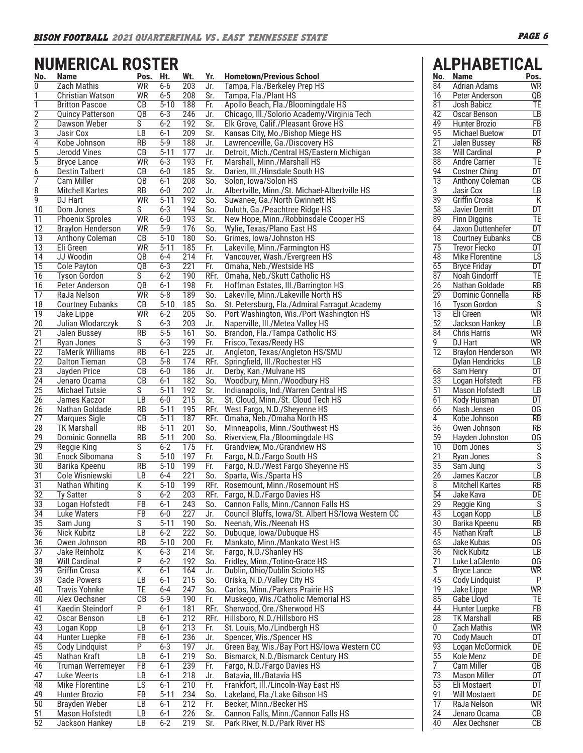## NUMERICAL ROSTER

| No. | Name | Pos. | Ht. | Wt. | Yr. | Hometown/Previous School |
|---|---|---|---|---|---|---|
| 0 | Zach Mathis | WR | 6-6 | 203 | Jr. | Tampa, Fla./Berkeley Prep HS |
| 1 | Christian Watson | WR | 6-5 | 208 | Sr. | Tampa, Fla./Plant HS |
| 1 | Britton Pascoe | CB | 5-10 | 188 | Fr. | Apollo Beach, Fla./Bloomingdale HS |
| 2 | Quincy Patterson | QB | 6-3 | 246 | Jr. | Chicago, Ill./Solorio Academy/Virginia Tech |
| 2 | Dawson Weber | S | 6-2 | 192 | Sr. | Elk Grove, Calif./Pleasant Grove HS |
| 3 | Jasir Cox | LB | 6-1 | 209 | Sr. | Kansas City, Mo./Bishop Miege HS |
| 4 | Kobe Johnson | RB | 5-9 | 188 | Jr. | Lawrenceville, Ga./Discovery HS |
| 5 | Jerodd Vines | CB | 5-11 | 177 | Jr. | Detroit, Mich./Central HS/Eastern Michigan |
| 5 | Bryce Lance | WR | 6-3 | 193 | Fr. | Marshall, Minn./Marshall HS |
| 6 | Destin Talbert | CB | 6-0 | 185 | Sr. | Darien, Ill./Hinsdale South HS |
| 7 | Cam Miller | QB | 6-1 | 208 | So. | Solon, Iowa/Solon HS |
| 8 | Mitchell Kartes | RB | 6-0 | 202 | Jr. | Albertville, Minn./St. Michael-Albertville HS |
| 9 | DJ Hart | WR | 5-11 | 192 | So. | Suwanee, Ga./North Gwinnett HS |
| 10 | Dom Jones | S | 6-3 | 194 | So. | Duluth, Ga./Peachtree Ridge HS |
| 11 | Phoenix Sproles | WR | 6-0 | 193 | Sr. | New Hope, Minn./Robbinsdale Cooper HS |
| 12 | Braylon Henderson | WR | 5-9 | 176 | So. | Wylie, Texas/Plano East HS |
| 13 | Anthony Coleman | CB | 5-10 | 180 | So. | Grimes, Iowa/Johnston HS |
| 13 | Eli Green | WR | 5-11 | 185 | Fr. | Lakeville, Minn./Farmington HS |
| 14 | JJ Woodin | QB | 6-4 | 214 | Fr. | Vancouver, Wash./Evergreen HS |
| 15 | Cole Payton | QB | 6-3 | 221 | Fr. | Omaha, Neb./Westside HS |
| 16 | Tyson Gordon | S | 6-2 | 190 | RFr. | Omaha, Neb./Skutt Catholic HS |
| 16 | Peter Anderson | QB | 6-1 | 198 | Fr. | Hoffman Estates, Ill./Barrington HS |
| 17 | RaJa Nelson | WR | 5-8 | 189 | So. | Lakeville, Minn./Lakeville North HS |
| 18 | Courtney Eubanks | CB | 5-10 | 185 | So. | St. Petersburg, Fla./Admiral Farragut Academy |
| 19 | Jake Lippe | WR | 6-2 | 205 | So. | Port Washington, Wis./Port Washington HS |
| 20 | Julian Wlodarczyk | S | 6-3 | 203 | Jr. | Naperville, Ill./Metea Valley HS |
| 21 | Jalen Bussey | RB | 5-5 | 161 | So. | Brandon, Fla./Tampa Catholic HS |
| 21 | Ryan Jones | S | 6-3 | 199 | Fr. | Frisco, Texas/Reedy HS |
| 22 | TaMerik Williams | RB | 6-1 | 225 | Jr. | Angleton, Texas/Angleton HS/SMU |
| 22 | Dalton Tieman | CB | 5-8 | 174 | RFr. | Springfield, Ill./Rochester HS |
| 23 | Jayden Price | CB | 6-0 | 186 | Jr. | Derby, Kan./Mulvane HS |
| 24 | Jenaro Ocama | CB | 6-1 | 182 | So. | Woodbury, Minn./Woodbury HS |
| 25 | Michael Tutsie | S | 5-11 | 192 | Sr. | Indianapolis, Ind./Warren Central HS |
| 26 | James Kaczor | LB | 6-0 | 215 | Sr. | St. Cloud, Minn./St. Cloud Tech HS |
| 26 | Nathan Goldade | RB | 5-11 | 195 | RFr. | West Fargo, N.D./Sheyenne HS |
| 27 | Marques Sigle | CB | 5-11 | 187 | RFr. | Omaha, Neb./Omaha North HS |
| 28 | TK Marshall | RB | 5-11 | 201 | So. | Minneapolis, Minn./Southwest HS |
| 29 | Dominic Gonnella | RB | 5-11 | 200 | So. | Riverview, Fla./Bloomingdale HS |
| 29 | Reggie King | S | 6-2 | 175 | Fr. | Grandview, Mo./Grandview HS |
| 30 | Enock Sibomana | S | 5-10 | 197 | Fr. | Fargo, N.D./Fargo South HS |
| 30 | Barika Kpeenu | RB | 5-10 | 199 | Fr. | Fargo, N.D./West Fargo Sheyenne HS |
| 31 | Cole Wisniewski | LB | 6-4 | 221 | So. | Sparta, Wis./Sparta HS |
| 31 | Nathan Whiting | K | 5-10 | 199 | RFr. | Rosemount, Minn./Rosemount HS |
| 32 | Ty Satter | S | 6-2 | 203 | RFr. | Fargo, N.D./Fargo Davies HS |
| 33 | Logan Hofstedt | FB | 6-1 | 243 | So. | Cannon Falls, Minn./Cannon Falls HS |
| 34 | Luke Waters | FB | 6-0 | 227 | Jr. | Council Bluffs, Iowa/St. Albert HS/Iowa Western CC |
| 35 | Sam Jung | S | 5-11 | 190 | So. | Neenah, Wis./Neenah HS |
| 36 | Nick Kubitz | LB | 6-2 | 222 | So. | Dubuque, Iowa/Dubuque HS |
| 36 | Owen Johnson | RB | 5-10 | 200 | Fr. | Mankato, Minn./Mankato West HS |
| 37 | Jake Reinholz | K | 6-3 | 214 | Sr. | Fargo, N.D./Shanley HS |
| 38 | Will Cardinal | P | 6-2 | 192 | So. | Fridley, Minn./Totino-Grace HS |
| 39 | Griffin Crosa | K | 6-1 | 164 | Jr. | Dublin, Ohio/Dublin Scioto HS |
| 39 | Cade Powers | LB | 6-1 | 215 | So. | Oriska, N.D./Valley City HS |
| 40 | Travis Yohnke | TE | 6-4 | 247 | So. | Carlos, Minn./Parkers Prairie HS |
| 40 | Alex Oechsner | CB | 5-9 | 190 | Fr. | Muskego, Wis./Catholic Memorial HS |
| 41 | Kaedin Steindorf | P | 6-1 | 181 | RFr. | Sherwood, Ore./Sherwood HS |
| 42 | Oscar Benson | LB | 6-1 | 212 | RFr. | Hillsboro, N.D./Hillsboro HS |
| 43 | Logan Kopp | LB | 6-1 | 213 | Fr. | St. Louis, Mo./Lindbergh HS |
| 44 | Hunter Luepke | FB | 6-1 | 236 | Jr. | Spencer, Wis./Spencer HS |
| 45 | Cody Lindquist | P | 6-3 | 197 | Jr. | Green Bay, Wis./Bay Port HS/Iowa Western CC |
| 45 | Nathan Kraft | LB | 6-1 | 219 | So. | Bismarck, N.D./Bismarck Century HS |
| 46 | Truman Werremeyer | FB | 6-1 | 239 | Fr. | Fargo, N.D./Fargo Davies HS |
| 47 | Luke Weerts | LB | 6-1 | 218 | Jr. | Batavia, Ill./Batavia HS |
| 48 | Mike Florentine | LS | 6-1 | 210 | Fr. | Frankfort, Ill./Lincoln-Way East HS |
| 49 | Hunter Brozio | FB | 5-11 | 234 | So. | Lakeland, Fla./Lake Gibson HS |
| 50 | Brayden Weber | LB | 6-1 | 212 | Fr. | Becker, Minn./Becker HS |
| 51 | Mason Hofstedt | LB | 6-1 | 226 | Sr. | Cannon Falls, Minn./Cannon Falls HS |
| 52 | Jackson Hankey | LB | 6-2 | 219 | Sr. | Park River, N.D./Park River HS |

## ALPHABETICAL

| No. | Name | Pos. |
|---|---|---|
| 84 | Adrian Adams | WR |
| 16 | Peter Anderson | QB |
| 81 | Josh Babicz | TE |
| 42 | Oscar Benson | LB |
| 49 | Hunter Brozio | FB |
| 95 | Michael Buetow | DT |
| 21 | Jalen Bussey | RB |
| 38 | Will Cardinal | P |
| 88 | Andre Carrier | TE |
| 94 | Costner Ching | DT |
| 13 | Anthony Coleman | CB |
| 3 | Jasir Cox | LB |
| 39 | Griffin Crosa | K |
| 58 | Javier Derritt | DT |
| 89 | Finn Diggins | TE |
| 64 | Jaxon Duttenhefer | DT |
| 18 | Courtney Eubanks | CB |
| 75 | Trevor Fiecko | OT |
| 48 | Mike Florentine | LS |
| 65 | Bryce Friday | DT |
| 87 | Noah Gindorff | TE |
| 26 | Nathan Goldade | RB |
| 29 | Dominic Gonnella | RB |
| 16 | Tyson Gordon | S |
| 13 | Eli Green | WR |
| 52 | Jackson Hankey | LB |
| 84 | Chris Harris | WR |
| 9 | DJ Hart | WR |
| 12 | Braylon Henderson | WR |
| | Dylan Hendricks | LB |
| 68 | Sam Henry | OT |
| 33 | Logan Hofstedt | FB |
| 51 | Mason Hofstedt | LB |
| 61 | Kody Huisman | DT |
| 66 | Nash Jensen | OG |
| 4 | Kobe Johnson | RB |
| 36 | Owen Johnson | RB |
| 59 | Hayden Johnston | OG |
| 10 | Dom Jones | S |
| 21 | Ryan Jones | S |
| 35 | Sam Jung | S |
| 26 | James Kaczor | LB |
| 8 | Mitchell Kartes | RB |
| 54 | Jake Kava | DE |
| 29 | Reggie King | S |
| 43 | Logan Kopp | LB |
| 30 | Barika Kpeenu | RB |
| 45 | Nathan Kraft | LB |
| 63 | Jake Kubas | OG |
| 36 | Nick Kubitz | LB |
| 71 | Luke LaCilento | OG |
| 5 | Bryce Lance | WR |
| 45 | Cody Lindquist | P |
| 19 | Jake Lippe | WR |
| 85 | Gabe Lloyd | TE |
| 44 | Hunter Luepke | FB |
| 28 | TK Marshall | RB |
| 0 | Zach Mathis | WR |
| 70 | Cody Mauch | OT |
| 93 | Logan McCormick | DE |
| 55 | Kole Menz | DE |
| 7 | Cam Miller | QB |
| 73 | Mason Miller | OT |
| 53 | Eli Mostaert | DT |
| 91 | Will Mostaert | DE |
| 17 | RaJa Nelson | WR |
| 24 | Jenaro Ocama | CB |
| 40 | Alex Oechsner | CB |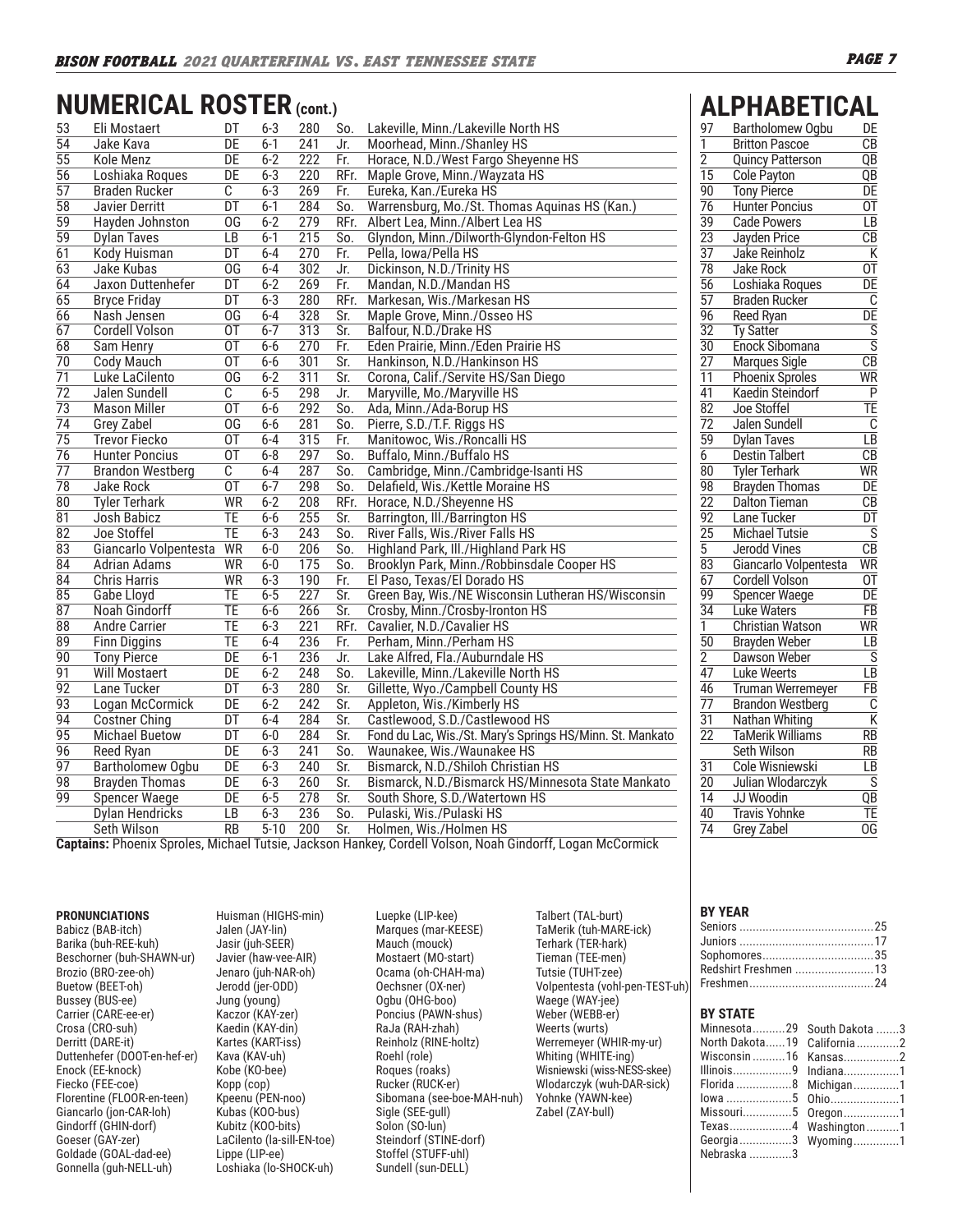## NUMERICAL ROSTER (cont.)

| No. | Name | Pos | Ht | Wt | Yr | Hometown/High School |
|---|---|---|---|---|---|---|
| 53 | Eli Mostaert | DT | 6-3 | 280 | So. | Lakeville, Minn./Lakeville North HS |
| 54 | Jake Kava | DE | 6-1 | 241 | Jr. | Moorhead, Minn./Shanley HS |
| 55 | Kole Menz | DE | 6-2 | 222 | Fr. | Horace, N.D./West Fargo Sheyenne HS |
| 56 | Loshiaka Roques | DE | 6-3 | 220 | RFr. | Maple Grove, Minn./Wayzata HS |
| 57 | Braden Rucker | C | 6-3 | 269 | Fr. | Eureka, Kan./Eureka HS |
| 58 | Javier Derritt | DT | 6-1 | 284 | So. | Warrensburg, Mo./St. Thomas Aquinas HS (Kan.) |
| 59 | Hayden Johnston | OG | 6-2 | 279 | RFr. | Albert Lea, Minn./Albert Lea HS |
| 59 | Dylan Taves | LB | 6-1 | 215 | So. | Glyndon, Minn./Dilworth-Glyndon-Felton HS |
| 61 | Kody Huisman | DT | 6-4 | 270 | Fr. | Pella, Iowa/Pella HS |
| 63 | Jake Kubas | OG | 6-4 | 302 | Jr. | Dickinson, N.D./Trinity HS |
| 64 | Jaxon Duttenhefer | DT | 6-2 | 269 | Fr. | Mandan, N.D./Mandan HS |
| 65 | Bryce Friday | DT | 6-3 | 280 | RFr. | Markesan, Wis./Markesan HS |
| 66 | Nash Jensen | OG | 6-4 | 328 | Sr. | Maple Grove, Minn./Osseo HS |
| 67 | Cordell Volson | OT | 6-7 | 313 | Sr. | Balfour, N.D./Drake HS |
| 68 | Sam Henry | OT | 6-6 | 270 | Fr. | Eden Prairie, Minn./Eden Prairie HS |
| 70 | Cody Mauch | OT | 6-6 | 301 | Sr. | Hankinson, N.D./Hankinson HS |
| 71 | Luke LaCilento | OG | 6-2 | 311 | Sr. | Corona, Calif./Servite HS/San Diego |
| 72 | Jalen Sundell | C | 6-5 | 298 | Jr. | Maryville, Mo./Maryville HS |
| 73 | Mason Miller | OT | 6-6 | 292 | So. | Ada, Minn./Ada-Borup HS |
| 74 | Grey Zabel | OG | 6-6 | 281 | So. | Pierre, S.D./T.F. Riggs HS |
| 75 | Trevor Fiecko | OT | 6-4 | 315 | Fr. | Manitowoc, Wis./Roncalli HS |
| 76 | Hunter Poncius | OT | 6-8 | 297 | So. | Buffalo, Minn./Buffalo HS |
| 77 | Brandon Westberg | C | 6-4 | 287 | So. | Cambridge, Minn./Cambridge-Isanti HS |
| 78 | Jake Rock | OT | 6-7 | 298 | So. | Delafield, Wis./Kettle Moraine HS |
| 80 | Tyler Terhark | WR | 6-2 | 208 | RFr. | Horace, N.D./Sheyenne HS |
| 81 | Josh Babicz | TE | 6-6 | 255 | Sr. | Barrington, Ill./Barrington HS |
| 82 | Joe Stoffel | TE | 6-3 | 243 | So. | River Falls, Wis./River Falls HS |
| 83 | Giancarlo Volpentesta | WR | 6-0 | 206 | So. | Highland Park, Ill./Highland Park HS |
| 84 | Adrian Adams | WR | 6-0 | 175 | So. | Brooklyn Park, Minn./Robbinsdale Cooper HS |
| 84 | Chris Harris | WR | 6-3 | 190 | Fr. | El Paso, Texas/El Dorado HS |
| 85 | Gabe Lloyd | TE | 6-5 | 227 | Sr. | Green Bay, Wis./NE Wisconsin Lutheran HS/Wisconsin |
| 87 | Noah Gindorff | TE | 6-6 | 266 | Sr. | Crosby, Minn./Crosby-Ironton HS |
| 88 | Andre Carrier | TE | 6-3 | 221 | RFr. | Cavalier, N.D./Cavalier HS |
| 89 | Finn Diggins | TE | 6-4 | 236 | Fr. | Perham, Minn./Perham HS |
| 90 | Tony Pierce | DE | 6-1 | 236 | Jr. | Lake Alfred, Fla./Auburndale HS |
| 91 | Will Mostaert | DE | 6-2 | 248 | So. | Lakeville, Minn./Lakeville North HS |
| 92 | Lane Tucker | DT | 6-3 | 280 | Sr. | Gillette, Wyo./Campbell County HS |
| 93 | Logan McCormick | DE | 6-2 | 242 | Sr. | Appleton, Wis./Kimberly HS |
| 94 | Costner Ching | DT | 6-4 | 284 | Sr. | Castlewood, S.D./Castlewood HS |
| 95 | Michael Buetow | DT | 6-0 | 284 | Sr. | Fond du Lac, Wis./St. Mary's Springs HS/Minn. St. Mankato |
| 96 | Reed Ryan | DE | 6-3 | 241 | So. | Waunakee, Wis./Waunakee HS |
| 97 | Bartholomew Ogbu | DE | 6-3 | 240 | Sr. | Bismarck, N.D./Shiloh Christian HS |
| 98 | Brayden Thomas | DE | 6-3 | 260 | Sr. | Bismarck, N.D./Bismarck HS/Minnesota State Mankato |
| 99 | Spencer Waege | DE | 6-5 | 278 | Sr. | South Shore, S.D./Watertown HS |
| | Dylan Hendricks | LB | 6-3 | 236 | So. | Pulaski, Wis./Pulaski HS |
| | Seth Wilson | RB | 5-10 | 200 | Sr. | Holmen, Wis./Holmen HS |

**Captains:** Phoenix Sproles, Michael Tutsie, Jackson Hankey, Cordell Volson, Noah Gindorff, Logan McCormick

## ALPHABETICAL

| No. | Name | Pos |
|---|---|---|
| 97 | Bartholomew Ogbu | DE |
| 1 | Britton Pascoe | CB |
| 2 | Quincy Patterson | QB |
| 15 | Cole Payton | QB |
| 90 | Tony Pierce | DE |
| 76 | Hunter Poncius | OT |
| 39 | Cade Powers | LB |
| 23 | Jayden Price | CB |
| 37 | Jake Reinholz | K |
| 78 | Jake Rock | OT |
| 56 | Loshiaka Roques | DE |
| 57 | Braden Rucker | C |
| 96 | Reed Ryan | DE |
| 32 | Ty Satter | S |
| 30 | Enock Sibomana | S |
| 27 | Marques Sigle | CB |
| 11 | Phoenix Sproles | WR |
| 41 | Kaedin Steindorf | P |
| 82 | Joe Stoffel | TE |
| 72 | Jalen Sundell | C |
| 59 | Dylan Taves | LB |
| 6 | Destin Talbert | CB |
| 80 | Tyler Terhark | WR |
| 98 | Brayden Thomas | DE |
| 22 | Dalton Tieman | CB |
| 92 | Lane Tucker | DT |
| 25 | Michael Tutsie | S |
| 5 | Jerodd Vines | CB |
| 83 | Giancarlo Volpentesta | WR |
| 67 | Cordell Volson | OT |
| 99 | Spencer Waege | DE |
| 34 | Luke Waters | FB |
| 1 | Christian Watson | WR |
| 50 | Brayden Weber | LB |
| 2 | Dawson Weber | S |
| 47 | Luke Weerts | LB |
| 46 | Truman Werremeyer | FB |
| 77 | Brandon Westberg | C |
| 31 | Nathan Whiting | K |
| 22 | TaMerik Williams | RB |
| | Seth Wilson | RB |
| 31 | Cole Wisniewski | LB |
| 20 | Julian Wlodarczyk | S |
| 14 | JJ Woodin | QB |
| 40 | Travis Yohnke | TE |
| 74 | Grey Zabel | OG |

**PRONUNCIATIONS**

Babicz (BAB-itch)
Barika (buh-REE-kuh)
Beschorner (buh-SHAWN-ur)
Brozio (BRO-zee-oh)
Buetow (BEET-oh)
Bussey (BUS-ee)
Carrier (CARE-ee-er)
Crosa (CRO-suh)
Derritt (DARE-it)
Duttenhefer (DOOT-en-hef-er)
Enock (EE-knock)
Fiecko (FEE-coe)
Florentine (FLOOR-en-teen)
Giancarlo (jon-CAR-loh)
Gindorff (GHIN-dorf)
Goeser (GAY-zer)
Goldade (GOAL-dad-ee)
Gonnella (guh-NELL-uh)
Huisman (HIGHS-min)
Jalen (JAY-lin)
Jasir (juh-SEER)
Javier (haw-vee-AIR)
Jenaro (juh-NAR-oh)
Jerodd (jer-ODD)
Jung (young)
Kaczor (KAY-zer)
Kaedin (KAY-din)
Kartes (KART-iss)
Kava (KAV-uh)
Kobe (KO-bee)
Kopp (cop)
Kpeenu (PEN-noo)
Kubas (KOO-bus)
Kubitz (KOO-bits)
LaCilento (la-sill-EN-toe)
Lippe (LIP-ee)
Loshiaka (lo-SHOCK-uh)
Luepke (LIP-kee)
Marques (mar-KEESE)
Mauch (mouck)
Mostaert (MO-start)
Ocama (oh-CHAH-ma)
Oechsner (OX-ner)
Ogbu (OHG-boo)
Poncius (PAWN-shus)
RaJa (RAH-zhah)
Reinholz (RINE-holtz)
Roehl (role)
Roques (roaks)
Rucker (RUCK-er)
Sibomana (see-boe-MAH-nuh)
Sigle (SEE-gull)
Solon (SO-lun)
Steindorf (STINE-dorf)
Stoffel (STUFF-uhl)
Sundell (sun-DELL)
Talbert (TAL-burt)
TaMerik (tuh-MARE-ick)
Terhark (TER-hark)
Tieman (TEE-men)
Tutsie (TUHT-zee)
Volpentesta (vohl-pen-TEST-uh)
Waege (WAY-jee)
Weber (WEBB-er)
Weerts (wurts)
Werremeyer (WHIR-my-ur)
Whiting (WHITE-ing)
Wisniewski (wiss-NESS-skee)
Wlodarczyk (wuh-DAR-sick)
Yohnke (YAWN-kee)
Zabel (ZAY-bull)

**BY YEAR**

| Year | Count |
|---|---|
| Seniors | 25 |
| Juniors | 17 |
| Sophomores | 35 |
| Redshirt Freshmen | 13 |
| Freshmen | 24 |

**BY STATE**

| State | Count | State | Count |
|---|---|---|---|
| Minnesota | 29 | South Dakota | 3 |
| North Dakota | 19 | California | 2 |
| Wisconsin | 16 | Kansas | 2 |
| Illinois | 9 | Indiana | 1 |
| Florida | 8 | Michigan | 1 |
| Iowa | 5 | Ohio | 1 |
| Missouri | 5 | Oregon | 1 |
| Texas | 4 | Washington | 1 |
| Georgia | 3 | Wyoming | 1 |
| Nebraska | 3 | | |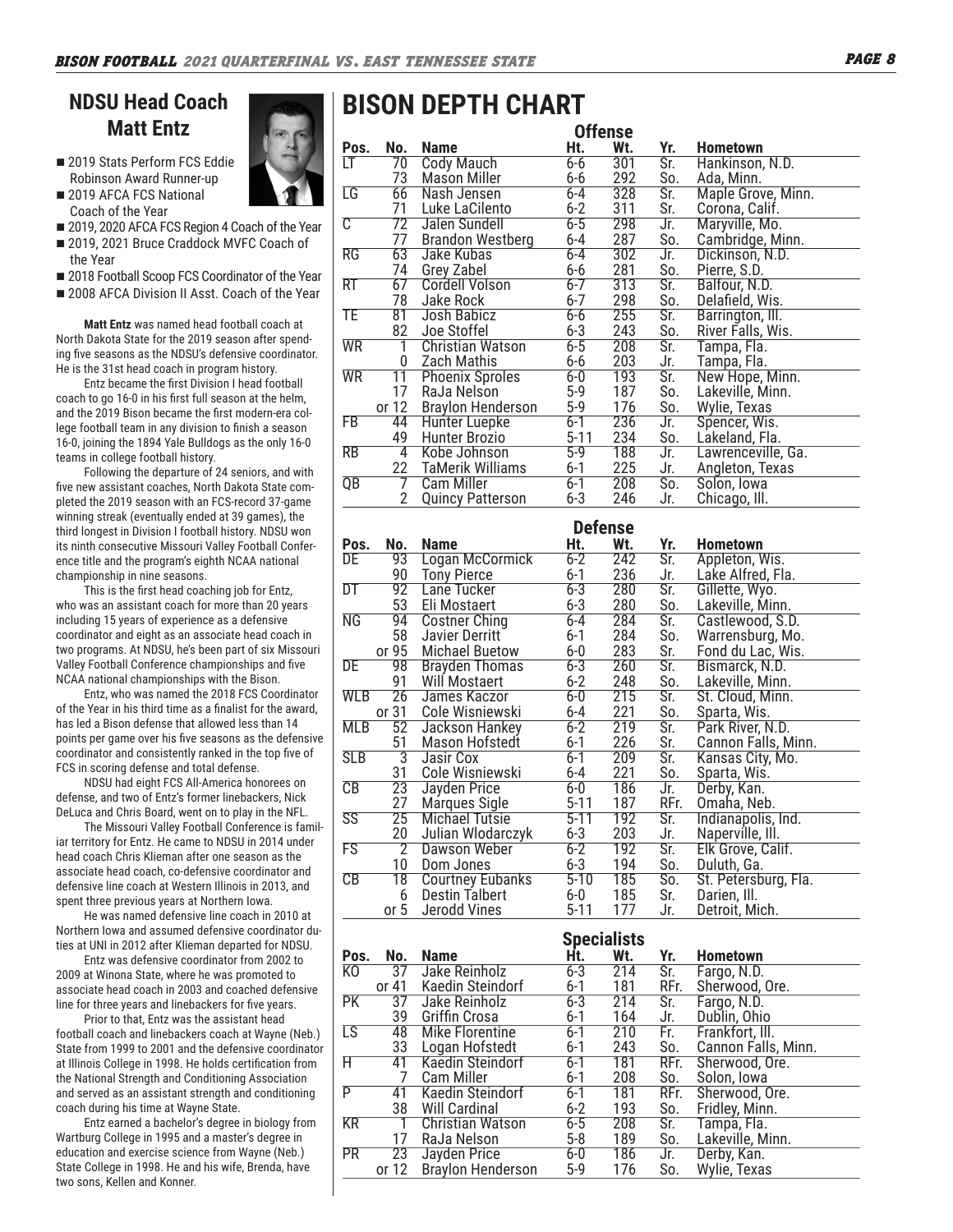## NDSU Head Coach Matt Entz

- 2019 Stats Perform FCS Eddie Robinson Award Runner-up
- 2019 AFCA FCS National Coach of the Year
- 2019, 2020 AFCA FCS Region 4 Coach of the Year
- 2019, 2021 Bruce Craddock MVFC Coach of the Year
- 2018 Football Scoop FCS Coordinator of the Year
- 2008 AFCA Division II Asst. Coach of the Year

**Matt Entz** was named head football coach at North Dakota State for the 2019 season after spending five seasons as the NDSU's defensive coordinator. He is the 31st head coach in program history.

Entz became the first Division I head football coach to go 16-0 in his first full season at the helm, and the 2019 Bison became the first modern-era college football team in any division to finish a season 16-0, joining the 1894 Yale Bulldogs as the only 16-0 teams in college football history.

Following the departure of 24 seniors, and with five new assistant coaches, North Dakota State completed the 2019 season with an FCS-record 37-game winning streak (eventually ended at 39 games), the third longest in Division I football history. NDSU won its ninth consecutive Missouri Valley Football Conference title and the program's eighth NCAA national championship in nine seasons.

This is the first head coaching job for Entz, who was an assistant coach for more than 20 years including 15 years of experience as a defensive coordinator and eight as an associate head coach in two programs. At NDSU, he's been part of six Missouri Valley Football Conference championships and five NCAA national championships with the Bison.

Entz, who was named the 2018 FCS Coordinator of the Year in his third time as a finalist for the award, has led a Bison defense that allowed less than 14 points per game over his five seasons as the defensive coordinator and consistently ranked in the top five of FCS in scoring defense and total defense.

NDSU had eight FCS All-America honorees on defense, and two of Entz's former linebackers, Nick DeLuca and Chris Board, went on to play in the NFL.

The Missouri Valley Football Conference is familiar territory for Entz. He came to NDSU in 2014 under head coach Chris Klieman after one season as the associate head coach, co-defensive coordinator and defensive line coach at Western Illinois in 2013, and spent three previous years at Northern Iowa.

He was named defensive line coach in 2010 at Northern Iowa and assumed defensive coordinator duties at UNI in 2012 after Klieman departed for NDSU.

Entz was defensive coordinator from 2002 to 2009 at Winona State, where he was promoted to associate head coach in 2003 and coached defensive line for three years and linebackers for five years.

Prior to that, Entz was the assistant head football coach and linebackers coach at Wayne (Neb.) State from 1999 to 2001 and the defensive coordinator at Illinois College in 1998. He holds certification from the National Strength and Conditioning Association and served as an assistant strength and conditioning coach during his time at Wayne State.

Entz earned a bachelor's degree in biology from Wartburg College in 1995 and a master's degree in education and exercise science from Wayne (Neb.) State College in 1998. He and his wife, Brenda, have two sons, Kellen and Konner.

# BISON DEPTH CHART

### Offense

| Pos. | No. | Name | Ht. | Wt. | Yr. | Hometown |
|---|---|---|---|---|---|---|
| LT | 70 | Cody Mauch | 6-6 | 301 | Sr. | Hankinson, N.D. |
| | 73 | Mason Miller | 6-6 | 292 | So. | Ada, Minn. |
| LG | 66 | Nash Jensen | 6-4 | 328 | Sr. | Maple Grove, Minn. |
| | 71 | Luke LaCilento | 6-2 | 311 | Sr. | Corona, Calif. |
| C | 72 | Jalen Sundell | 6-5 | 298 | Jr. | Maryville, Mo. |
| | 77 | Brandon Westberg | 6-4 | 287 | So. | Cambridge, Minn. |
| RG | 63 | Jake Kubas | 6-4 | 302 | Jr. | Dickinson, N.D. |
| | 74 | Grey Zabel | 6-6 | 281 | So. | Pierre, S.D. |
| RT | 67 | Cordell Volson | 6-7 | 313 | Sr. | Balfour, N.D. |
| | 78 | Jake Rock | 6-7 | 298 | So. | Delafield, Wis. |
| TE | 81 | Josh Babicz | 6-6 | 255 | Sr. | Barrington, Ill. |
| | 82 | Joe Stoffel | 6-3 | 243 | So. | River Falls, Wis. |
| WR | 1 | Christian Watson | 6-5 | 208 | Sr. | Tampa, Fla. |
| | 0 | Zach Mathis | 6-6 | 203 | Jr. | Tampa, Fla. |
| WR | 11 | Phoenix Sproles | 6-0 | 193 | Sr. | New Hope, Minn. |
| | 17 | RaJa Nelson | 5-9 | 187 | So. | Lakeville, Minn. |
| | or 12 | Braylon Henderson | 5-9 | 176 | So. | Wylie, Texas |
| FB | 44 | Hunter Luepke | 6-1 | 236 | Jr. | Spencer, Wis. |
| | 49 | Hunter Brozio | 5-11 | 234 | So. | Lakeland, Fla. |
| RB | 4 | Kobe Johnson | 5-9 | 188 | Jr. | Lawrenceville, Ga. |
| | 22 | TaMerik Williams | 6-1 | 225 | Jr. | Angleton, Texas |
| QB | 7 | Cam Miller | 6-1 | 208 | So. | Solon, Iowa |
| | 2 | Quincy Patterson | 6-3 | 246 | Jr. | Chicago, Ill. |

### Defense

| Pos. | No. | Name | Ht. | Wt. | Yr. | Hometown |
|---|---|---|---|---|---|---|
| DE | 93 | Logan McCormick | 6-2 | 242 | Sr. | Appleton, Wis. |
| | 90 | Tony Pierce | 6-1 | 236 | Jr. | Lake Alfred, Fla. |
| DT | 92 | Lane Tucker | 6-3 | 280 | Sr. | Gillette, Wyo. |
| | 53 | Eli Mostaert | 6-3 | 280 | So. | Lakeville, Minn. |
| NG | 94 | Costner Ching | 6-4 | 284 | Sr. | Castlewood, S.D. |
| | 58 | Javier Derritt | 6-1 | 284 | So. | Warrensburg, Mo. |
| | or 95 | Michael Buetow | 6-0 | 283 | Sr. | Fond du Lac, Wis. |
| DE | 98 | Brayden Thomas | 6-3 | 260 | Sr. | Bismarck, N.D. |
| | 91 | Will Mostaert | 6-2 | 248 | So. | Lakeville, Minn. |
| WLB | 26 | James Kaczor | 6-0 | 215 | Sr. | St. Cloud, Minn. |
| | or 31 | Cole Wisniewski | 6-4 | 221 | So. | Sparta, Wis. |
| MLB | 52 | Jackson Hankey | 6-2 | 219 | Sr. | Park River, N.D. |
| | 51 | Mason Hofstedt | 6-1 | 226 | Sr. | Cannon Falls, Minn. |
| SLB | 3 | Jasir Cox | 6-1 | 209 | Sr. | Kansas City, Mo. |
| | 31 | Cole Wisniewski | 6-4 | 221 | So. | Sparta, Wis. |
| CB | 23 | Jayden Price | 6-0 | 186 | Jr. | Derby, Kan. |
| | 27 | Marques Sigle | 5-11 | 187 | RFr. | Omaha, Neb. |
| SS | 25 | Michael Tutsie | 5-11 | 192 | Sr. | Indianapolis, Ind. |
| | 20 | Julian Wlodarczyk | 6-3 | 203 | Jr. | Naperville, Ill. |
| FS | 2 | Dawson Weber | 6-2 | 192 | Sr. | Elk Grove, Calif. |
| | 10 | Dom Jones | 6-3 | 194 | So. | Duluth, Ga. |
| CB | 18 | Courtney Eubanks | 5-10 | 185 | So. | St. Petersburg, Fla. |
| | 6 | Destin Talbert | 6-0 | 185 | Sr. | Darien, Ill. |
| | or 5 | Jerodd Vines | 5-11 | 177 | Jr. | Detroit, Mich. |

### Specialists

| Pos. | No. | Name | Ht. | Wt. | Yr. | Hometown |
|---|---|---|---|---|---|---|
| KO | 37 | Jake Reinholz | 6-3 | 214 | Sr. | Fargo, N.D. |
| | or 41 | Kaedin Steindorf | 6-1 | 181 | RFr. | Sherwood, Ore. |
| PK | 37 | Jake Reinholz | 6-3 | 214 | Sr. | Fargo, N.D. |
| | 39 | Griffin Crosa | 6-1 | 164 | Jr. | Dublin, Ohio |
| LS | 48 | Mike Florentine | 6-1 | 210 | Fr. | Frankfort, Ill. |
| | 33 | Logan Hofstedt | 6-1 | 243 | So. | Cannon Falls, Minn. |
| H | 41 | Kaedin Steindorf | 6-1 | 181 | RFr. | Sherwood, Ore. |
| | 7 | Cam Miller | 6-1 | 208 | So. | Solon, Iowa |
| P | 41 | Kaedin Steindorf | 6-1 | 181 | RFr. | Sherwood, Ore. |
| | 38 | Will Cardinal | 6-2 | 193 | So. | Fridley, Minn. |
| KR | 1 | Christian Watson | 6-5 | 208 | Sr. | Tampa, Fla. |
| | 17 | RaJa Nelson | 5-8 | 189 | So. | Lakeville, Minn. |
| PR | 23 | Jayden Price | 6-0 | 186 | Jr. | Derby, Kan. |
| | or 12 | Braylon Henderson | 5-9 | 176 | So. | Wylie, Texas |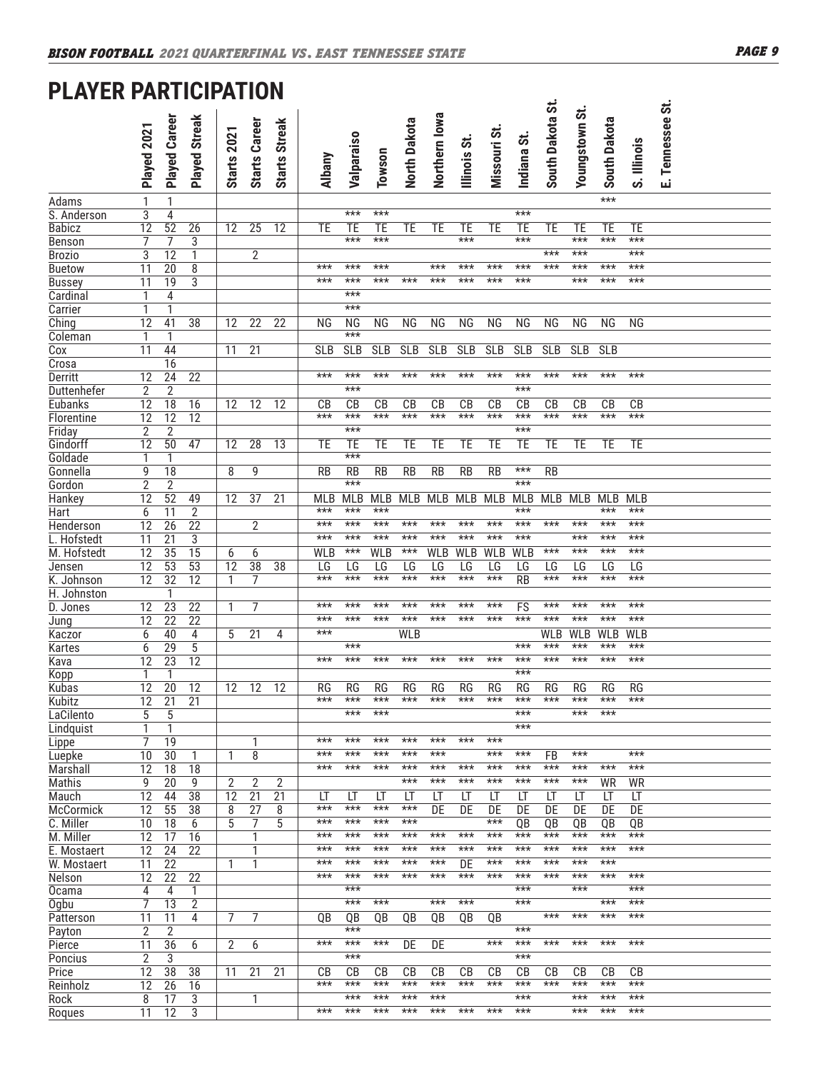# PLAYER PARTICIPATION

| | Played 2021 | Played Career | Played Streak | Starts 2021 | Starts Career | Starts Streak | Albany | Valparaiso | Towson | North Dakota | Northern Iowa | Illinois St. | Missouri St. | Indiana St. | South Dakota St. | Youngstown St. | South Dakota | S. Illinois | E. Tennessee St. |
|---|---|---|---|---|---|---|---|---|---|---|---|---|---|---|---|---|---|---|---|
| Adams | 1 | 1 | | | | | | | | | | | | | | | *** | | |
| S. Anderson | 3 | 4 | | | | | | *** | *** | | | | | *** | | | | | |
| Babicz | 12 | 52 | 26 | 12 | 25 | 12 | TE | TE | TE | TE | TE | TE | TE | TE | TE | TE | TE | TE | |
| Benson | 7 | 7 | 3 | | | | | *** | *** | | | *** | | *** | | *** | *** | *** | |
| Brozio | 3 | 12 | 1 | | 2 | | | | | | | | | | *** | *** | | *** | |
| Buetow | 11 | 20 | 8 | | | | *** | *** | *** | | *** | *** | *** | *** | *** | *** | *** | *** | |
| Bussey | 11 | 19 | 3 | | | | *** | *** | *** | *** | *** | *** | *** | *** | | *** | *** | *** | |
| Cardinal | 1 | 4 | | | | | | *** | | | | | | | | | | | |
| Carrier | 1 | 1 | | | | | | *** | | | | | | | | | | | |
| Ching | 12 | 41 | 38 | 12 | 22 | 22 | NG | NG | NG | NG | NG | NG | NG | NG | NG | NG | NG | NG | |
| Coleman | 1 | 1 | | | | | | *** | | | | | | | | | | | |
| Cox | 11 | 44 | | 11 | 21 | | SLB | SLB | SLB | SLB | SLB | SLB | SLB | SLB | SLB | SLB | SLB | | |
| Crosa | | 16 | | | | | | | | | | | | | | | | | |
| Derritt | 12 | 24 | 22 | | | | *** | *** | *** | *** | *** | *** | *** | *** | *** | *** | *** | *** | |
| Duttenhefer | 2 | 2 | | | | | | *** | | | | | | *** | | | | | |
| Eubanks | 12 | 18 | 16 | 12 | 12 | 12 | CB | CB | CB | CB | CB | CB | CB | CB | CB | CB | CB | CB | |
| Florentine | 12 | 12 | 12 | | | | *** | *** | *** | *** | *** | *** | *** | *** | *** | *** | *** | *** | |
| Friday | 2 | 2 | | | | | | *** | | | | | | *** | | | | | |
| Gindorff | 12 | 50 | 47 | 12 | 28 | 13 | TE | TE | TE | TE | TE | TE | TE | TE | TE | TE | TE | TE | |
| Goldade | 1 | 1 | | | | | | *** | | | | | | | | | | | |
| Gonnella | 9 | 18 | | 8 | 9 | | RB | RB | RB | RB | RB | RB | RB | *** | RB | | | | |
| Gordon | 2 | 2 | | | | | | *** | | | | | | *** | | | | | |
| Hankey | 12 | 52 | 49 | 12 | 37 | 21 | MLB | MLB | MLB | MLB | MLB | MLB | MLB | MLB | MLB | MLB | MLB | MLB | |
| Hart | 6 | 11 | 2 | | | | *** | *** | *** | | | | | *** | | | *** | *** | |
| Henderson | 12 | 26 | 22 | | 2 | | *** | *** | *** | *** | *** | *** | *** | *** | *** | *** | *** | *** | |
| L. Hofstedt | 11 | 21 | 3 | | | | *** | *** | *** | *** | *** | *** | *** | *** | | *** | *** | *** | |
| M. Hofstedt | 12 | 35 | 15 | 6 | 6 | | WLB | *** | WLB | *** | WLB | WLB | WLB | WLB | *** | *** | *** | *** | |
| Jensen | 12 | 53 | 53 | 12 | 38 | 38 | LG | LG | LG | LG | LG | LG | LG | LG | LG | LG | LG | LG | |
| K. Johnson | 12 | 32 | 12 | 1 | 7 | | *** | *** | *** | *** | *** | *** | *** | RB | *** | *** | *** | *** | |
| H. Johnston | | 1 | | | | | | | | | | | | | | | | | |
| D. Jones | 12 | 23 | 22 | 1 | 7 | | *** | *** | *** | *** | *** | *** | *** | FS | *** | *** | *** | *** | |
| Jung | 12 | 22 | 22 | | | | *** | *** | *** | *** | *** | *** | *** | *** | *** | *** | *** | *** | |
| Kaczor | 6 | 40 | 4 | 5 | 21 | 4 | *** | | | WLB | | | | | WLB | WLB | WLB | WLB | |
| Kartes | 6 | 29 | 5 | | | | | *** | | | | | | *** | *** | *** | *** | *** | |
| Kava | 12 | 23 | 12 | | | | *** | *** | *** | *** | *** | *** | *** | *** | *** | *** | *** | *** | |
| Kopp | 1 | 1 | | | | | | | | | | | | *** | | | | | |
| Kubas | 12 | 20 | 12 | 12 | 12 | 12 | RG | RG | RG | RG | RG | RG | RG | RG | RG | RG | RG | RG | |
| Kubitz | 12 | 21 | 21 | | | | *** | *** | *** | *** | *** | *** | *** | *** | *** | *** | *** | *** | |
| LaCilento | 5 | 5 | | | | | | *** | *** | | | | | *** | | *** | *** | | |
| Lindquist | 1 | 1 | | | | | | | | | | | | *** | | | | | |
| Lippe | 7 | 19 | | | 1 | | *** | *** | *** | *** | *** | *** | *** | | | | | | |
| Luepke | 10 | 30 | 1 | 1 | 8 | | *** | *** | *** | *** | *** | | *** | *** | FB | *** | | *** | |
| Marshall | 12 | 18 | 18 | | | | *** | *** | *** | *** | *** | *** | *** | *** | *** | *** | *** | *** | |
| Mathis | 9 | 20 | 9 | 2 | 2 | 2 | | | | *** | *** | *** | *** | *** | *** | *** | WR | WR | |
| Mauch | 12 | 44 | 38 | 12 | 21 | 21 | LT | LT | LT | LT | LT | LT | LT | LT | LT | LT | LT | LT | |
| McCormick | 12 | 55 | 38 | 8 | 27 | 8 | *** | *** | *** | *** | DE | DE | DE | DE | DE | DE | DE | DE | |
| C. Miller | 10 | 18 | 6 | 5 | 7 | 5 | *** | *** | *** | *** | | | *** | QB | QB | QB | QB | QB | |
| M. Miller | 12 | 17 | 16 | | 1 | | *** | *** | *** | *** | *** | *** | *** | *** | *** | *** | *** | *** | |
| E. Mostaert | 12 | 24 | 22 | | 1 | | *** | *** | *** | *** | *** | *** | *** | *** | *** | *** | *** | *** | |
| W. Mostaert | 11 | 22 | | 1 | 1 | | *** | *** | *** | *** | *** | DE | *** | *** | *** | *** | *** | | |
| Nelson | 12 | 22 | 22 | | | | *** | *** | *** | *** | *** | *** | *** | *** | *** | *** | *** | *** | |
| Ocama | 4 | 4 | 1 | | | | | *** | | | | | | *** | | *** | | *** | |
| Ogbu | 7 | 13 | 2 | | | | | *** | *** | | *** | *** | | *** | | | *** | *** | |
| Patterson | 11 | 11 | 4 | 7 | 7 | | QB | QB | QB | QB | QB | QB | QB | | *** | *** | *** | *** | |
| Payton | 2 | 2 | | | | | | *** | | | | | | *** | | | | | |
| Pierce | 11 | 36 | 6 | 2 | 6 | | *** | *** | *** | DE | DE | | *** | *** | *** | *** | *** | *** | |
| Poncius | 2 | 3 | | | | | | *** | | | | | | *** | | | | | |
| Price | 12 | 38 | 38 | 11 | 21 | 21 | CB | CB | CB | CB | CB | CB | CB | CB | CB | CB | CB | CB | |
| Reinholz | 12 | 26 | 16 | | | | *** | *** | *** | *** | *** | *** | *** | *** | *** | *** | *** | *** | |
| Rock | 8 | 17 | 3 | | 1 | | | *** | *** | *** | *** | | | *** | | *** | *** | *** | |
| Roques | 11 | 12 | 3 | | | | *** | *** | *** | *** | *** | *** | *** | *** | | *** | *** | *** | |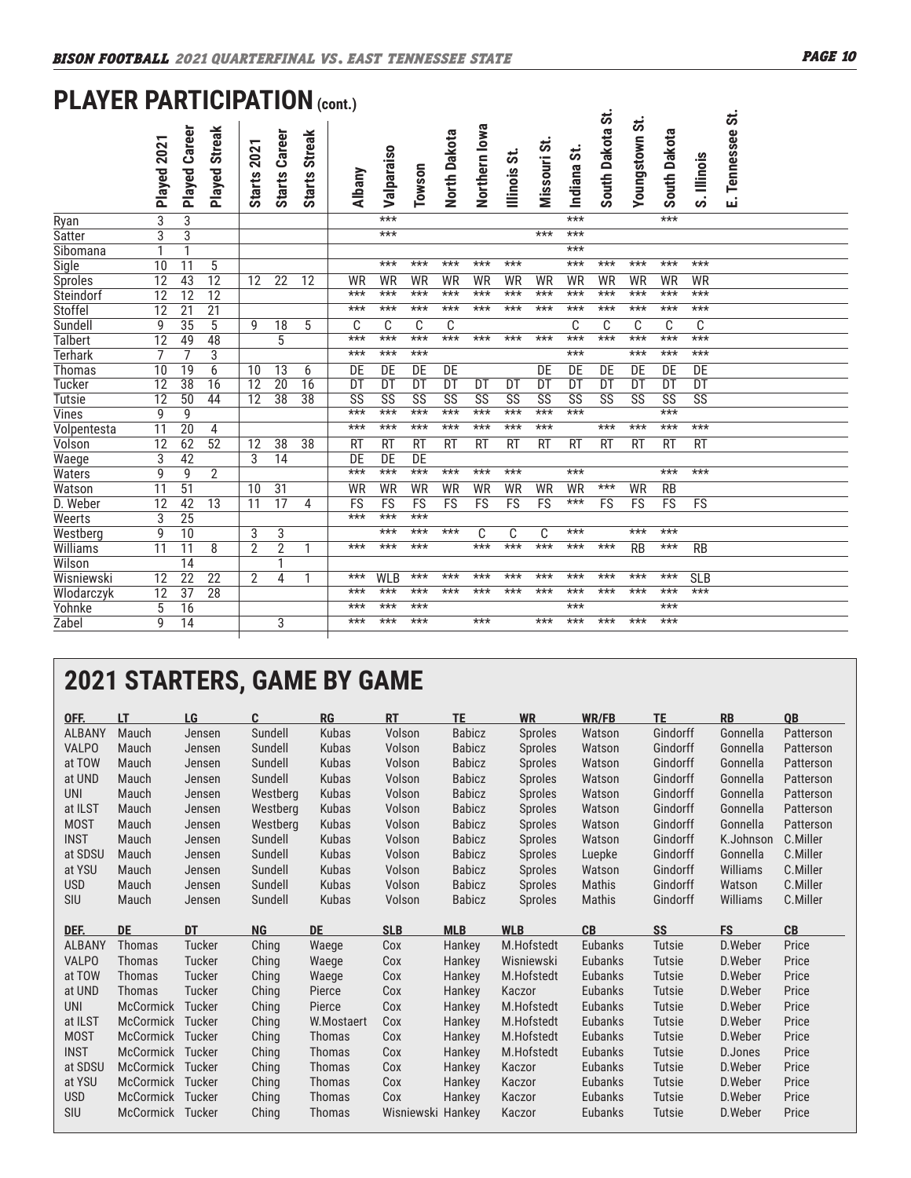## PLAYER PARTICIPATION (cont.)

| | Played 2021 | Played Career | Played Streak | Starts 2021 | Starts Career | Starts Streak | Albany | Valparaiso | Towson | North Dakota | Northern Iowa | Illinois St. | Missouri St. | Indiana St. | South Dakota St. | Youngstown St. | South Dakota | S. Illinois | E. Tennessee St. |
|---|---|---|---|---|---|---|---|---|---|---|---|---|---|---|---|---|---|---|---|
| Ryan | 3 | 3 | | | | | | *** | | | | | | *** | | | *** | | |
| Satter | 3 | 3 | | | | | | *** | | | | | *** | *** | | | | | |
| Sibomana | 1 | 1 | | | | | | | | | | | | *** | | | | | |
| Sigle | 10 | 11 | 5 | | | | | *** | *** | *** | *** | *** | | *** | *** | *** | *** | *** | |
| Sproles | 12 | 43 | 12 | 12 | 22 | 12 | WR | WR | WR | WR | WR | WR | WR | WR | WR | WR | WR | WR | |
| Steindorf | 12 | 12 | 12 | | | | *** | *** | *** | *** | *** | *** | *** | *** | *** | *** | *** | *** | |
| Stoffel | 12 | 21 | 21 | | | | *** | *** | *** | *** | *** | *** | *** | *** | *** | *** | *** | *** | |
| Sundell | 9 | 35 | 5 | 9 | 18 | 5 | C | C | C | C | | | | C | C | C | C | C | |
| Talbert | 12 | 49 | 48 | | 5 | | *** | *** | *** | *** | *** | *** | *** | *** | *** | *** | *** | *** | |
| Terhark | 7 | 7 | 3 | | | | *** | *** | *** | | | | | *** | | *** | *** | *** | |
| Thomas | 10 | 19 | 6 | 10 | 13 | 6 | DE | DE | DE | DE | | | DE | DE | DE | DE | DE | DE | |
| Tucker | 12 | 38 | 16 | 12 | 20 | 16 | DT | DT | DT | DT | DT | DT | DT | DT | DT | DT | DT | DT | |
| Tutsie | 12 | 50 | 44 | 12 | 38 | 38 | SS | SS | SS | SS | SS | SS | SS | SS | SS | SS | SS | SS | |
| Vines | 9 | 9 | | | | | *** | *** | *** | *** | *** | *** | *** | *** | | | *** | | |
| Volpentesta | 11 | 20 | 4 | | | | *** | *** | *** | *** | *** | *** | *** | | *** | *** | *** | *** | |
| Volson | 12 | 62 | 52 | 12 | 38 | 38 | RT | RT | RT | RT | RT | RT | RT | RT | RT | RT | RT | RT | |
| Waege | 3 | 42 | | 3 | 14 | | DE | DE | DE | | | | | | | | | | |
| Waters | 9 | 9 | 2 | | | | *** | *** | *** | *** | *** | *** | | *** | | | *** | *** | |
| Watson | 11 | 51 | | 10 | 31 | | WR | WR | WR | WR | WR | WR | WR | WR | *** | WR | RB | | |
| D. Weber | 12 | 42 | 13 | 11 | 17 | 4 | FS | FS | FS | FS | FS | FS | FS | *** | FS | FS | FS | FS | |
| Weerts | 3 | 25 | | | | | *** | *** | *** | | | | | | | | | | |
| Westberg | 9 | 10 | | 3 | 3 | | | *** | *** | *** | C | C | C | *** | | *** | *** | | |
| Williams | 11 | 11 | 8 | 2 | 2 | 1 | *** | *** | *** | | *** | *** | *** | *** | *** | RB | *** | RB | |
| Wilson | | 14 | | | 1 | | | | | | | | | | | | | | |
| Wisniewski | 12 | 22 | 22 | 2 | 4 | 1 | *** | WLB | *** | *** | *** | *** | *** | *** | *** | *** | *** | SLB | |
| Wlodarczyk | 12 | 37 | 28 | | | | *** | *** | *** | *** | *** | *** | *** | *** | *** | *** | *** | *** | |
| Yohnke | 5 | 16 | | | | | *** | *** | *** | | | | | *** | | | *** | | |
| Zabel | 9 | 14 | | | 3 | | *** | *** | *** | | *** | | *** | *** | *** | *** | *** | | |

## 2021 STARTERS, GAME BY GAME

| OFF. | LT | LG | C | RG | RT | TE | WR | WR/FB | TE | RB | QB |
|---|---|---|---|---|---|---|---|---|---|---|---|
| ALBANY | Mauch | Jensen | Sundell | Kubas | Volson | Babicz | Sproles | Watson | Gindorff | Gonnella | Patterson |
| VALPO | Mauch | Jensen | Sundell | Kubas | Volson | Babicz | Sproles | Watson | Gindorff | Gonnella | Patterson |
| at TOW | Mauch | Jensen | Sundell | Kubas | Volson | Babicz | Sproles | Watson | Gindorff | Gonnella | Patterson |
| at UND | Mauch | Jensen | Sundell | Kubas | Volson | Babicz | Sproles | Watson | Gindorff | Gonnella | Patterson |
| UNI | Mauch | Jensen | Westberg | Kubas | Volson | Babicz | Sproles | Watson | Gindorff | Gonnella | Patterson |
| at ILST | Mauch | Jensen | Westberg | Kubas | Volson | Babicz | Sproles | Watson | Gindorff | Gonnella | Patterson |
| MOST | Mauch | Jensen | Westberg | Kubas | Volson | Babicz | Sproles | Watson | Gindorff | Gonnella | Patterson |
| INST | Mauch | Jensen | Sundell | Kubas | Volson | Babicz | Sproles | Watson | Gindorff | K.Johnson | C.Miller |
| at SDSU | Mauch | Jensen | Sundell | Kubas | Volson | Babicz | Sproles | Luepke | Gindorff | Gonnella | C.Miller |
| at YSU | Mauch | Jensen | Sundell | Kubas | Volson | Babicz | Sproles | Watson | Gindorff | Williams | C.Miller |
| USD | Mauch | Jensen | Sundell | Kubas | Volson | Babicz | Sproles | Mathis | Gindorff | Watson | C.Miller |
| SIU | Mauch | Jensen | Sundell | Kubas | Volson | Babicz | Sproles | Mathis | Gindorff | Williams | C.Miller |

| DEF. | DE | DT | NG | DE | SLB | MLB | WLB | CB | SS | FS | CB |
|---|---|---|---|---|---|---|---|---|---|---|---|
| ALBANY | Thomas | Tucker | Ching | Waege | Cox | Hankey | M.Hofstedt | Eubanks | Tutsie | D.Weber | Price |
| VALPO | Thomas | Tucker | Ching | Waege | Cox | Hankey | Wisniewski | Eubanks | Tutsie | D.Weber | Price |
| at TOW | Thomas | Tucker | Ching | Waege | Cox | Hankey | M.Hofstedt | Eubanks | Tutsie | D.Weber | Price |
| at UND | Thomas | Tucker | Ching | Pierce | Cox | Hankey | Kaczor | Eubanks | Tutsie | D.Weber | Price |
| UNI | McCormick | Tucker | Ching | Pierce | Cox | Hankey | M.Hofstedt | Eubanks | Tutsie | D.Weber | Price |
| at ILST | McCormick | Tucker | Ching | W.Mostaert | Cox | Hankey | M.Hofstedt | Eubanks | Tutsie | D.Weber | Price |
| MOST | McCormick | Tucker | Ching | Thomas | Cox | Hankey | M.Hofstedt | Eubanks | Tutsie | D.Weber | Price |
| INST | McCormick | Tucker | Ching | Thomas | Cox | Hankey | M.Hofstedt | Eubanks | Tutsie | D.Jones | Price |
| at SDSU | McCormick | Tucker | Ching | Thomas | Cox | Hankey | Kaczor | Eubanks | Tutsie | D.Weber | Price |
| at YSU | McCormick | Tucker | Ching | Thomas | Cox | Hankey | Kaczor | Eubanks | Tutsie | D.Weber | Price |
| USD | McCormick | Tucker | Ching | Thomas | Cox | Hankey | Kaczor | Eubanks | Tutsie | D.Weber | Price |
| SIU | McCormick | Tucker | Ching | Thomas | Wisniewski | Hankey | Kaczor | Eubanks | Tutsie | D.Weber | Price |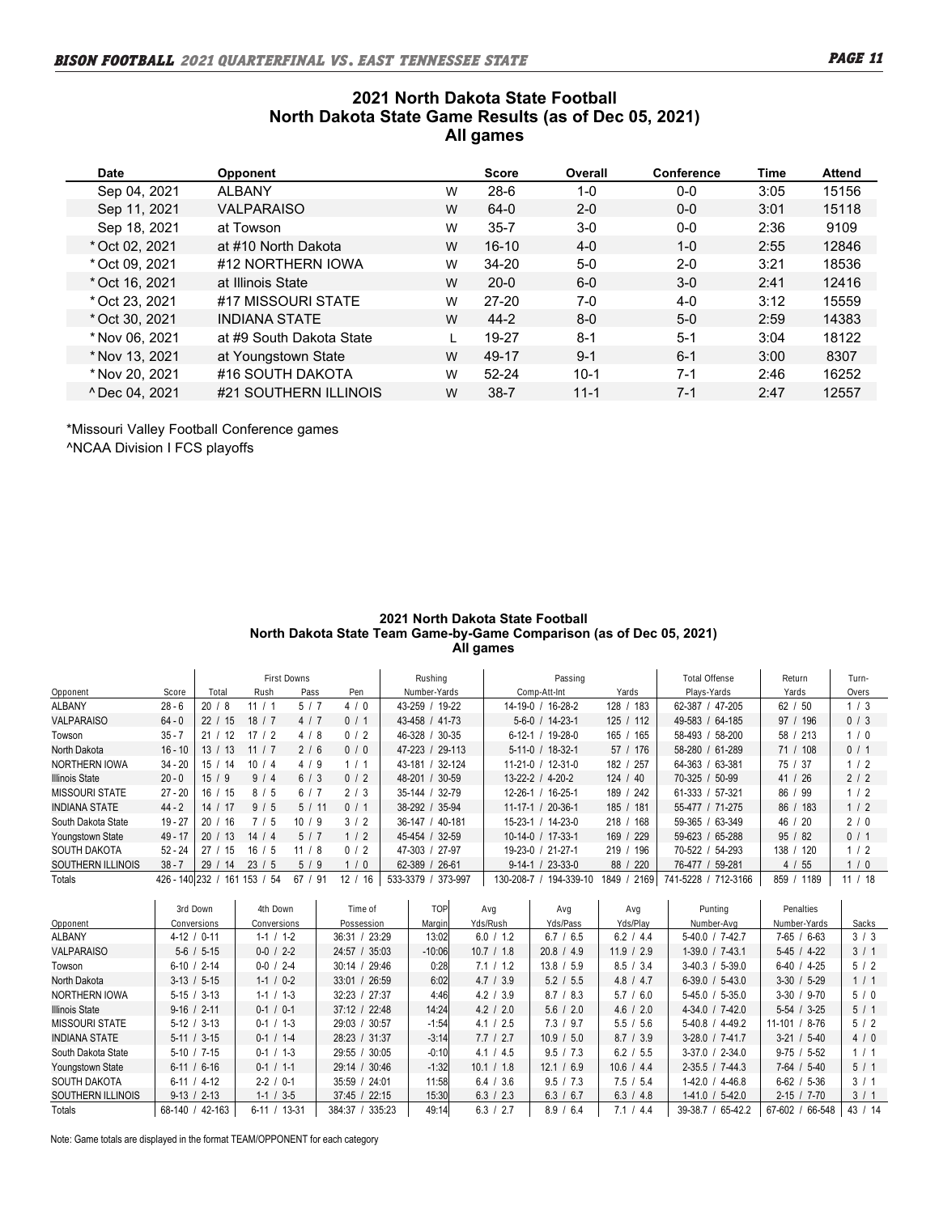## 2021 North Dakota State Football
## North Dakota State Game Results (as of Dec 05, 2021)
## All games

| Date | Opponent | | Score | Overall | Conference | Time | Attend |
|---|---|---|---|---|---|---|---|
| Sep 04, 2021 | ALBANY | W | 28-6 | 1-0 | 0-0 | 3:05 | 15156 |
| Sep 11, 2021 | VALPARAISO | W | 64-0 | 2-0 | 0-0 | 3:01 | 15118 |
| Sep 18, 2021 | at Towson | W | 35-7 | 3-0 | 0-0 | 2:36 | 9109 |
| * Oct 02, 2021 | at #10 North Dakota | W | 16-10 | 4-0 | 1-0 | 2:55 | 12846 |
| * Oct 09, 2021 | #12 NORTHERN IOWA | W | 34-20 | 5-0 | 2-0 | 3:21 | 18536 |
| * Oct 16, 2021 | at Illinois State | W | 20-0 | 6-0 | 3-0 | 2:41 | 12416 |
| * Oct 23, 2021 | #17 MISSOURI STATE | W | 27-20 | 7-0 | 4-0 | 3:12 | 15559 |
| * Oct 30, 2021 | INDIANA STATE | W | 44-2 | 8-0 | 5-0 | 2:59 | 14383 |
| * Nov 06, 2021 | at #9 South Dakota State | L | 19-27 | 8-1 | 5-1 | 3:04 | 18122 |
| * Nov 13, 2021 | at Youngstown State | W | 49-17 | 9-1 | 6-1 | 3:00 | 8307 |
| * Nov 20, 2021 | #16 SOUTH DAKOTA | W | 52-24 | 10-1 | 7-1 | 2:46 | 16252 |
| ^ Dec 04, 2021 | #21 SOUTHERN ILLINOIS | W | 38-7 | 11-1 | 7-1 | 2:47 | 12557 |

*Missouri Valley Football Conference games
^NCAA Division I FCS playoffs

## 2021 North Dakota State Football
## North Dakota State Team Game-by-Game Comparison (as of Dec 05, 2021)
## All games

| | | First Downs | | | | Rushing | Passing | | Total Offense | Return | Turn- |
|---|---|---|---|---|---|---|---|---|---|---|---|
| Opponent | Score | Total | Rush | Pass | Pen | Number-Yards | Comp-Att-Int | Yards | Plays-Yards | Yards | Overs |
| ALBANY | 28 - 6 | 20 / 8 | 11 / 1 | 5 / 7 | 4 / 0 | 43-259 / 19-22 | 14-19-0 / 16-28-2 | 128 / 183 | 62-387 / 47-205 | 62 / 50 | 1 / 3 |
| VALPARAISO | 64 - 0 | 22 / 15 | 18 / 7 | 4 / 7 | 0 / 1 | 43-458 / 41-73 | 5-6-0 / 14-23-1 | 125 / 112 | 49-583 / 64-185 | 97 / 196 | 0 / 3 |
| Towson | 35 - 7 | 21 / 12 | 17 / 2 | 4 / 8 | 0 / 2 | 46-328 / 30-35 | 6-12-1 / 19-28-0 | 165 / 165 | 58-493 / 58-200 | 58 / 213 | 1 / 0 |
| North Dakota | 16 - 10 | 13 / 13 | 11 / 7 | 2 / 6 | 0 / 0 | 47-223 / 29-113 | 5-11-0 / 18-32-1 | 57 / 176 | 58-280 / 61-289 | 71 / 108 | 0 / 1 |
| NORTHERN IOWA | 34 - 20 | 15 / 14 | 10 / 4 | 4 / 9 | 1 / 1 | 43-181 / 32-124 | 11-21-0 / 12-31-0 | 182 / 257 | 64-363 / 63-381 | 75 / 37 | 1 / 2 |
| Illinois State | 20 - 0 | 15 / 9 | 9 / 4 | 6 / 3 | 0 / 2 | 48-201 / 30-59 | 13-22-2 / 4-20-2 | 124 / 40 | 70-325 / 50-99 | 41 / 26 | 2 / 2 |
| MISSOURI STATE | 27 - 20 | 16 / 15 | 8 / 5 | 6 / 7 | 2 / 3 | 35-144 / 32-79 | 12-26-1 / 16-25-1 | 189 / 242 | 61-333 / 57-321 | 86 / 99 | 1 / 2 |
| INDIANA STATE | 44 - 2 | 14 / 17 | 9 / 5 | 5 / 11 | 0 / 1 | 38-292 / 35-94 | 11-17-1 / 20-36-1 | 185 / 181 | 55-477 / 71-275 | 86 / 183 | 1 / 2 |
| South Dakota State | 19 - 27 | 20 / 16 | 7 / 5 | 10 / 9 | 3 / 2 | 36-147 / 40-181 | 15-23-1 / 14-23-0 | 218 / 168 | 59-365 / 63-349 | 46 / 20 | 2 / 0 |
| Youngstown State | 49 - 17 | 20 / 13 | 14 / 4 | 5 / 7 | 1 / 2 | 45-454 / 32-59 | 10-14-0 / 17-33-1 | 169 / 229 | 59-623 / 65-288 | 95 / 82 | 0 / 1 |
| SOUTH DAKOTA | 52 - 24 | 27 / 15 | 16 / 5 | 11 / 8 | 0 / 2 | 47-303 / 27-97 | 19-23-0 / 21-27-1 | 219 / 196 | 70-522 / 54-293 | 138 / 120 | 1 / 2 |
| SOUTHERN ILLINOIS | 38 - 7 | 29 / 14 | 23 / 5 | 5 / 9 | 1 / 0 | 62-389 / 26-61 | 9-14-1 / 23-33-0 | 88 / 220 | 76-477 / 59-281 | 4 / 55 | 1 / 0 |
| Totals | 426 - 140 | 232 / 161 | 153 / 54 | 67 / 91 | 12 / 16 | 533-3379 / 373-997 | 130-208-7 / 194-339-10 | 1849 / 2169 | 741-5228 / 712-3166 | 859 / 1189 | 11 / 18 |

| | 3rd Down | 4th Down | Time of | TOP | Avg | Avg | Avg | Punting | Penalties | |
|---|---|---|---|---|---|---|---|---|---|---|
| Opponent | Conversions | Conversions | Possession | Margin | Yds/Rush | Yds/Pass | Yds/Play | Number-Avg | Number-Yards | Sacks |
| ALBANY | 4-12 / 0-11 | 1-1 / 1-2 | 36:31 / 23:29 | 13:02 | 6.0 / 1.2 | 6.7 / 6.5 | 6.2 / 4.4 | 5-40.0 / 7-42.7 | 7-65 / 6-63 | 3 / 3 |
| VALPARAISO | 5-6 / 5-15 | 0-0 / 2-2 | 24:57 / 35:03 | -10:06 | 10.7 / 1.8 | 20.8 / 4.9 | 11.9 / 2.9 | 1-39.0 / 7-43.1 | 5-45 / 4-22 | 3 / 1 |
| Towson | 6-10 / 2-14 | 0-0 / 2-4 | 30:14 / 29:46 | 0:28 | 7.1 / 1.2 | 13.8 / 5.9 | 8.5 / 3.4 | 3-40.3 / 5-39.0 | 6-40 / 4-25 | 5 / 2 |
| North Dakota | 3-13 / 5-15 | 1-1 / 0-2 | 33:01 / 26:59 | 6:02 | 4.7 / 3.9 | 5.2 / 5.5 | 4.8 / 4.7 | 6-39.0 / 5-43.0 | 3-30 / 5-29 | 1 / 1 |
| NORTHERN IOWA | 5-15 / 3-13 | 1-1 / 1-3 | 32:23 / 27:37 | 4:46 | 4.2 / 3.9 | 8.7 / 8.3 | 5.7 / 6.0 | 5-45.0 / 5-35.0 | 3-30 / 9-70 | 5 / 0 |
| Illinois State | 9-16 / 2-11 | 0-1 / 0-1 | 37:12 / 22:48 | 14:24 | 4.2 / 2.0 | 5.6 / 2.0 | 4.6 / 2.0 | 4-34.0 / 7-42.0 | 5-54 / 3-25 | 5 / 1 |
| MISSOURI STATE | 5-12 / 3-13 | 0-1 / 1-3 | 29:03 / 30:57 | -1:54 | 4.1 / 2.5 | 7.3 / 9.7 | 5.5 / 5.6 | 5-40.8 / 4-49.2 | 11-101 / 8-76 | 5 / 2 |
| INDIANA STATE | 5-11 / 3-15 | 0-1 / 1-4 | 28:23 / 31:37 | -3:14 | 7.7 / 2.7 | 10.9 / 5.0 | 8.7 / 3.9 | 3-28.0 / 7-41.7 | 3-21 / 5-40 | 4 / 0 |
| South Dakota State | 5-10 / 7-15 | 0-1 / 1-3 | 29:55 / 30:05 | -0:10 | 4.1 / 4.5 | 9.5 / 7.3 | 6.2 / 5.5 | 3-37.0 / 2-34.0 | 9-75 / 5-52 | 1 / 1 |
| Youngstown State | 6-11 / 6-16 | 0-1 / 1-1 | 29:14 / 30:46 | -1:32 | 10.1 / 1.8 | 12.1 / 6.9 | 10.6 / 4.4 | 2-35.5 / 7-44.3 | 7-64 / 5-40 | 5 / 1 |
| SOUTH DAKOTA | 6-11 / 4-12 | 2-2 / 0-1 | 35:59 / 24:01 | 11:58 | 6.4 / 3.6 | 9.5 / 7.3 | 7.5 / 5.4 | 1-42.0 / 4-46.8 | 6-62 / 5-36 | 3 / 1 |
| SOUTHERN ILLINOIS | 9-13 / 2-13 | 1-1 / 3-5 | 37:45 / 22:15 | 15:30 | 6.3 / 2.3 | 6.3 / 6.7 | 6.3 / 4.8 | 1-41.0 / 5-42.0 | 2-15 / 7-70 | 3 / 1 |
| Totals | 68-140 / 42-163 | 6-11 / 13-31 | 384:37 / 335:23 | 49:14 | 6.3 / 2.7 | 8.9 / 6.4 | 7.1 / 4.4 | 39-38.7 / 65-42.2 | 67-602 / 66-548 | 43 / 14 |

Note: Game totals are displayed in the format TEAM/OPPONENT for each category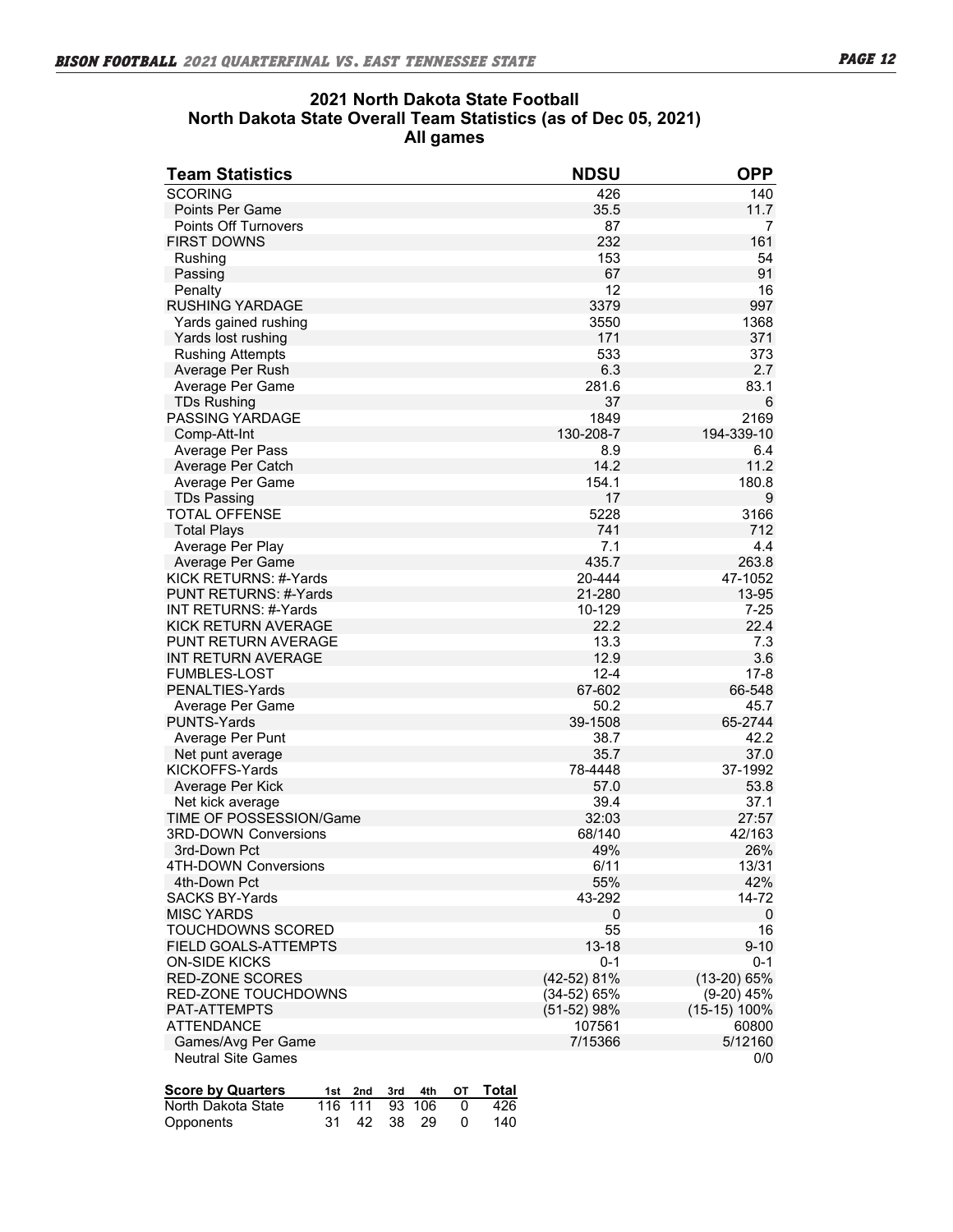## 2021 North Dakota State Football
## North Dakota State Overall Team Statistics (as of Dec 05, 2021)
## All games

| Team Statistics | NDSU | OPP |
|---|---|---|
| SCORING | 426 | 140 |
| Points Per Game | 35.5 | 11.7 |
| Points Off Turnovers | 87 | 7 |
| FIRST DOWNS | 232 | 161 |
| Rushing | 153 | 54 |
| Passing | 67 | 91 |
| Penalty | 12 | 16 |
| RUSHING YARDAGE | 3379 | 997 |
| Yards gained rushing | 3550 | 1368 |
| Yards lost rushing | 171 | 371 |
| Rushing Attempts | 533 | 373 |
| Average Per Rush | 6.3 | 2.7 |
| Average Per Game | 281.6 | 83.1 |
| TDs Rushing | 37 | 6 |
| PASSING YARDAGE | 1849 | 2169 |
| Comp-Att-Int | 130-208-7 | 194-339-10 |
| Average Per Pass | 8.9 | 6.4 |
| Average Per Catch | 14.2 | 11.2 |
| Average Per Game | 154.1 | 180.8 |
| TDs Passing | 17 | 9 |
| TOTAL OFFENSE | 5228 | 3166 |
| Total Plays | 741 | 712 |
| Average Per Play | 7.1 | 4.4 |
| Average Per Game | 435.7 | 263.8 |
| KICK RETURNS: #-Yards | 20-444 | 47-1052 |
| PUNT RETURNS: #-Yards | 21-280 | 13-95 |
| INT RETURNS: #-Yards | 10-129 | 7-25 |
| KICK RETURN AVERAGE | 22.2 | 22.4 |
| PUNT RETURN AVERAGE | 13.3 | 7.3 |
| INT RETURN AVERAGE | 12.9 | 3.6 |
| FUMBLES-LOST | 12-4 | 17-8 |
| PENALTIES-Yards | 67-602 | 66-548 |
| Average Per Game | 50.2 | 45.7 |
| PUNTS-Yards | 39-1508 | 65-2744 |
| Average Per Punt | 38.7 | 42.2 |
| Net punt average | 35.7 | 37.0 |
| KICKOFFS-Yards | 78-4448 | 37-1992 |
| Average Per Kick | 57.0 | 53.8 |
| Net kick average | 39.4 | 37.1 |
| TIME OF POSSESSION/Game | 32:03 | 27:57 |
| 3RD-DOWN Conversions | 68/140 | 42/163 |
| 3rd-Down Pct | 49% | 26% |
| 4TH-DOWN Conversions | 6/11 | 13/31 |
| 4th-Down Pct | 55% | 42% |
| SACKS BY-Yards | 43-292 | 14-72 |
| MISC YARDS | 0 | 0 |
| TOUCHDOWNS SCORED | 55 | 16 |
| FIELD GOALS-ATTEMPTS | 13-18 | 9-10 |
| ON-SIDE KICKS | 0-1 | 0-1 |
| RED-ZONE SCORES | (42-52) 81% | (13-20) 65% |
| RED-ZONE TOUCHDOWNS | (34-52) 65% | (9-20) 45% |
| PAT-ATTEMPTS | (51-52) 98% | (15-15) 100% |
| ATTENDANCE | 107561 | 60800 |
| Games/Avg Per Game | 7/15366 | 5/12160 |
| Neutral Site Games | | 0/0 |

| Score by Quarters | 1st | 2nd | 3rd | 4th | OT | Total |
|---|---|---|---|---|---|---|
| North Dakota State | 116 | 111 | 93 | 106 | 0 | 426 |
| Opponents | 31 | 42 | 38 | 29 | 0 | 140 |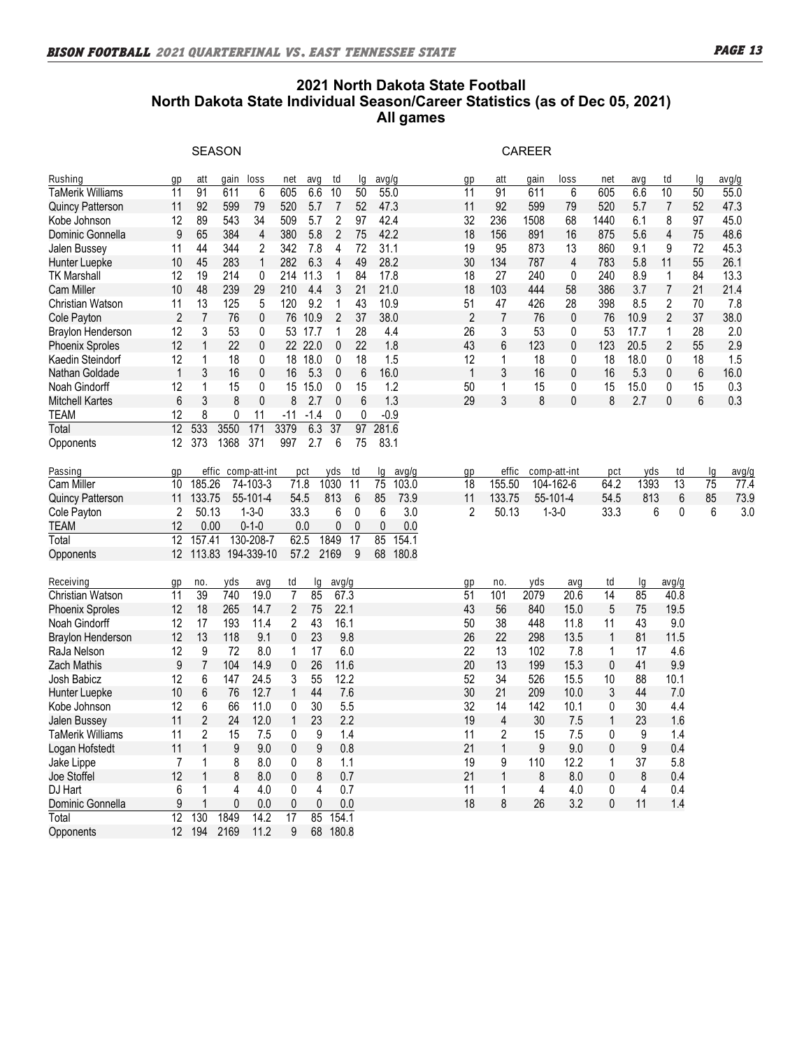## 2021 North Dakota State Football
## North Dakota State Individual Season/Career Statistics (as of Dec 05, 2021)
## All games

### Rushing

| Rushing | SEASON gp | att | gain | loss | net | avg | td | lg | avg/g | CAREER gp | att | gain | loss | net | avg | td | lg | avg/g |
|---|---|---|---|---|---|---|---|---|---|---|---|---|---|---|---|---|---|---|
| TaMerik Williams | 11 | 91 | 611 | 6 | 605 | 6.6 | 10 | 50 | 55.0 | 11 | 91 | 611 | 6 | 605 | 6.6 | 10 | 50 | 55.0 |
| Quincy Patterson | 11 | 92 | 599 | 79 | 520 | 5.7 | 7 | 52 | 47.3 | 11 | 92 | 599 | 79 | 520 | 5.7 | 7 | 52 | 47.3 |
| Kobe Johnson | 12 | 89 | 543 | 34 | 509 | 5.7 | 2 | 97 | 42.4 | 32 | 236 | 1508 | 68 | 1440 | 6.1 | 8 | 97 | 45.0 |
| Dominic Gonnella | 9 | 65 | 384 | 4 | 380 | 5.8 | 2 | 75 | 42.2 | 18 | 156 | 891 | 16 | 875 | 5.6 | 4 | 75 | 48.6 |
| Jalen Bussey | 11 | 44 | 344 | 2 | 342 | 7.8 | 4 | 72 | 31.1 | 19 | 95 | 873 | 13 | 860 | 9.1 | 9 | 72 | 45.3 |
| Hunter Luepke | 10 | 45 | 283 | 1 | 282 | 6.3 | 4 | 49 | 28.2 | 30 | 134 | 787 | 4 | 783 | 5.8 | 11 | 55 | 26.1 |
| TK Marshall | 12 | 19 | 214 | 0 | 214 | 11.3 | 1 | 84 | 17.8 | 18 | 27 | 240 | 0 | 240 | 8.9 | 1 | 84 | 13.3 |
| Cam Miller | 10 | 48 | 239 | 29 | 210 | 4.4 | 3 | 21 | 21.0 | 18 | 103 | 444 | 58 | 386 | 3.7 | 7 | 21 | 21.4 |
| Christian Watson | 11 | 13 | 125 | 5 | 120 | 9.2 | 1 | 43 | 10.9 | 51 | 47 | 426 | 28 | 398 | 8.5 | 2 | 70 | 7.8 |
| Cole Payton | 2 | 7 | 76 | 0 | 76 | 10.9 | 2 | 37 | 38.0 | 2 | 7 | 76 | 0 | 76 | 10.9 | 2 | 37 | 38.0 |
| Braylon Henderson | 12 | 3 | 53 | 0 | 53 | 17.7 | 1 | 28 | 4.4 | 26 | 3 | 53 | 0 | 53 | 17.7 | 1 | 28 | 2.0 |
| Phoenix Sproles | 12 | 1 | 22 | 0 | 22 | 22.0 | 0 | 22 | 1.8 | 43 | 6 | 123 | 0 | 123 | 20.5 | 2 | 55 | 2.9 |
| Kaedin Steindorf | 12 | 1 | 18 | 0 | 18 | 18.0 | 0 | 18 | 1.5 | 12 | 1 | 18 | 0 | 18 | 18.0 | 0 | 18 | 1.5 |
| Nathan Goldade | 1 | 3 | 16 | 0 | 16 | 5.3 | 0 | 6 | 16.0 | 1 | 3 | 16 | 0 | 16 | 5.3 | 0 | 6 | 16.0 |
| Noah Gindorff | 12 | 1 | 15 | 0 | 15 | 15.0 | 0 | 15 | 1.2 | 50 | 1 | 15 | 0 | 15 | 15.0 | 0 | 15 | 0.3 |
| Mitchell Kartes | 6 | 3 | 8 | 0 | 8 | 2.7 | 0 | 6 | 1.3 | 29 | 3 | 8 | 0 | 8 | 2.7 | 0 | 6 | 0.3 |
| TEAM | 12 | 8 | 0 | 11 | -11 | -1.4 | 0 | 0 | -0.9 | | | | | | | | | |
| Total | 12 | 533 | 3550 | 171 | 3379 | 6.3 | 37 | 97 | 281.6 | | | | | | | | | |
| Opponents | 12 | 373 | 1368 | 371 | 997 | 2.7 | 6 | 75 | 83.1 | | | | | | | | | |

### Passing

| Passing | SEASON gp | effic | comp-att-int | pct | yds | td | lg | avg/g | CAREER gp | effic | comp-att-int | pct | yds | td | lg | avg/g |
|---|---|---|---|---|---|---|---|---|---|---|---|---|---|---|---|---|
| Cam Miller | 10 | 185.26 | 74-103-3 | 71.8 | 1030 | 11 | 75 | 103.0 | 18 | 155.50 | 104-162-6 | 64.2 | 1393 | 13 | 75 | 77.4 |
| Quincy Patterson | 11 | 133.75 | 55-101-4 | 54.5 | 813 | 6 | 85 | 73.9 | 11 | 133.75 | 55-101-4 | 54.5 | 813 | 6 | 85 | 73.9 |
| Cole Payton | 2 | 50.13 | 1-3-0 | 33.3 | 6 | 0 | 6 | 3.0 | 2 | 50.13 | 1-3-0 | 33.3 | 6 | 0 | 6 | 3.0 |
| TEAM | 12 | 0.00 | 0-1-0 | 0.0 | 0 | 0 | 0 | 0.0 | | | | | | | | |
| Total | 12 | 157.41 | 130-208-7 | 62.5 | 1849 | 17 | 85 | 154.1 | | | | | | | | |
| Opponents | 12 | 113.83 | 194-339-10 | 57.2 | 2169 | 9 | 68 | 180.8 | | | | | | | | |

### Receiving

| Receiving | SEASON gp | no. | yds | avg | td | lg | avg/g | CAREER gp | no. | yds | avg | td | lg | avg/g |
|---|---|---|---|---|---|---|---|---|---|---|---|---|---|---|
| Christian Watson | 11 | 39 | 740 | 19.0 | 7 | 85 | 67.3 | 51 | 101 | 2079 | 20.6 | 14 | 85 | 40.8 |
| Phoenix Sproles | 12 | 18 | 265 | 14.7 | 2 | 75 | 22.1 | 43 | 56 | 840 | 15.0 | 5 | 75 | 19.5 |
| Noah Gindorff | 12 | 17 | 193 | 11.4 | 2 | 43 | 16.1 | 50 | 38 | 448 | 11.8 | 11 | 43 | 9.0 |
| Braylon Henderson | 12 | 13 | 118 | 9.1 | 0 | 23 | 9.8 | 26 | 22 | 298 | 13.5 | 1 | 81 | 11.5 |
| RaJa Nelson | 12 | 9 | 72 | 8.0 | 1 | 17 | 6.0 | 22 | 13 | 102 | 7.8 | 1 | 17 | 4.6 |
| Zach Mathis | 9 | 7 | 104 | 14.9 | 0 | 26 | 11.6 | 20 | 13 | 199 | 15.3 | 0 | 41 | 9.9 |
| Josh Babicz | 12 | 6 | 147 | 24.5 | 3 | 55 | 12.2 | 52 | 34 | 526 | 15.5 | 10 | 88 | 10.1 |
| Hunter Luepke | 10 | 6 | 76 | 12.7 | 1 | 44 | 7.6 | 30 | 21 | 209 | 10.0 | 3 | 44 | 7.0 |
| Kobe Johnson | 12 | 6 | 66 | 11.0 | 0 | 30 | 5.5 | 32 | 14 | 142 | 10.1 | 0 | 30 | 4.4 |
| Jalen Bussey | 11 | 2 | 24 | 12.0 | 1 | 23 | 2.2 | 19 | 4 | 30 | 7.5 | 1 | 23 | 1.6 |
| TaMerik Williams | 11 | 2 | 15 | 7.5 | 0 | 9 | 1.4 | 11 | 2 | 15 | 7.5 | 0 | 9 | 1.4 |
| Logan Hofstedt | 11 | 1 | 9 | 9.0 | 0 | 9 | 0.8 | 21 | 1 | 9 | 9.0 | 0 | 9 | 0.4 |
| Jake Lippe | 7 | 1 | 8 | 8.0 | 0 | 8 | 1.1 | 19 | 9 | 110 | 12.2 | 1 | 37 | 5.8 |
| Joe Stoffel | 12 | 1 | 8 | 8.0 | 0 | 8 | 0.7 | 21 | 1 | 8 | 8.0 | 0 | 8 | 0.4 |
| DJ Hart | 6 | 1 | 4 | 4.0 | 0 | 4 | 0.7 | 11 | 1 | 4 | 4.0 | 0 | 4 | 0.4 |
| Dominic Gonnella | 9 | 1 | 0 | 0.0 | 0 | 0 | 0.0 | 18 | 8 | 26 | 3.2 | 0 | 11 | 1.4 |
| Total | 12 | 130 | 1849 | 14.2 | 17 | 85 | 154.1 | | | | | | | |
| Opponents | 12 | 194 | 2169 | 11.2 | 9 | 68 | 180.8 | | | | | | | |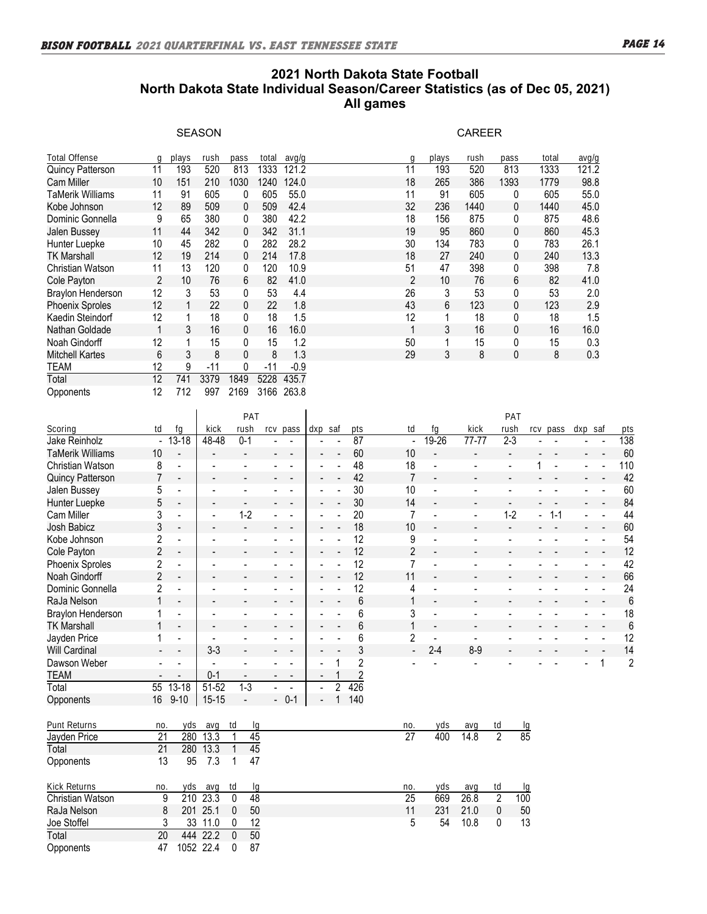## 2021 North Dakota State Football
## North Dakota State Individual Season/Career Statistics (as of Dec 05, 2021)
## All games

| Total Offense | Season g | plays | rush | pass | total | avg/g | Career g | plays | rush | pass | total | avg/g |
|---|---|---|---|---|---|---|---|---|---|---|---|---|
| Quincy Patterson | 11 | 193 | 520 | 813 | 1333 | 121.2 | 11 | 193 | 520 | 813 | 1333 | 121.2 |
| Cam Miller | 10 | 151 | 210 | 1030 | 1240 | 124.0 | 18 | 265 | 386 | 1393 | 1779 | 98.8 |
| TaMerik Williams | 11 | 91 | 605 | 0 | 605 | 55.0 | 11 | 91 | 605 | 0 | 605 | 55.0 |
| Kobe Johnson | 12 | 89 | 509 | 0 | 509 | 42.4 | 32 | 236 | 1440 | 0 | 1440 | 45.0 |
| Dominic Gonnella | 9 | 65 | 380 | 0 | 380 | 42.2 | 18 | 156 | 875 | 0 | 875 | 48.6 |
| Jalen Bussey | 11 | 44 | 342 | 0 | 342 | 31.1 | 19 | 95 | 860 | 0 | 860 | 45.3 |
| Hunter Luepke | 10 | 45 | 282 | 0 | 282 | 28.2 | 30 | 134 | 783 | 0 | 783 | 26.1 |
| TK Marshall | 12 | 19 | 214 | 0 | 214 | 17.8 | 18 | 27 | 240 | 0 | 240 | 13.3 |
| Christian Watson | 11 | 13 | 120 | 0 | 120 | 10.9 | 51 | 47 | 398 | 0 | 398 | 7.8 |
| Cole Payton | 2 | 10 | 76 | 6 | 82 | 41.0 | 2 | 10 | 76 | 6 | 82 | 41.0 |
| Braylon Henderson | 12 | 3 | 53 | 0 | 53 | 4.4 | 26 | 3 | 53 | 0 | 53 | 2.0 |
| Phoenix Sproles | 12 | 1 | 22 | 0 | 22 | 1.8 | 43 | 6 | 123 | 0 | 123 | 2.9 |
| Kaedin Steindorf | 12 | 1 | 18 | 0 | 18 | 1.5 | 12 | 1 | 18 | 0 | 18 | 1.5 |
| Nathan Goldade | 1 | 3 | 16 | 0 | 16 | 16.0 | 1 | 3 | 16 | 0 | 16 | 16.0 |
| Noah Gindorff | 12 | 1 | 15 | 0 | 15 | 1.2 | 50 | 1 | 15 | 0 | 15 | 0.3 |
| Mitchell Kartes | 6 | 3 | 8 | 0 | 8 | 1.3 | 29 | 3 | 8 | 0 | 8 | 0.3 |
| TEAM | 12 | 9 | -11 | 0 | -11 | -0.9 | | | | | | |
| Total | 12 | 741 | 3379 | 1849 | 5228 | 435.7 | | | | | | |
| Opponents | 12 | 712 | 997 | 2169 | 3166 | 263.8 | | | | | | |

| Scoring | td | fg | kick | PAT rush | rcv | pass | dxp | saf | pts | Career td | fg | kick | PAT rush | rcv | pass | dxp | saf | pts |
|---|---|---|---|---|---|---|---|---|---|---|---|---|---|---|---|---|---|---|
| Jake Reinholz | - | 13-18 | 48-48 | 0-1 | - | - | - | - | 87 | - | 19-26 | 77-77 | 2-3 | - | - | - | - | 138 |
| TaMerik Williams | 10 | - | - | - | - | - | - | - | 60 | 10 | - | - | - | - | - | - | - | 60 |
| Christian Watson | 8 | - | - | - | - | - | - | - | 48 | 18 | - | - | - | 1 | - | - | - | 110 |
| Quincy Patterson | 7 | - | - | - | - | - | - | - | 42 | 7 | - | - | - | - | - | - | - | 42 |
| Jalen Bussey | 5 | - | - | - | - | - | - | - | 30 | 10 | - | - | - | - | - | - | - | 60 |
| Hunter Luepke | 5 | - | - | - | - | - | - | - | 30 | 14 | - | - | - | - | - | - | - | 84 |
| Cam Miller | 3 | - | - | 1-2 | - | - | - | - | 20 | 7 | - | - | 1-2 | - | 1-1 | - | - | 44 |
| Josh Babicz | 3 | - | - | - | - | - | - | - | 18 | 10 | - | - | - | - | - | - | - | 60 |
| Kobe Johnson | 2 | - | - | - | - | - | - | - | 12 | 9 | - | - | - | - | - | - | - | 54 |
| Cole Payton | 2 | - | - | - | - | - | - | - | 12 | 2 | - | - | - | - | - | - | - | 12 |
| Phoenix Sproles | 2 | - | - | - | - | - | - | - | 12 | 7 | - | - | - | - | - | - | - | 42 |
| Noah Gindorff | 2 | - | - | - | - | - | - | - | 12 | 11 | - | - | - | - | - | - | - | 66 |
| Dominic Gonnella | 2 | - | - | - | - | - | - | - | 12 | 4 | - | - | - | - | - | - | - | 24 |
| RaJa Nelson | 1 | - | - | - | - | - | - | - | 6 | 1 | - | - | - | - | - | - | - | 6 |
| Braylon Henderson | 1 | - | - | - | - | - | - | - | 6 | 3 | - | - | - | - | - | - | - | 18 |
| TK Marshall | 1 | - | - | - | - | - | - | - | 6 | 1 | - | - | - | - | - | - | - | 6 |
| Jayden Price | 1 | - | - | - | - | - | - | - | 6 | 2 | - | - | - | - | - | - | - | 12 |
| Will Cardinal | - | - | 3-3 | - | - | - | - | - | 3 | - | 2-4 | 8-9 | - | - | - | - | - | 14 |
| Dawson Weber | - | - | - | - | - | - | - | 1 | 2 | - | - | - | - | - | - | - | 1 | 2 |
| TEAM | - | - | 0-1 | - | - | - | - | 1 | 2 | | | | | | | | | |
| Total | 55 | 13-18 | 51-52 | 1-3 | - | - | - | 2 | 426 | | | | | | | | | |
| Opponents | 16 | 9-10 | 15-15 | - | - | 0-1 | - | 1 | 140 | | | | | | | | | |

| Punt Returns | no. | yds | avg | td | lg | Career no. | yds | avg | td | lg |
|---|---|---|---|---|---|---|---|---|---|---|
| Jayden Price | 21 | 280 | 13.3 | 1 | 45 | 27 | 400 | 14.8 | 2 | 85 |
| Total | 21 | 280 | 13.3 | 1 | 45 | | | | | |
| Opponents | 13 | 95 | 7.3 | 1 | 47 | | | | | |

| Kick Returns | no. | yds | avg | td | lg | Career no. | yds | avg | td | lg |
|---|---|---|---|---|---|---|---|---|---|---|
| Christian Watson | 9 | 210 | 23.3 | 0 | 48 | 25 | 669 | 26.8 | 2 | 100 |
| RaJa Nelson | 8 | 201 | 25.1 | 0 | 50 | 11 | 231 | 21.0 | 0 | 50 |
| Joe Stoffel | 3 | 33 | 11.0 | 0 | 12 | 5 | 54 | 10.8 | 0 | 13 |
| Total | 20 | 444 | 22.2 | 0 | 50 | | | | | |
| Opponents | 47 | 1052 | 22.4 | 0 | 87 | | | | | |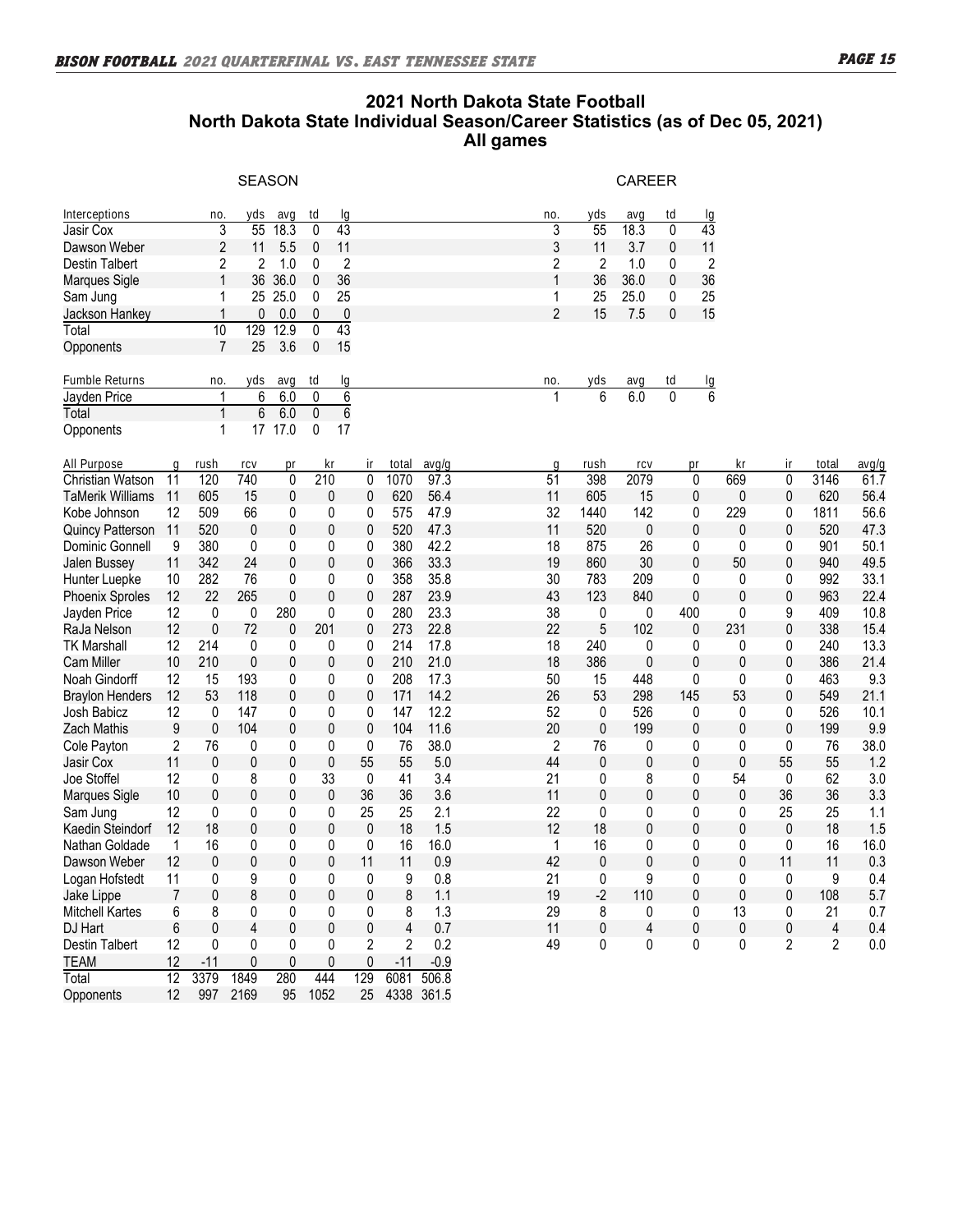## 2021 North Dakota State Football
## North Dakota State Individual Season/Career Statistics (as of Dec 05, 2021)
## All games

### Interceptions

| Interceptions | SEASON no. | yds | avg | td | lg | CAREER no. | yds | avg | td | lg |
|---|---|---|---|---|---|---|---|---|---|---|
| Jasir Cox | 3 | 55 | 18.3 | 0 | 43 | 3 | 55 | 18.3 | 0 | 43 |
| Dawson Weber | 2 | 11 | 5.5 | 0 | 11 | 3 | 11 | 3.7 | 0 | 11 |
| Destin Talbert | 2 | 2 | 1.0 | 0 | 2 | 2 | 2 | 1.0 | 0 | 2 |
| Marques Sigle | 1 | 36 | 36.0 | 0 | 36 | 1 | 36 | 36.0 | 0 | 36 |
| Sam Jung | 1 | 25 | 25.0 | 0 | 25 | 1 | 25 | 25.0 | 0 | 25 |
| Jackson Hankey | 1 | 0 | 0.0 | 0 | 0 | 2 | 15 | 7.5 | 0 | 15 |
| Total | 10 | 129 | 12.9 | 0 | 43 | | | | | |
| Opponents | 7 | 25 | 3.6 | 0 | 15 | | | | | |

### Fumble Returns

| Fumble Returns | SEASON no. | yds | avg | td | lg | CAREER no. | yds | avg | td | lg |
|---|---|---|---|---|---|---|---|---|---|---|
| Jayden Price | 1 | 6 | 6.0 | 0 | 6 | 1 | 6 | 6.0 | 0 | 6 |
| Total | 1 | 6 | 6.0 | 0 | 6 | | | | | |
| Opponents | 1 | 17 | 17.0 | 0 | 17 | | | | | |

### All Purpose

| All Purpose | SEASON g | rush | rcv | pr | kr | ir | total | avg/g | CAREER g | rush | rcv | pr | kr | ir | total | avg/g |
|---|---|---|---|---|---|---|---|---|---|---|---|---|---|---|---|---|
| Christian Watson | 11 | 120 | 740 | 0 | 210 | 0 | 1070 | 97.3 | 51 | 398 | 2079 | 0 | 669 | 0 | 3146 | 61.7 |
| TaMerik Williams | 11 | 605 | 15 | 0 | 0 | 0 | 620 | 56.4 | 11 | 605 | 15 | 0 | 0 | 0 | 620 | 56.4 |
| Kobe Johnson | 12 | 509 | 66 | 0 | 0 | 0 | 575 | 47.9 | 32 | 1440 | 142 | 0 | 229 | 0 | 1811 | 56.6 |
| Quincy Patterson | 11 | 520 | 0 | 0 | 0 | 0 | 520 | 47.3 | 11 | 520 | 0 | 0 | 0 | 0 | 520 | 47.3 |
| Dominic Gonnell | 9 | 380 | 0 | 0 | 0 | 0 | 380 | 42.2 | 18 | 875 | 26 | 0 | 0 | 0 | 901 | 50.1 |
| Jalen Bussey | 11 | 342 | 24 | 0 | 0 | 0 | 366 | 33.3 | 19 | 860 | 30 | 0 | 50 | 0 | 940 | 49.5 |
| Hunter Luepke | 10 | 282 | 76 | 0 | 0 | 0 | 358 | 35.8 | 30 | 783 | 209 | 0 | 0 | 0 | 992 | 33.1 |
| Phoenix Sproles | 12 | 22 | 265 | 0 | 0 | 0 | 287 | 23.9 | 43 | 123 | 840 | 0 | 0 | 0 | 963 | 22.4 |
| Jayden Price | 12 | 0 | 0 | 280 | 0 | 0 | 280 | 23.3 | 38 | 0 | 0 | 400 | 0 | 9 | 409 | 10.8 |
| RaJa Nelson | 12 | 0 | 72 | 0 | 201 | 0 | 273 | 22.8 | 22 | 5 | 102 | 0 | 231 | 0 | 338 | 15.4 |
| TK Marshall | 12 | 214 | 0 | 0 | 0 | 0 | 214 | 17.8 | 18 | 240 | 0 | 0 | 0 | 0 | 240 | 13.3 |
| Cam Miller | 10 | 210 | 0 | 0 | 0 | 0 | 210 | 21.0 | 18 | 386 | 0 | 0 | 0 | 0 | 386 | 21.4 |
| Noah Gindorff | 12 | 15 | 193 | 0 | 0 | 0 | 208 | 17.3 | 50 | 15 | 448 | 0 | 0 | 0 | 463 | 9.3 |
| Braylon Henders | 12 | 53 | 118 | 0 | 0 | 0 | 171 | 14.2 | 26 | 53 | 298 | 145 | 53 | 0 | 549 | 21.1 |
| Josh Babicz | 12 | 0 | 147 | 0 | 0 | 0 | 147 | 12.2 | 52 | 0 | 526 | 0 | 0 | 0 | 526 | 10.1 |
| Zach Mathis | 9 | 0 | 104 | 0 | 0 | 0 | 104 | 11.6 | 20 | 0 | 199 | 0 | 0 | 0 | 199 | 9.9 |
| Cole Payton | 2 | 76 | 0 | 0 | 0 | 0 | 76 | 38.0 | 2 | 76 | 0 | 0 | 0 | 0 | 76 | 38.0 |
| Jasir Cox | 11 | 0 | 0 | 0 | 0 | 55 | 55 | 5.0 | 44 | 0 | 0 | 0 | 0 | 55 | 55 | 1.2 |
| Joe Stoffel | 12 | 0 | 8 | 0 | 33 | 0 | 41 | 3.4 | 21 | 0 | 8 | 0 | 54 | 0 | 62 | 3.0 |
| Marques Sigle | 10 | 0 | 0 | 0 | 0 | 36 | 36 | 3.6 | 11 | 0 | 0 | 0 | 0 | 36 | 36 | 3.3 |
| Sam Jung | 12 | 0 | 0 | 0 | 0 | 25 | 25 | 2.1 | 22 | 0 | 0 | 0 | 0 | 25 | 25 | 1.1 |
| Kaedin Steindorf | 12 | 18 | 0 | 0 | 0 | 0 | 18 | 1.5 | 12 | 18 | 0 | 0 | 0 | 0 | 18 | 1.5 |
| Nathan Goldade | 1 | 16 | 0 | 0 | 0 | 0 | 16 | 16.0 | 1 | 16 | 0 | 0 | 0 | 0 | 16 | 16.0 |
| Dawson Weber | 12 | 0 | 0 | 0 | 0 | 11 | 11 | 0.9 | 42 | 0 | 0 | 0 | 0 | 11 | 11 | 0.3 |
| Logan Hofstedt | 11 | 0 | 9 | 0 | 0 | 0 | 9 | 0.8 | 21 | 0 | 9 | 0 | 0 | 0 | 9 | 0.4 |
| Jake Lippe | 7 | 0 | 8 | 0 | 0 | 0 | 8 | 1.1 | 19 | -2 | 110 | 0 | 0 | 0 | 108 | 5.7 |
| Mitchell Kartes | 6 | 8 | 0 | 0 | 0 | 0 | 8 | 1.3 | 29 | 8 | 0 | 0 | 13 | 0 | 21 | 0.7 |
| DJ Hart | 6 | 0 | 4 | 0 | 0 | 0 | 4 | 0.7 | 11 | 0 | 4 | 0 | 0 | 0 | 4 | 0.4 |
| Destin Talbert | 12 | 0 | 0 | 0 | 0 | 2 | 2 | 0.2 | 49 | 0 | 0 | 0 | 0 | 2 | 2 | 0.0 |
| TEAM | 12 | -11 | 0 | 0 | 0 | 0 | -11 | -0.9 | | | | | | | | |
| Total | 12 | 3379 | 1849 | 280 | 444 | 129 | 6081 | 506.8 | | | | | | | | |
| Opponents | 12 | 997 | 2169 | 95 | 1052 | 25 | 4338 | 361.5 | | | | | | | | |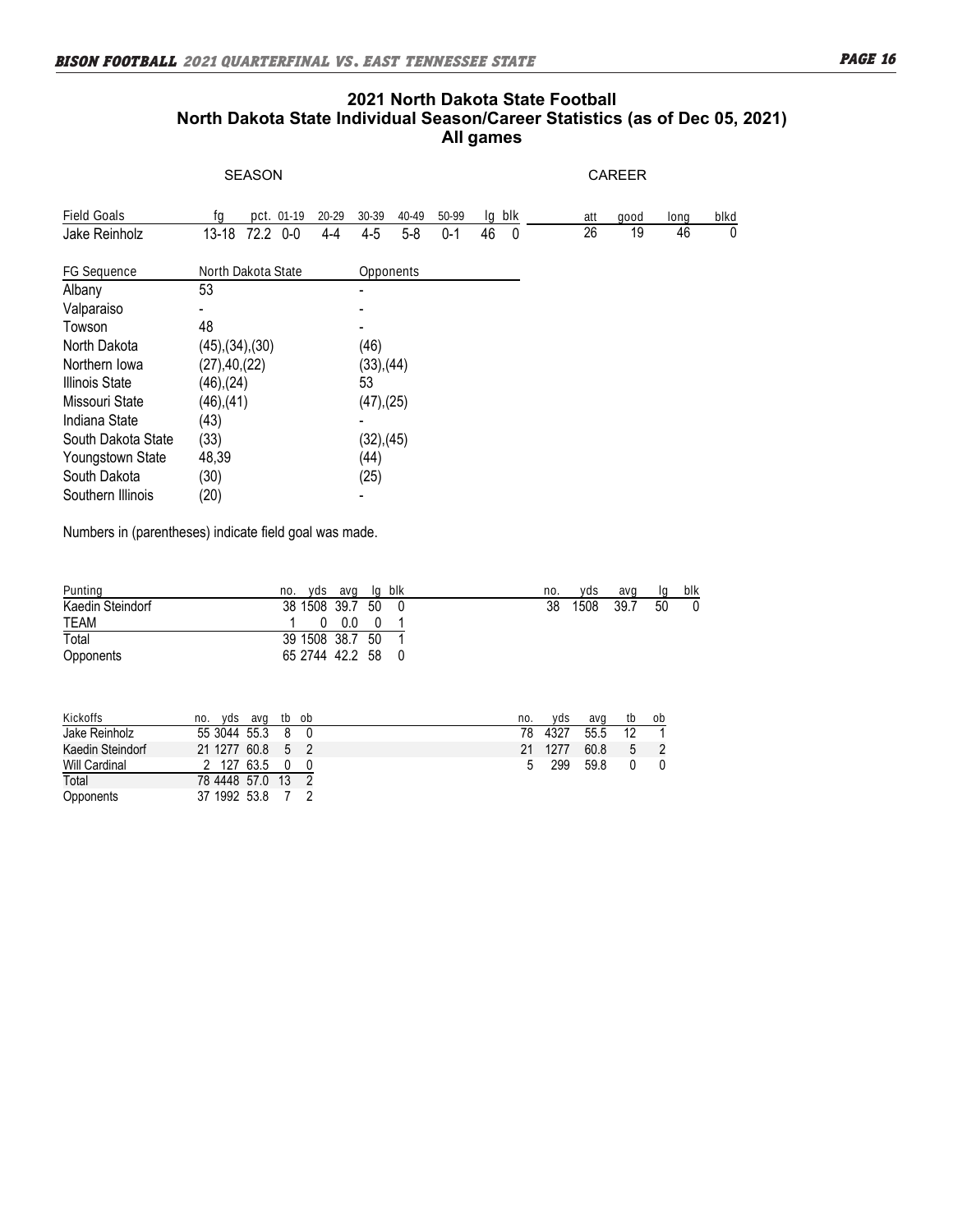## 2021 North Dakota State Football
## North Dakota State Individual Season/Career Statistics (as of Dec 05, 2021)
## All games

SEASON / CAREER

| Field Goals | fg | pct. | 01-19 | 20-29 | 30-39 | 40-49 | 50-99 | lg | blk | att | good | long | blkd |
|---|---|---|---|---|---|---|---|---|---|---|---|---|---|
| Jake Reinholz | 13-18 | 72.2 | 0-0 | 4-4 | 4-5 | 5-8 | 0-1 | 46 | 0 | 26 | 19 | 46 | 0 |

| FG Sequence | North Dakota State | Opponents |
|---|---|---|
| Albany | 53 | - |
| Valparaiso | - | - |
| Towson | 48 | - |
| North Dakota | (45),(34),(30) | (46) |
| Northern Iowa | (27),40,(22) | (33),(44) |
| Illinois State | (46),(24) | 53 |
| Missouri State | (46),(41) | (47),(25) |
| Indiana State | (43) | - |
| South Dakota State | (33) | (32),(45) |
| Youngstown State | 48,39 | (44) |
| South Dakota | (30) | (25) |
| Southern Illinois | (20) | - |

Numbers in (parentheses) indicate field goal was made.

| Punting | no. | yds | avg | lg | blk | no. | yds | avg | lg | blk |
|---|---|---|---|---|---|---|---|---|---|---|
| Kaedin Steindorf | 38 | 1508 | 39.7 | 50 | 0 | 38 | 1508 | 39.7 | 50 | 0 |
| TEAM | 1 | 0 | 0.0 | 0 | 1 | | | | | |
| Total | 39 | 1508 | 38.7 | 50 | 1 | | | | | |
| Opponents | 65 | 2744 | 42.2 | 58 | 0 | | | | | |

| Kickoffs | no. | yds | avg | tb | ob | no. | yds | avg | tb | ob |
|---|---|---|---|---|---|---|---|---|---|---|
| Jake Reinholz | 55 | 3044 | 55.3 | 8 | 0 | 78 | 4327 | 55.5 | 12 | 1 |
| Kaedin Steindorf | 21 | 1277 | 60.8 | 5 | 2 | 21 | 1277 | 60.8 | 5 | 2 |
| Will Cardinal | 2 | 127 | 63.5 | 0 | 0 | 5 | 299 | 59.8 | 0 | 0 |
| Total | 78 | 4448 | 57.0 | 13 | 2 | | | | | |
| Opponents | 37 | 1992 | 53.8 | 7 | 2 | | | | | |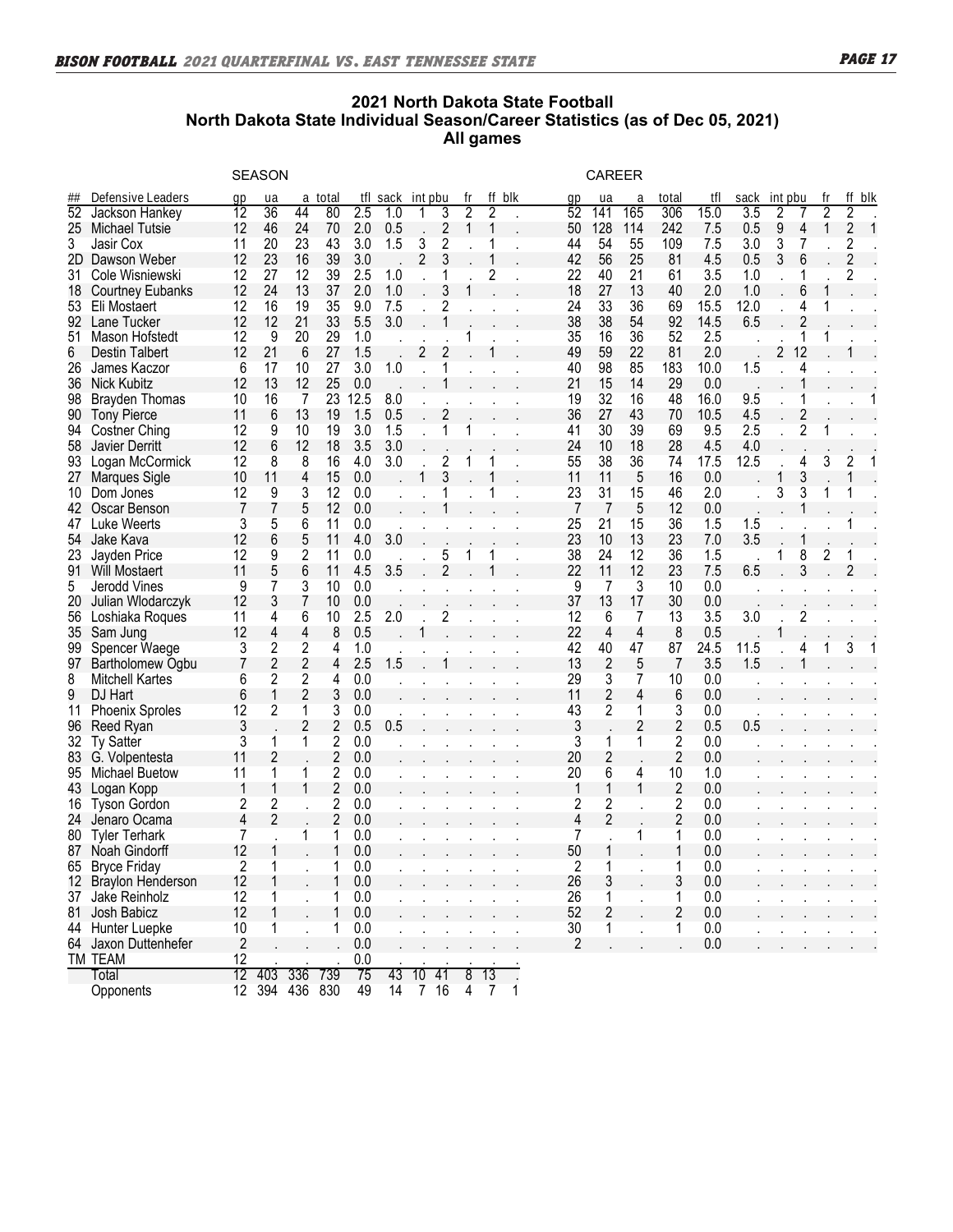## 2021 North Dakota State Football
## North Dakota State Individual Season/Career Statistics (as of Dec 05, 2021)
## All games

| ## | Defensive Leaders | SEASON gp | ua | a | total | tfl | sack | int | pbu | fr | ff | blk | CAREER gp | ua | a | total | tfl | sack | int | pbu | fr | ff | blk |
|---|---|---|---|---|---|---|---|---|---|---|---|---|---|---|---|---|---|---|---|---|---|---|---|
| 52 | Jackson Hankey | 12 | 36 | 44 | 80 | 2.5 | 1.0 | 1 | 3 | 2 | 2 | . | 52 | 141 | 165 | 306 | 15.0 | 3.5 | 2 | 7 | 2 | 2 | . |
| 25 | Michael Tutsie | 12 | 46 | 24 | 70 | 2.0 | 0.5 | . | 2 | 1 | 1 | . | 50 | 128 | 114 | 242 | 7.5 | 0.5 | 9 | 4 | 1 | 2 | 1 |
| 3 | Jasir Cox | 11 | 20 | 23 | 43 | 3.0 | 1.5 | 3 | 2 | . | 1 | . | 44 | 54 | 55 | 109 | 7.5 | 3.0 | 3 | 7 | . | 2 | . |
| 2D | Dawson Weber | 12 | 23 | 16 | 39 | 3.0 | . | 2 | 3 | . | 1 | . | 42 | 56 | 25 | 81 | 4.5 | 0.5 | 3 | 6 | . | 2 | . |
| 31 | Cole Wisniewski | 12 | 27 | 12 | 39 | 2.5 | 1.0 | . | 1 | . | 2 | . | 22 | 40 | 21 | 61 | 3.5 | 1.0 | . | 1 | . | 2 | . |
| 18 | Courtney Eubanks | 12 | 24 | 13 | 37 | 2.0 | 1.0 | . | 3 | 1 | . | . | 18 | 27 | 13 | 40 | 2.0 | 1.0 | . | 6 | 1 | . | . |
| 53 | Eli Mostaert | 12 | 16 | 19 | 35 | 9.0 | 7.5 | . | 2 | . | . | . | 24 | 33 | 36 | 69 | 15.5 | 12.0 | . | 4 | 1 | . | . |
| 92 | Lane Tucker | 12 | 12 | 21 | 33 | 5.5 | 3.0 | . | 1 | . | . | . | 38 | 38 | 54 | 92 | 14.5 | 6.5 | . | 2 | . | . | . |
| 51 | Mason Hofstedt | 12 | 9 | 20 | 29 | 1.0 | . | . | . | 1 | . | . | 35 | 16 | 36 | 52 | 2.5 | . | . | 1 | 1 | . | . |
| 6 | Destin Talbert | 12 | 21 | 6 | 27 | 1.5 | . | 2 | 2 | . | 1 | . | 49 | 59 | 22 | 81 | 2.0 | . | 2 | 12 | . | 1 | . |
| 26 | James Kaczor | 6 | 17 | 10 | 27 | 3.0 | 1.0 | . | 1 | . | . | . | 40 | 98 | 85 | 183 | 10.0 | 1.5 | . | 4 | . | . | . |
| 36 | Nick Kubitz | 12 | 13 | 12 | 25 | 0.0 | . | . | 1 | . | . | . | 21 | 15 | 14 | 29 | 0.0 | . | . | 1 | . | . | . |
| 98 | Brayden Thomas | 10 | 16 | 7 | 23 | 12.5 | 8.0 | . | . | . | . | . | 19 | 32 | 16 | 48 | 16.0 | 9.5 | . | 1 | . | . | 1 |
| 90 | Tony Pierce | 11 | 6 | 13 | 19 | 1.5 | 0.5 | . | 2 | . | . | . | 36 | 27 | 43 | 70 | 10.5 | 4.5 | . | 2 | . | . | . |
| 94 | Costner Ching | 12 | 9 | 10 | 19 | 3.0 | 1.5 | . | 1 | 1 | . | . | 41 | 30 | 39 | 69 | 9.5 | 2.5 | . | 2 | 1 | . | . |
| 58 | Javier Derritt | 12 | 6 | 12 | 18 | 3.5 | 3.0 | . | . | . | . | . | 24 | 10 | 18 | 28 | 4.5 | 4.0 | . | . | . | . | . |
| 93 | Logan McCormick | 12 | 8 | 8 | 16 | 4.0 | 3.0 | . | 2 | 1 | 1 | . | 55 | 38 | 36 | 74 | 17.5 | 12.5 | . | 4 | 3 | 2 | 1 |
| 27 | Marques Sigle | 10 | 11 | 4 | 15 | 0.0 | . | 1 | 3 | . | 1 | . | 11 | 11 | 5 | 16 | 0.0 | . | 1 | 3 | . | 1 | . |
| 10 | Dom Jones | 12 | 9 | 3 | 12 | 0.0 | . | . | 1 | . | 1 | . | 23 | 31 | 15 | 46 | 2.0 | . | 3 | 3 | 1 | 1 | . |
| 42 | Oscar Benson | 7 | 7 | 5 | 12 | 0.0 | . | . | 1 | . | . | . | 7 | 7 | 5 | 12 | 0.0 | . | . | 1 | . | . | . |
| 47 | Luke Weerts | 3 | 5 | 6 | 11 | 0.0 | . | . | . | . | . | . | 25 | 21 | 15 | 36 | 1.5 | 1.5 | . | . | . | 1 | . |
| 54 | Jake Kava | 12 | 6 | 5 | 11 | 4.0 | 3.0 | . | . | . | . | . | 23 | 10 | 13 | 23 | 7.0 | 3.5 | . | 1 | . | . | . |
| 23 | Jayden Price | 12 | 9 | 2 | 11 | 0.0 | . | . | 5 | 1 | 1 | . | 38 | 24 | 12 | 36 | 1.5 | . | 1 | 8 | 2 | 1 | . |
| 91 | Will Mostaert | 11 | 5 | 6 | 11 | 4.5 | 3.5 | . | 2 | . | 1 | . | 22 | 11 | 12 | 23 | 7.5 | 6.5 | . | 3 | . | 2 | . |
| 5 | Jerodd Vines | 9 | 7 | 3 | 10 | 0.0 | . | . | . | . | . | . | 9 | 7 | 3 | 10 | 0.0 | . | . | . | . | . | . |
| 20 | Julian Wlodarczyk | 12 | 3 | 7 | 10 | 0.0 | . | . | . | . | . | . | 37 | 13 | 17 | 30 | 0.0 | . | . | . | . | . | . |
| 56 | Loshiaka Roques | 11 | 4 | 6 | 10 | 2.5 | 2.0 | . | 2 | . | . | . | 12 | 6 | 7 | 13 | 3.5 | 3.0 | . | 2 | . | . | . |
| 35 | Sam Jung | 12 | 4 | 4 | 8 | 0.5 | . | 1 | . | . | . | . | 22 | 4 | 4 | 8 | 0.5 | . | 1 | . | . | . | . |
| 99 | Spencer Waege | 3 | 2 | 2 | 4 | 1.0 | . | . | . | . | . | . | 42 | 40 | 47 | 87 | 24.5 | 11.5 | . | 4 | 1 | 3 | 1 |
| 97 | Bartholomew Ogbu | 7 | 2 | 2 | 4 | 2.5 | 1.5 | . | 1 | . | . | . | 13 | 2 | 5 | 7 | 3.5 | 1.5 | . | 1 | . | . | . |
| 8 | Mitchell Kartes | 6 | 2 | 2 | 4 | 0.0 | . | . | . | . | . | . | 29 | 3 | 7 | 10 | 0.0 | . | . | . | . | . | . |
| 9 | DJ Hart | 6 | 1 | 2 | 3 | 0.0 | . | . | . | . | . | . | 11 | 2 | 4 | 6 | 0.0 | . | . | . | . | . | . |
| 11 | Phoenix Sproles | 12 | 2 | 1 | 3 | 0.0 | . | . | . | . | . | . | 43 | 2 | 1 | 3 | 0.0 | . | . | . | . | . | . |
| 96 | Reed Ryan | 3 | . | 2 | 2 | 0.5 | 0.5 | . | . | . | . | . | 3 | . | 2 | 2 | 0.5 | 0.5 | . | . | . | . | . |
| 32 | Ty Satter | 3 | 1 | 1 | 2 | 0.0 | . | . | . | . | . | . | 3 | 1 | 1 | 2 | 0.0 | . | . | . | . | . | . |
| 83 | G. Volpentesta | 11 | 2 | . | 2 | 0.0 | . | . | . | . | . | . | 20 | 2 | . | 2 | 0.0 | . | . | . | . | . | . |
| 95 | Michael Buetow | 11 | 1 | 1 | 2 | 0.0 | . | . | . | . | . | . | 20 | 6 | 4 | 10 | 1.0 | . | . | . | . | . | . |
| 43 | Logan Kopp | 1 | 1 | 1 | 2 | 0.0 | . | . | . | . | . | . | 1 | 1 | 1 | 2 | 0.0 | . | . | . | . | . | . |
| 16 | Tyson Gordon | 2 | 2 | . | 2 | 0.0 | . | . | . | . | . | . | 2 | 2 | . | 2 | 0.0 | . | . | . | . | . | . |
| 24 | Jenaro Ocama | 4 | 2 | . | 2 | 0.0 | . | . | . | . | . | . | 4 | 2 | . | 2 | 0.0 | . | . | . | . | . | . |
| 80 | Tyler Terhark | 7 | . | 1 | 1 | 0.0 | . | . | . | . | . | . | 7 | . | 1 | 1 | 0.0 | . | . | . | . | . | . |
| 87 | Noah Gindorff | 12 | 1 | . | 1 | 0.0 | . | . | . | . | . | . | 50 | 1 | . | 1 | 0.0 | . | . | . | . | . | . |
| 65 | Bryce Friday | 2 | 1 | . | 1 | 0.0 | . | . | . | . | . | . | 2 | 1 | . | 1 | 0.0 | . | . | . | . | . | . |
| 12 | Braylon Henderson | 12 | 1 | . | 1 | 0.0 | . | . | . | . | . | . | 26 | 3 | . | 3 | 0.0 | . | . | . | . | . | . |
| 37 | Jake Reinholz | 12 | 1 | . | 1 | 0.0 | . | . | . | . | . | . | 26 | 1 | . | 1 | 0.0 | . | . | . | . | . | . |
| 81 | Josh Babicz | 12 | 1 | . | 1 | 0.0 | . | . | . | . | . | . | 52 | 2 | . | 2 | 0.0 | . | . | . | . | . | . |
| 44 | Hunter Luepke | 10 | 1 | . | 1 | 0.0 | . | . | . | . | . | . | 30 | 1 | . | 1 | 0.0 | . | . | . | . | . | . |
| 64 | Jaxon Duttenhefer | 2 | . | . | . | 0.0 | . | . | . | . | . | . | 2 | . | . | . | 0.0 | . | . | . | . | . | . |
| TM | TEAM | 12 | . | . | . | 0.0 | . | . | . | . | . | . | | | | | | | | | | | |
| | Total | 12 | 403 | 336 | 739 | 75 | 43 | 10 | 41 | 8 | 13 | . | | | | | | | | | | | |
| | Opponents | 12 | 394 | 436 | 830 | 49 | 14 | 7 | 16 | 4 | 7 | 1 | | | | | | | | | | | |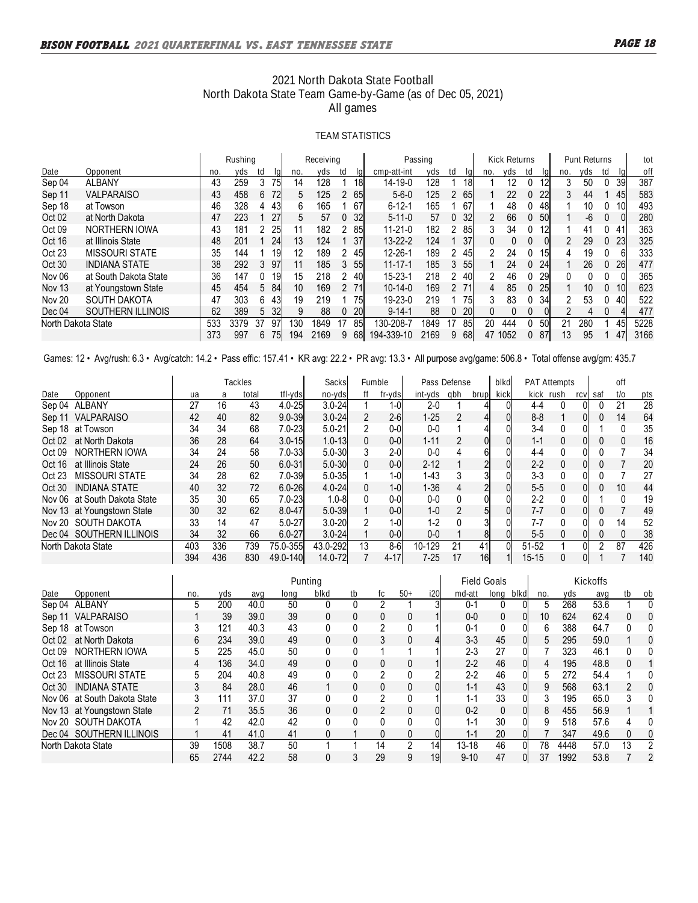# 2021 North Dakota State Football
## North Dakota State Team Game-by-Game (as of Dec 05, 2021)
### All games

#### TEAM STATISTICS

| | | Rushing | | | | Receiving | | | | Passing | | | | Kick Returns | | | | Punt Returns | | | | tot |
|---|---|---|---|---|---|---|---|---|---|---|---|---|---|---|---|---|---|---|---|---|---|---|
| Date | Opponent | no. | yds | td | lg | no. | yds | td | lg | cmp-att-int | yds | td | lg | no. | yds | td | lg | no. | yds | td | lg | off |
| Sep 04 | ALBANY | 43 | 259 | 3 | 75 | 14 | 128 | 1 | 18 | 14-19-0 | 128 | 1 | 18 | 1 | 12 | 0 | 12 | 3 | 50 | 0 | 39 | 387 |
| Sep 11 | VALPARAISO | 43 | 458 | 6 | 72 | 5 | 125 | 2 | 65 | 5-6-0 | 125 | 2 | 65 | 1 | 22 | 0 | 22 | 3 | 44 | 1 | 45 | 583 |
| Sep 18 | at Towson | 46 | 328 | 4 | 43 | 6 | 165 | 1 | 67 | 6-12-1 | 165 | 1 | 67 | 1 | 48 | 0 | 48 | 1 | 10 | 0 | 10 | 493 |
| Oct 02 | at North Dakota | 47 | 223 | 1 | 27 | 5 | 57 | 0 | 32 | 5-11-0 | 57 | 0 | 32 | 2 | 66 | 0 | 50 | 1 | -6 | 0 | 0 | 280 |
| Oct 09 | NORTHERN IOWA | 43 | 181 | 2 | 25 | 11 | 182 | 2 | 85 | 11-21-0 | 182 | 2 | 85 | 3 | 34 | 0 | 12 | 1 | 41 | 0 | 41 | 363 |
| Oct 16 | at Illinois State | 48 | 201 | 1 | 24 | 13 | 124 | 1 | 37 | 13-22-2 | 124 | 1 | 37 | 0 | 0 | 0 | 0 | 2 | 29 | 0 | 23 | 325 |
| Oct 23 | MISSOURI STATE | 35 | 144 | 1 | 19 | 12 | 189 | 2 | 45 | 12-26-1 | 189 | 2 | 45 | 2 | 24 | 0 | 15 | 4 | 19 | 0 | 6 | 333 |
| Oct 30 | INDIANA STATE | 38 | 292 | 3 | 97 | 11 | 185 | 3 | 55 | 11-17-1 | 185 | 3 | 55 | 1 | 24 | 0 | 24 | 1 | 26 | 0 | 26 | 477 |
| Nov 06 | at South Dakota State | 36 | 147 | 0 | 19 | 15 | 218 | 2 | 40 | 15-23-1 | 218 | 2 | 40 | 2 | 46 | 0 | 29 | 0 | 0 | 0 | 0 | 365 |
| Nov 13 | at Youngstown State | 45 | 454 | 5 | 84 | 10 | 169 | 2 | 71 | 10-14-0 | 169 | 2 | 71 | 4 | 85 | 0 | 25 | 1 | 10 | 0 | 10 | 623 |
| Nov 20 | SOUTH DAKOTA | 47 | 303 | 6 | 43 | 19 | 219 | 1 | 75 | 19-23-0 | 219 | 1 | 75 | 3 | 83 | 0 | 34 | 2 | 53 | 0 | 40 | 522 |
| Dec 04 | SOUTHERN ILLINOIS | 62 | 389 | 5 | 32 | 9 | 88 | 0 | 20 | 9-14-1 | 88 | 0 | 20 | 0 | 0 | 0 | 0 | 2 | 4 | 0 | 4 | 477 |
| North Dakota State | | 533 | 3379 | 37 | 97 | 130 | 1849 | 17 | 85 | 130-208-7 | 1849 | 17 | 85 | 20 | 444 | 0 | 50 | 21 | 280 | 1 | 45 | 5228 |
| | | 373 | 997 | 6 | 75 | 194 | 2169 | 9 | 68 | 194-339-10 | 2169 | 9 | 68 | 47 | 1052 | 0 | 87 | 13 | 95 | 1 | 47 | 3166 |

Games: 12 • Avg/rush: 6.3 • Avg/catch: 14.2 • Pass effic: 157.41 • KR avg: 22.2 • PR avg: 13.3 • All purpose avg/game: 506.8 • Total offense avg/gm: 435.7

| | | Tackles | | | | Sacks | Fumble | | Pass Defense | | | blkd | PAT Attempts | | | | off | |
|---|---|---|---|---|---|---|---|---|---|---|---|---|---|---|---|---|---|---|
| Date | Opponent | ua | a | total | tfl-yds | no-yds | ff | fr-yds | int-yds | qbh | brup | kick | kick | rush | rcv | saf | t/o | pts |
| Sep 04 | ALBANY | 27 | 16 | 43 | 4.0-25 | 3.0-24 | 1 | 1-0 | 2-0 | 1 | 4 | 0 | 4-4 | 0 | 0 | 0 | 21 | 28 |
| Sep 11 | VALPARAISO | 42 | 40 | 82 | 9.0-39 | 3.0-24 | 2 | 2-6 | 1-25 | 2 | 4 | 0 | 8-8 | 1 | 0 | 0 | 14 | 64 |
| Sep 18 | at Towson | 34 | 34 | 68 | 7.0-23 | 5.0-21 | 2 | 0-0 | 0-0 | 1 | 4 | 0 | 3-4 | 0 | 0 | 1 | 0 | 35 |
| Oct 02 | at North Dakota | 36 | 28 | 64 | 3.0-15 | 3.0-15 | 0 | 0-0 | 1-11 | 2 | 0 | 0 | 1-1 | 0 | 0 | 0 | 0 | 16 |
| Oct 09 | NORTHERN IOWA | 34 | 24 | 58 | 7.0-33 | 5.0-30 | 3 | 2-0 | 0-0 | 4 | 6 | 0 | 4-4 | 0 | 0 | 0 | 7 | 34 |
| Oct 16 | at Illinois State | 24 | 26 | 50 | 6.0-31 | 5.0-30 | 0 | 0-0 | 2-12 | 1 | 2 | 0 | 2-2 | 0 | 0 | 0 | 7 | 20 |
| Oct 23 | MISSOURI STATE | 34 | 28 | 62 | 7.0-39 | 5.0-35 | 1 | 1-0 | 1-43 | 3 | 3 | 0 | 3-3 | 0 | 0 | 0 | 7 | 27 |
| Oct 30 | INDIANA STATE | 40 | 32 | 72 | 6.0-26 | 4.0-24 | 0 | 1-0 | 1-36 | 4 | 2 | 0 | 5-5 | 0 | 0 | 0 | 10 | 44 |
| Nov 06 | at South Dakota State | 35 | 30 | 65 | 7.0-23 | 1.0-8 | 0 | 0-0 | 0-0 | 0 | 0 | 0 | 2-2 | 0 | 0 | 1 | 0 | 19 |
| Nov 13 | at Youngstown State | 30 | 32 | 62 | 8.0-47 | 5.0-39 | 1 | 0-0 | 1-0 | 2 | 5 | 0 | 7-7 | 0 | 0 | 0 | 7 | 49 |
| Nov 20 | SOUTH DAKOTA | 33 | 14 | 47 | 5.0-27 | 3.0-20 | 2 | 1-0 | 1-2 | 0 | 3 | 0 | 7-7 | 0 | 0 | 0 | 14 | 52 |
| Dec 04 | SOUTHERN ILLINOIS | 34 | 32 | 66 | 6.0-27 | 3.0-24 | 1 | 0-0 | 0-0 | 1 | 8 | 0 | 5-5 | 0 | 0 | 0 | 0 | 38 |
| North Dakota State | | 403 | 336 | 739 | 75.0-355 | 43.0-292 | 13 | 8-6 | 10-129 | 21 | 41 | 0 | 51-52 | 1 | 0 | 2 | 87 | 426 |
| | | 394 | 436 | 830 | 49.0-140 | 14.0-72 | 7 | 4-17 | 7-25 | 17 | 16 | 1 | 15-15 | 0 | 0 | 1 | 7 | 140 |

| | | Punting | | | | | | | | | Field Goals | | | Kickoffs | | | | |
|---|---|---|---|---|---|---|---|---|---|---|---|---|---|---|---|---|---|---|
| Date | Opponent | no. | yds | avg | long | blkd | tb | fc | 50+ | i20 | md-att | long | blkd | no. | yds | avg | tb | ob |
| Sep 04 | ALBANY | 5 | 200 | 40.0 | 50 | 0 | 0 | 2 | 1 | 3 | 0-1 | 0 | 0 | 5 | 268 | 53.6 | 1 | 0 |
| Sep 11 | VALPARAISO | 1 | 39 | 39.0 | 39 | 0 | 0 | 0 | 0 | 1 | 0-0 | 0 | 0 | 10 | 624 | 62.4 | 0 | 0 |
| Sep 18 | at Towson | 3 | 121 | 40.3 | 43 | 0 | 0 | 2 | 0 | 1 | 0-1 | 0 | 0 | 6 | 388 | 64.7 | 0 | 0 |
| Oct 02 | at North Dakota | 6 | 234 | 39.0 | 49 | 0 | 0 | 3 | 0 | 4 | 3-3 | 45 | 0 | 5 | 295 | 59.0 | 1 | 0 |
| Oct 09 | NORTHERN IOWA | 5 | 225 | 45.0 | 50 | 0 | 0 | 1 | 1 | 1 | 2-3 | 27 | 0 | 7 | 323 | 46.1 | 0 | 0 |
| Oct 16 | at Illinois State | 4 | 136 | 34.0 | 49 | 0 | 0 | 0 | 0 | 1 | 2-2 | 46 | 0 | 4 | 195 | 48.8 | 0 | 1 |
| Oct 23 | MISSOURI STATE | 5 | 204 | 40.8 | 49 | 0 | 0 | 2 | 0 | 2 | 2-2 | 46 | 0 | 5 | 272 | 54.4 | 1 | 0 |
| Oct 30 | INDIANA STATE | 3 | 84 | 28.0 | 46 | 1 | 0 | 0 | 0 | 0 | 1-1 | 43 | 0 | 9 | 568 | 63.1 | 2 | 0 |
| Nov 06 | at South Dakota State | 3 | 111 | 37.0 | 37 | 0 | 0 | 2 | 0 | 1 | 1-1 | 33 | 0 | 3 | 195 | 65.0 | 3 | 0 |
| Nov 13 | at Youngstown State | 2 | 71 | 35.5 | 36 | 0 | 0 | 2 | 0 | 0 | 0-2 | 0 | 0 | 8 | 455 | 56.9 | 1 | 1 |
| Nov 20 | SOUTH DAKOTA | 1 | 42 | 42.0 | 42 | 0 | 0 | 0 | 0 | 0 | 1-1 | 30 | 0 | 9 | 518 | 57.6 | 4 | 0 |
| Dec 04 | SOUTHERN ILLINOIS | 1 | 41 | 41.0 | 41 | 0 | 1 | 0 | 0 | 0 | 1-1 | 20 | 0 | 7 | 347 | 49.6 | 0 | 0 |
| North Dakota State | | 39 | 1508 | 38.7 | 50 | 1 | 1 | 14 | 2 | 14 | 13-18 | 46 | 0 | 78 | 4448 | 57.0 | 13 | 2 |
| | | 65 | 2744 | 42.2 | 58 | 0 | 3 | 29 | 9 | 19 | 9-10 | 47 | 0 | 37 | 1992 | 53.8 | 7 | 2 |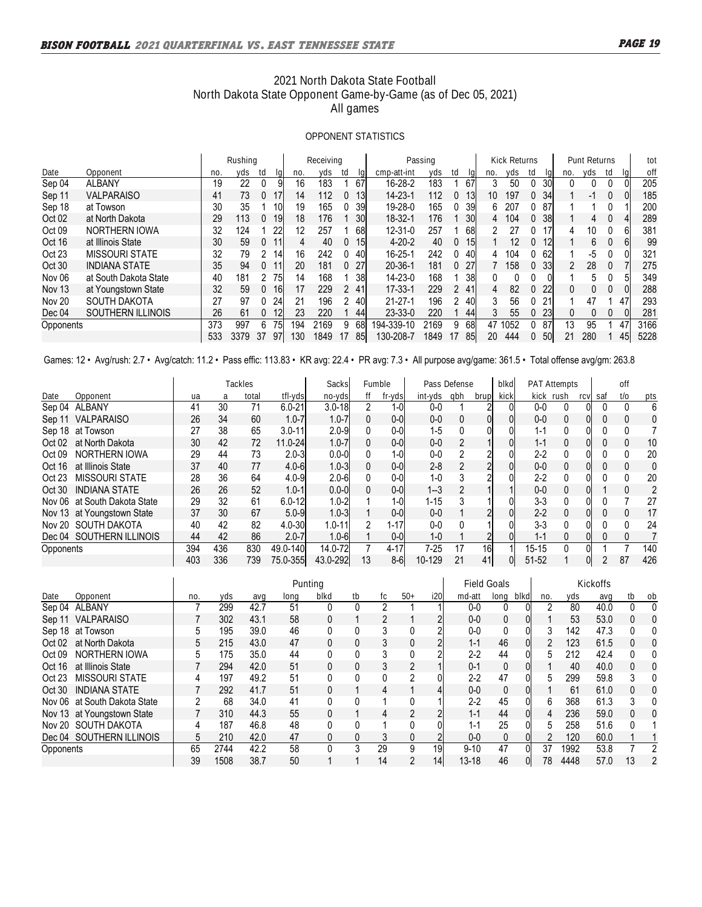# 2021 North Dakota State Football
## North Dakota State Opponent Game-by-Game (as of Dec 05, 2021)
### All games

OPPONENT STATISTICS

| | | Rushing | | | | Receiving | | | | Passing | | | | Kick Returns | | | | Punt Returns | | | | tot |
|---|---|---|---|---|---|---|---|---|---|---|---|---|---|---|---|---|---|---|---|---|---|---|
| Date | Opponent | no. | yds | td | lg | no. | yds | td | lg | cmp-att-int | yds | td | lg | no. | yds | td | lg | no. | yds | td | lg | off |
| Sep 04 | ALBANY | 19 | 22 | 0 | 9 | 16 | 183 | 1 | 67 | 16-28-2 | 183 | 1 | 67 | 3 | 50 | 0 | 30 | 0 | 0 | 0 | 0 | 205 |
| Sep 11 | VALPARAISO | 41 | 73 | 0 | 17 | 14 | 112 | 0 | 13 | 14-23-1 | 112 | 0 | 13 | 10 | 197 | 0 | 34 | 1 | -1 | 0 | 0 | 185 |
| Sep 18 | at Towson | 30 | 35 | 1 | 10 | 19 | 165 | 0 | 39 | 19-28-0 | 165 | 0 | 39 | 6 | 207 | 0 | 87 | 1 | 1 | 0 | 1 | 200 |
| Oct 02 | at North Dakota | 29 | 113 | 0 | 19 | 18 | 176 | 1 | 30 | 18-32-1 | 176 | 1 | 30 | 4 | 104 | 0 | 38 | 1 | 4 | 0 | 4 | 289 |
| Oct 09 | NORTHERN IOWA | 32 | 124 | 1 | 22 | 12 | 257 | 1 | 68 | 12-31-0 | 257 | 1 | 68 | 2 | 27 | 0 | 17 | 4 | 10 | 0 | 6 | 381 |
| Oct 16 | at Illinois State | 30 | 59 | 0 | 11 | 4 | 40 | 0 | 15 | 4-20-2 | 40 | 0 | 15 | 1 | 12 | 0 | 12 | 1 | 6 | 0 | 6 | 99 |
| Oct 23 | MISSOURI STATE | 32 | 79 | 2 | 14 | 16 | 242 | 0 | 40 | 16-25-1 | 242 | 0 | 40 | 4 | 104 | 0 | 62 | 1 | -5 | 0 | 0 | 321 |
| Oct 30 | INDIANA STATE | 35 | 94 | 0 | 11 | 20 | 181 | 0 | 27 | 20-36-1 | 181 | 0 | 27 | 7 | 158 | 0 | 33 | 2 | 28 | 0 | 7 | 275 |
| Nov 06 | at South Dakota State | 40 | 181 | 2 | 75 | 14 | 168 | 1 | 38 | 14-23-0 | 168 | 1 | 38 | 0 | 0 | 0 | 0 | 1 | 5 | 0 | 5 | 349 |
| Nov 13 | at Youngstown State | 32 | 59 | 0 | 16 | 17 | 229 | 2 | 41 | 17-33-1 | 229 | 2 | 41 | 4 | 82 | 0 | 22 | 0 | 0 | 0 | 0 | 288 |
| Nov 20 | SOUTH DAKOTA | 27 | 97 | 0 | 24 | 21 | 196 | 2 | 40 | 21-27-1 | 196 | 2 | 40 | 3 | 56 | 0 | 21 | 1 | 47 | 1 | 47 | 293 |
| Dec 04 | SOUTHERN ILLINOIS | 26 | 61 | 0 | 12 | 23 | 220 | 1 | 44 | 23-33-0 | 220 | 1 | 44 | 3 | 55 | 0 | 23 | 0 | 0 | 0 | 0 | 281 |
| Opponents | | 373 | 997 | 6 | 75 | 194 | 2169 | 9 | 68 | 194-339-10 | 2169 | 9 | 68 | 47 | 1052 | 0 | 87 | 13 | 95 | 1 | 47 | 3166 |
| | | 533 | 3379 | 37 | 97 | 130 | 1849 | 17 | 85 | 130-208-7 | 1849 | 17 | 85 | 20 | 444 | 0 | 50 | 21 | 280 | 1 | 45 | 5228 |

Games: 12 • Avg/rush: 2.7 • Avg/catch: 11.2 • Pass effic: 113.83 • KR avg: 22.4 • PR avg: 7.3 • All purpose avg/game: 361.5 • Total offense avg/gm: 263.8

| | | Tackles | | | | Sacks | Fumble | | Pass Defense | | | blkd | PAT Attempts | | | | off | |
|---|---|---|---|---|---|---|---|---|---|---|---|---|---|---|---|---|---|---|
| Date | Opponent | ua | a | total | tfl-yds | no-yds | ff | fr-yds | int-yds | qbh | brup | kick | kick | rush | rcv | saf | t/o | pts |
| Sep 04 | ALBANY | 41 | 30 | 71 | 6.0-21 | 3.0-18 | 2 | 1-0 | 0-0 | 1 | 2 | 0 | 0-0 | 0 | 0 | 0 | 0 | 6 |
| Sep 11 | VALPARAISO | 26 | 34 | 60 | 1.0-7 | 1.0-7 | 0 | 0-0 | 0-0 | 0 | 0 | 0 | 0-0 | 0 | 0 | 0 | 0 | 0 |
| Sep 18 | at Towson | 27 | 38 | 65 | 3.0-11 | 2.0-9 | 0 | 0-0 | 1-5 | 0 | 0 | 0 | 1-1 | 0 | 0 | 0 | 0 | 7 |
| Oct 02 | at North Dakota | 30 | 42 | 72 | 11.0-24 | 1.0-7 | 0 | 0-0 | 0-0 | 2 | 1 | 0 | 1-1 | 0 | 0 | 0 | 0 | 10 |
| Oct 09 | NORTHERN IOWA | 29 | 44 | 73 | 2.0-3 | 0.0-0 | 0 | 1-0 | 0-0 | 2 | 2 | 0 | 2-2 | 0 | 0 | 0 | 0 | 20 |
| Oct 16 | at Illinois State | 37 | 40 | 77 | 4.0-6 | 1.0-3 | 0 | 0-0 | 2-8 | 2 | 2 | 0 | 0-0 | 0 | 0 | 0 | 0 | 0 |
| Oct 23 | MISSOURI STATE | 28 | 36 | 64 | 4.0-9 | 2.0-6 | 0 | 0-0 | 1-0 | 3 | 2 | 0 | 2-2 | 0 | 0 | 0 | 0 | 20 |
| Oct 30 | INDIANA STATE | 26 | 26 | 52 | 1.0-1 | 0.0-0 | 0 | 0-0 | 1--3 | 2 | 1 | 1 | 0-0 | 0 | 0 | 1 | 0 | 2 |
| Nov 06 | at South Dakota State | 29 | 32 | 61 | 6.0-12 | 1.0-2 | 1 | 1-0 | 1-15 | 3 | 1 | 0 | 3-3 | 0 | 0 | 0 | 7 | 27 |
| Nov 13 | at Youngstown State | 37 | 30 | 67 | 5.0-9 | 1.0-3 | 1 | 0-0 | 0-0 | 1 | 2 | 0 | 2-2 | 0 | 0 | 0 | 0 | 17 |
| Nov 20 | SOUTH DAKOTA | 40 | 42 | 82 | 4.0-30 | 1.0-11 | 2 | 1-17 | 0-0 | 0 | 1 | 0 | 3-3 | 0 | 0 | 0 | 0 | 24 |
| Dec 04 | SOUTHERN ILLINOIS | 44 | 42 | 86 | 2.0-7 | 1.0-6 | 1 | 0-0 | 1-0 | 1 | 2 | 0 | 1-1 | 0 | 0 | 0 | 0 | 7 |
| Opponents | | 394 | 436 | 830 | 49.0-140 | 14.0-72 | 7 | 4-17 | 7-25 | 17 | 16 | 1 | 15-15 | 0 | 0 | 1 | 7 | 140 |
| | | 403 | 336 | 739 | 75.0-355 | 43.0-292 | 13 | 8-6 | 10-129 | 21 | 41 | 0 | 51-52 | 1 | 0 | 2 | 87 | 426 |

| | | Punting | | | | | | | | | Field Goals | | | Kickoffs | | | | |
|---|---|---|---|---|---|---|---|---|---|---|---|---|---|---|---|---|---|---|
| Date | Opponent | no. | yds | avg | long | blkd | tb | fc | 50+ | i20 | md-att | long | blkd | no. | yds | avg | tb | ob |
| Sep 04 | ALBANY | 7 | 299 | 42.7 | 51 | 0 | 0 | 2 | 1 | 1 | 0-0 | 0 | 0 | 2 | 80 | 40.0 | 0 | 0 |
| Sep 11 | VALPARAISO | 7 | 302 | 43.1 | 58 | 0 | 1 | 2 | 1 | 2 | 0-0 | 0 | 0 | 1 | 53 | 53.0 | 0 | 0 |
| Sep 18 | at Towson | 5 | 195 | 39.0 | 46 | 0 | 0 | 3 | 0 | 2 | 0-0 | 0 | 0 | 3 | 142 | 47.3 | 0 | 0 |
| Oct 02 | at North Dakota | 5 | 215 | 43.0 | 47 | 0 | 0 | 3 | 0 | 2 | 1-1 | 46 | 0 | 2 | 123 | 61.5 | 0 | 0 |
| Oct 09 | NORTHERN IOWA | 5 | 175 | 35.0 | 44 | 0 | 0 | 3 | 0 | 2 | 2-2 | 44 | 0 | 5 | 212 | 42.4 | 0 | 0 |
| Oct 16 | at Illinois State | 7 | 294 | 42.0 | 51 | 0 | 0 | 3 | 2 | 1 | 0-1 | 0 | 0 | 1 | 40 | 40.0 | 0 | 0 |
| Oct 23 | MISSOURI STATE | 4 | 197 | 49.2 | 51 | 0 | 0 | 0 | 2 | 0 | 2-2 | 47 | 0 | 5 | 299 | 59.8 | 3 | 0 |
| Oct 30 | INDIANA STATE | 7 | 292 | 41.7 | 51 | 0 | 1 | 4 | 1 | 4 | 0-0 | 0 | 0 | 1 | 61 | 61.0 | 0 | 0 |
| Nov 06 | at South Dakota State | 2 | 68 | 34.0 | 41 | 0 | 0 | 1 | 0 | 1 | 2-2 | 45 | 0 | 6 | 368 | 61.3 | 3 | 0 |
| Nov 13 | at Youngstown State | 7 | 310 | 44.3 | 55 | 0 | 1 | 4 | 2 | 2 | 1-1 | 44 | 0 | 4 | 236 | 59.0 | 0 | 0 |
| Nov 20 | SOUTH DAKOTA | 4 | 187 | 46.8 | 48 | 0 | 0 | 1 | 0 | 0 | 1-1 | 25 | 0 | 5 | 258 | 51.6 | 0 | 1 |
| Dec 04 | SOUTHERN ILLINOIS | 5 | 210 | 42.0 | 47 | 0 | 0 | 3 | 0 | 2 | 0-0 | 0 | 0 | 2 | 120 | 60.0 | 1 | 1 |
| Opponents | | 65 | 2744 | 42.2 | 58 | 0 | 3 | 29 | 9 | 19 | 9-10 | 47 | 0 | 37 | 1992 | 53.8 | 7 | 2 |
| | | 39 | 1508 | 38.7 | 50 | 1 | 1 | 14 | 2 | 14 | 13-18 | 46 | 0 | 78 | 4448 | 57.0 | 13 | 2 |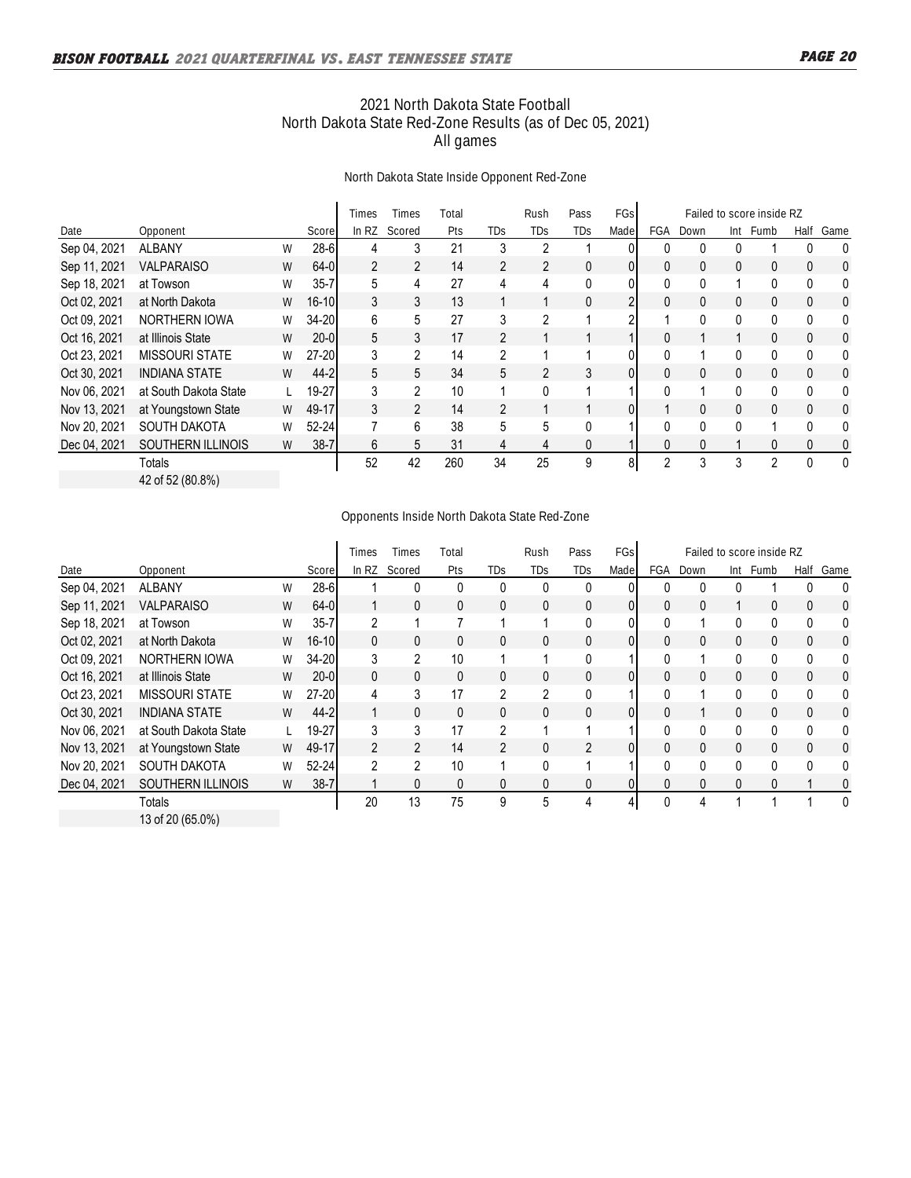# 2021 North Dakota State Football
## North Dakota State Red-Zone Results (as of Dec 05, 2021)
### All games

#### North Dakota State Inside Opponent Red-Zone

| Date | Opponent | | Score | Times In RZ | Times Scored | Total Pts | TDs | Rush TDs | Pass TDs | FGs Made | Failed to score inside RZ: FGA | Down | Int | Fumb | Half | Game |
|---|---|---|---|---|---|---|---|---|---|---|---|---|---|---|---|---|
| Sep 04, 2021 | ALBANY | W | 28-6 | 4 | 3 | 21 | 3 | 2 | 1 | 0 | 0 | 0 | 0 | 1 | 0 | 0 |
| Sep 11, 2021 | VALPARAISO | W | 64-0 | 2 | 2 | 14 | 2 | 2 | 0 | 0 | 0 | 0 | 0 | 0 | 0 | 0 |
| Sep 18, 2021 | at Towson | W | 35-7 | 5 | 4 | 27 | 4 | 4 | 0 | 0 | 0 | 0 | 1 | 0 | 0 | 0 |
| Oct 02, 2021 | at North Dakota | W | 16-10 | 3 | 3 | 13 | 1 | 1 | 0 | 2 | 0 | 0 | 0 | 0 | 0 | 0 |
| Oct 09, 2021 | NORTHERN IOWA | W | 34-20 | 6 | 5 | 27 | 3 | 2 | 1 | 2 | 1 | 0 | 0 | 0 | 0 | 0 |
| Oct 16, 2021 | at Illinois State | W | 20-0 | 5 | 3 | 17 | 2 | 1 | 1 | 1 | 0 | 1 | 1 | 0 | 0 | 0 |
| Oct 23, 2021 | MISSOURI STATE | W | 27-20 | 3 | 2 | 14 | 2 | 1 | 1 | 0 | 0 | 1 | 0 | 0 | 0 | 0 |
| Oct 30, 2021 | INDIANA STATE | W | 44-2 | 5 | 5 | 34 | 5 | 2 | 3 | 0 | 0 | 0 | 0 | 0 | 0 | 0 |
| Nov 06, 2021 | at South Dakota State | L | 19-27 | 3 | 2 | 10 | 1 | 0 | 1 | 1 | 0 | 1 | 0 | 0 | 0 | 0 |
| Nov 13, 2021 | at Youngstown State | W | 49-17 | 3 | 2 | 14 | 2 | 1 | 1 | 0 | 1 | 0 | 0 | 0 | 0 | 0 |
| Nov 20, 2021 | SOUTH DAKOTA | W | 52-24 | 7 | 6 | 38 | 5 | 5 | 0 | 1 | 0 | 0 | 0 | 1 | 0 | 0 |
| Dec 04, 2021 | SOUTHERN ILLINOIS | W | 38-7 | 6 | 5 | 31 | 4 | 4 | 0 | 1 | 0 | 0 | 1 | 0 | 0 | 0 |
| | Totals | | | 52 | 42 | 260 | 34 | 25 | 9 | 8 | 2 | 3 | 3 | 2 | 0 | 0 |
| | 42 of 52 (80.8%) | | | | | | | | | | | | | | | |

#### Opponents Inside North Dakota State Red-Zone

| Date | Opponent | | Score | Times In RZ | Times Scored | Total Pts | TDs | Rush TDs | Pass TDs | FGs Made | Failed to score inside RZ: FGA | Down | Int | Fumb | Half | Game |
|---|---|---|---|---|---|---|---|---|---|---|---|---|---|---|---|---|
| Sep 04, 2021 | ALBANY | W | 28-6 | 1 | 0 | 0 | 0 | 0 | 0 | 0 | 0 | 0 | 0 | 1 | 0 | 0 |
| Sep 11, 2021 | VALPARAISO | W | 64-0 | 1 | 0 | 0 | 0 | 0 | 0 | 0 | 0 | 0 | 1 | 0 | 0 | 0 |
| Sep 18, 2021 | at Towson | W | 35-7 | 2 | 1 | 7 | 1 | 1 | 0 | 0 | 0 | 1 | 0 | 0 | 0 | 0 |
| Oct 02, 2021 | at North Dakota | W | 16-10 | 0 | 0 | 0 | 0 | 0 | 0 | 0 | 0 | 0 | 0 | 0 | 0 | 0 |
| Oct 09, 2021 | NORTHERN IOWA | W | 34-20 | 3 | 2 | 10 | 1 | 1 | 0 | 1 | 0 | 1 | 0 | 0 | 0 | 0 |
| Oct 16, 2021 | at Illinois State | W | 20-0 | 0 | 0 | 0 | 0 | 0 | 0 | 0 | 0 | 0 | 0 | 0 | 0 | 0 |
| Oct 23, 2021 | MISSOURI STATE | W | 27-20 | 4 | 3 | 17 | 2 | 2 | 0 | 1 | 0 | 1 | 0 | 0 | 0 | 0 |
| Oct 30, 2021 | INDIANA STATE | W | 44-2 | 1 | 0 | 0 | 0 | 0 | 0 | 0 | 0 | 1 | 0 | 0 | 0 | 0 |
| Nov 06, 2021 | at South Dakota State | L | 19-27 | 3 | 3 | 17 | 2 | 1 | 1 | 1 | 0 | 0 | 0 | 0 | 0 | 0 |
| Nov 13, 2021 | at Youngstown State | W | 49-17 | 2 | 2 | 14 | 2 | 0 | 2 | 0 | 0 | 0 | 0 | 0 | 0 | 0 |
| Nov 20, 2021 | SOUTH DAKOTA | W | 52-24 | 2 | 2 | 10 | 1 | 0 | 1 | 1 | 0 | 0 | 0 | 0 | 0 | 0 |
| Dec 04, 2021 | SOUTHERN ILLINOIS | W | 38-7 | 1 | 0 | 0 | 0 | 0 | 0 | 0 | 0 | 0 | 0 | 0 | 1 | 0 |
| | Totals | | | 20 | 13 | 75 | 9 | 5 | 4 | 4 | 0 | 4 | 1 | 1 | 1 | 0 |
| | 13 of 20 (65.0%) | | | | | | | | | | | | | | | |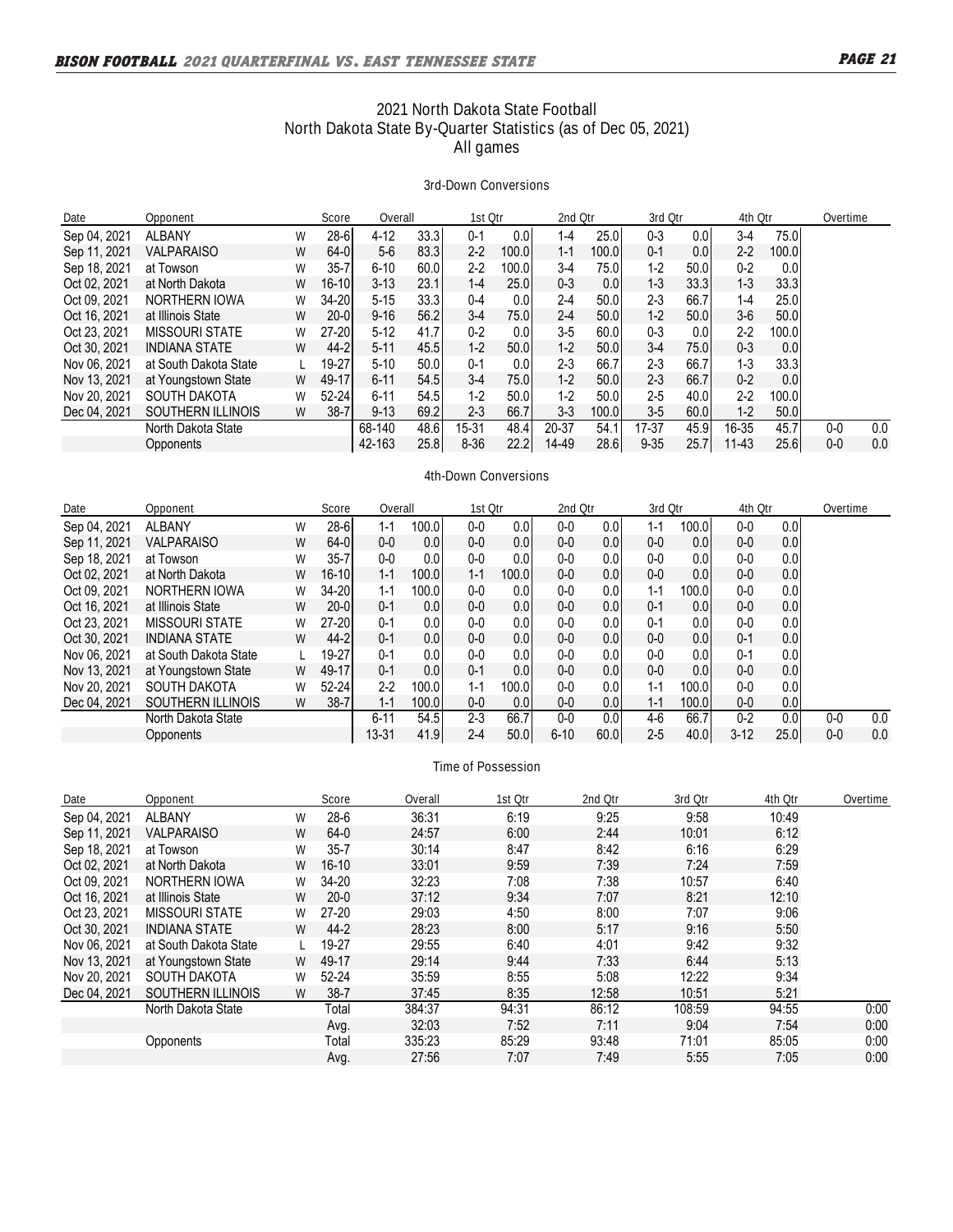# 2021 North Dakota State Football
## North Dakota State By-Quarter Statistics (as of Dec 05, 2021)
### All games

#### 3rd-Down Conversions

| Date | Opponent | | Score | Overall | | 1st Qtr | | 2nd Qtr | | 3rd Qtr | | 4th Qtr | | Overtime | |
|---|---|---|---|---|---|---|---|---|---|---|---|---|---|---|---|
| Sep 04, 2021 | ALBANY | W | 28-6 | 4-12 | 33.3 | 0-1 | 0.0 | 1-4 | 25.0 | 0-3 | 0.0 | 3-4 | 75.0 | | |
| Sep 11, 2021 | VALPARAISO | W | 64-0 | 5-6 | 83.3 | 2-2 | 100.0 | 1-1 | 100.0 | 0-1 | 0.0 | 2-2 | 100.0 | | |
| Sep 18, 2021 | at Towson | W | 35-7 | 6-10 | 60.0 | 2-2 | 100.0 | 3-4 | 75.0 | 1-2 | 50.0 | 0-2 | 0.0 | | |
| Oct 02, 2021 | at North Dakota | W | 16-10 | 3-13 | 23.1 | 1-4 | 25.0 | 0-3 | 0.0 | 1-3 | 33.3 | 1-3 | 33.3 | | |
| Oct 09, 2021 | NORTHERN IOWA | W | 34-20 | 5-15 | 33.3 | 0-4 | 0.0 | 2-4 | 50.0 | 2-3 | 66.7 | 1-4 | 25.0 | | |
| Oct 16, 2021 | at Illinois State | W | 20-0 | 9-16 | 56.2 | 3-4 | 75.0 | 2-4 | 50.0 | 1-2 | 50.0 | 3-6 | 50.0 | | |
| Oct 23, 2021 | MISSOURI STATE | W | 27-20 | 5-12 | 41.7 | 0-2 | 0.0 | 3-5 | 60.0 | 0-3 | 0.0 | 2-2 | 100.0 | | |
| Oct 30, 2021 | INDIANA STATE | W | 44-2 | 5-11 | 45.5 | 1-2 | 50.0 | 1-2 | 50.0 | 3-4 | 75.0 | 0-3 | 0.0 | | |
| Nov 06, 2021 | at South Dakota State | L | 19-27 | 5-10 | 50.0 | 0-1 | 0.0 | 2-3 | 66.7 | 2-3 | 66.7 | 1-3 | 33.3 | | |
| Nov 13, 2021 | at Youngstown State | W | 49-17 | 6-11 | 54.5 | 3-4 | 75.0 | 1-2 | 50.0 | 2-3 | 66.7 | 0-2 | 0.0 | | |
| Nov 20, 2021 | SOUTH DAKOTA | W | 52-24 | 6-11 | 54.5 | 1-2 | 50.0 | 1-2 | 50.0 | 2-5 | 40.0 | 2-2 | 100.0 | | |
| Dec 04, 2021 | SOUTHERN ILLINOIS | W | 38-7 | 9-13 | 69.2 | 2-3 | 66.7 | 3-3 | 100.0 | 3-5 | 60.0 | 1-2 | 50.0 | | |
| | North Dakota State | | | 68-140 | 48.6 | 15-31 | 48.4 | 20-37 | 54.1 | 17-37 | 45.9 | 16-35 | 45.7 | 0-0 | 0.0 |
| | Opponents | | | 42-163 | 25.8 | 8-36 | 22.2 | 14-49 | 28.6 | 9-35 | 25.7 | 11-43 | 25.6 | 0-0 | 0.0 |

#### 4th-Down Conversions

| Date | Opponent | | Score | Overall | | 1st Qtr | | 2nd Qtr | | 3rd Qtr | | 4th Qtr | | Overtime | |
|---|---|---|---|---|---|---|---|---|---|---|---|---|---|---|---|
| Sep 04, 2021 | ALBANY | W | 28-6 | 1-1 | 100.0 | 0-0 | 0.0 | 0-0 | 0.0 | 1-1 | 100.0 | 0-0 | 0.0 | | |
| Sep 11, 2021 | VALPARAISO | W | 64-0 | 0-0 | 0.0 | 0-0 | 0.0 | 0-0 | 0.0 | 0-0 | 0.0 | 0-0 | 0.0 | | |
| Sep 18, 2021 | at Towson | W | 35-7 | 0-0 | 0.0 | 0-0 | 0.0 | 0-0 | 0.0 | 0-0 | 0.0 | 0-0 | 0.0 | | |
| Oct 02, 2021 | at North Dakota | W | 16-10 | 1-1 | 100.0 | 1-1 | 100.0 | 0-0 | 0.0 | 0-0 | 0.0 | 0-0 | 0.0 | | |
| Oct 09, 2021 | NORTHERN IOWA | W | 34-20 | 1-1 | 100.0 | 0-0 | 0.0 | 0-0 | 0.0 | 1-1 | 100.0 | 0-0 | 0.0 | | |
| Oct 16, 2021 | at Illinois State | W | 20-0 | 0-1 | 0.0 | 0-0 | 0.0 | 0-0 | 0.0 | 0-1 | 0.0 | 0-0 | 0.0 | | |
| Oct 23, 2021 | MISSOURI STATE | W | 27-20 | 0-1 | 0.0 | 0-0 | 0.0 | 0-0 | 0.0 | 0-1 | 0.0 | 0-0 | 0.0 | | |
| Oct 30, 2021 | INDIANA STATE | W | 44-2 | 0-1 | 0.0 | 0-0 | 0.0 | 0-0 | 0.0 | 0-0 | 0.0 | 0-1 | 0.0 | | |
| Nov 06, 2021 | at South Dakota State | L | 19-27 | 0-1 | 0.0 | 0-0 | 0.0 | 0-0 | 0.0 | 0-0 | 0.0 | 0-1 | 0.0 | | |
| Nov 13, 2021 | at Youngstown State | W | 49-17 | 0-1 | 0.0 | 0-1 | 0.0 | 0-0 | 0.0 | 0-0 | 0.0 | 0-0 | 0.0 | | |
| Nov 20, 2021 | SOUTH DAKOTA | W | 52-24 | 2-2 | 100.0 | 1-1 | 100.0 | 0-0 | 0.0 | 1-1 | 100.0 | 0-0 | 0.0 | | |
| Dec 04, 2021 | SOUTHERN ILLINOIS | W | 38-7 | 1-1 | 100.0 | 0-0 | 0.0 | 0-0 | 0.0 | 1-1 | 100.0 | 0-0 | 0.0 | | |
| | North Dakota State | | | 6-11 | 54.5 | 2-3 | 66.7 | 0-0 | 0.0 | 4-6 | 66.7 | 0-2 | 0.0 | 0-0 | 0.0 |
| | Opponents | | | 13-31 | 41.9 | 2-4 | 50.0 | 6-10 | 60.0 | 2-5 | 40.0 | 3-12 | 25.0 | 0-0 | 0.0 |

#### Time of Possession

| Date | Opponent | | Score | Overall | 1st Qtr | 2nd Qtr | 3rd Qtr | 4th Qtr | Overtime |
|---|---|---|---|---|---|---|---|---|---|
| Sep 04, 2021 | ALBANY | W | 28-6 | 36:31 | 6:19 | 9:25 | 9:58 | 10:49 | |
| Sep 11, 2021 | VALPARAISO | W | 64-0 | 24:57 | 6:00 | 2:44 | 10:01 | 6:12 | |
| Sep 18, 2021 | at Towson | W | 35-7 | 30:14 | 8:47 | 8:42 | 6:16 | 6:29 | |
| Oct 02, 2021 | at North Dakota | W | 16-10 | 33:01 | 9:59 | 7:39 | 7:24 | 7:59 | |
| Oct 09, 2021 | NORTHERN IOWA | W | 34-20 | 32:23 | 7:08 | 7:38 | 10:57 | 6:40 | |
| Oct 16, 2021 | at Illinois State | W | 20-0 | 37:12 | 9:34 | 7:07 | 8:21 | 12:10 | |
| Oct 23, 2021 | MISSOURI STATE | W | 27-20 | 29:03 | 4:50 | 8:00 | 7:07 | 9:06 | |
| Oct 30, 2021 | INDIANA STATE | W | 44-2 | 28:23 | 8:00 | 5:17 | 9:16 | 5:50 | |
| Nov 06, 2021 | at South Dakota State | L | 19-27 | 29:55 | 6:40 | 4:01 | 9:42 | 9:32 | |
| Nov 13, 2021 | at Youngstown State | W | 49-17 | 29:14 | 9:44 | 7:33 | 6:44 | 5:13 | |
| Nov 20, 2021 | SOUTH DAKOTA | W | 52-24 | 35:59 | 8:55 | 5:08 | 12:22 | 9:34 | |
| Dec 04, 2021 | SOUTHERN ILLINOIS | W | 38-7 | 37:45 | 8:35 | 12:58 | 10:51 | 5:21 | |
| | North Dakota State | | Total | 384:37 | 94:31 | 86:12 | 108:59 | 94:55 | 0:00 |
| | | | Avg. | 32:03 | 7:52 | 7:11 | 9:04 | 7:54 | 0:00 |
| | Opponents | | Total | 335:23 | 85:29 | 93:48 | 71:01 | 85:05 | 0:00 |
| | | | Avg. | 27:56 | 7:07 | 7:49 | 5:55 | 7:05 | 0:00 |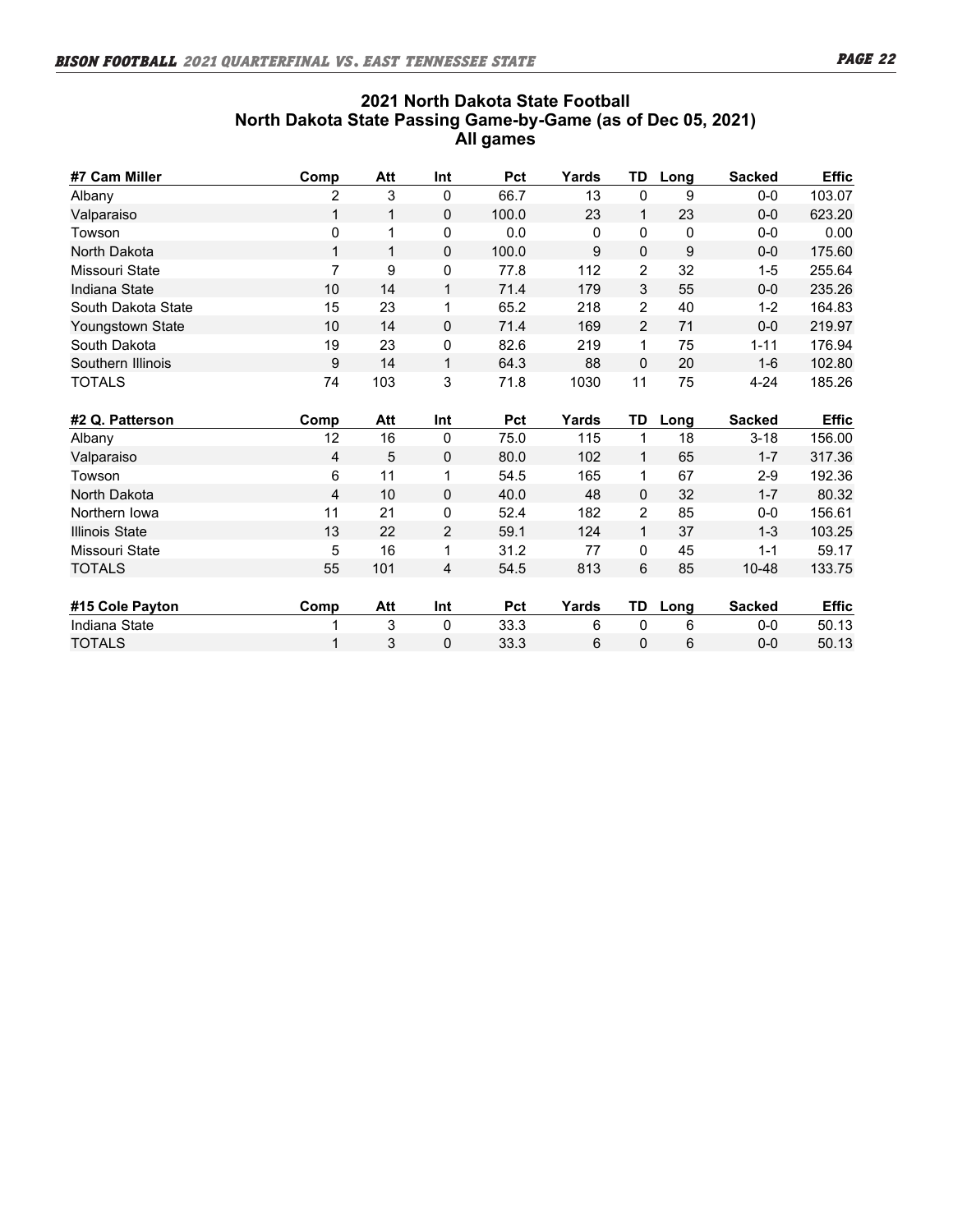## 2021 North Dakota State Football
## North Dakota State Passing Game-by-Game (as of Dec 05, 2021)
## All games

| #7 Cam Miller | Comp | Att | Int | Pct | Yards | TD | Long | Sacked | Effic |
|---|---|---|---|---|---|---|---|---|---|
| Albany | 2 | 3 | 0 | 66.7 | 13 | 0 | 9 | 0-0 | 103.07 |
| Valparaiso | 1 | 1 | 0 | 100.0 | 23 | 1 | 23 | 0-0 | 623.20 |
| Towson | 0 | 1 | 0 | 0.0 | 0 | 0 | 0 | 0-0 | 0.00 |
| North Dakota | 1 | 1 | 0 | 100.0 | 9 | 0 | 9 | 0-0 | 175.60 |
| Missouri State | 7 | 9 | 0 | 77.8 | 112 | 2 | 32 | 1-5 | 255.64 |
| Indiana State | 10 | 14 | 1 | 71.4 | 179 | 3 | 55 | 0-0 | 235.26 |
| South Dakota State | 15 | 23 | 1 | 65.2 | 218 | 2 | 40 | 1-2 | 164.83 |
| Youngstown State | 10 | 14 | 0 | 71.4 | 169 | 2 | 71 | 0-0 | 219.97 |
| South Dakota | 19 | 23 | 0 | 82.6 | 219 | 1 | 75 | 1-11 | 176.94 |
| Southern Illinois | 9 | 14 | 1 | 64.3 | 88 | 0 | 20 | 1-6 | 102.80 |
| TOTALS | 74 | 103 | 3 | 71.8 | 1030 | 11 | 75 | 4-24 | 185.26 |

| #2 Q. Patterson | Comp | Att | Int | Pct | Yards | TD | Long | Sacked | Effic |
|---|---|---|---|---|---|---|---|---|---|
| Albany | 12 | 16 | 0 | 75.0 | 115 | 1 | 18 | 3-18 | 156.00 |
| Valparaiso | 4 | 5 | 0 | 80.0 | 102 | 1 | 65 | 1-7 | 317.36 |
| Towson | 6 | 11 | 1 | 54.5 | 165 | 1 | 67 | 2-9 | 192.36 |
| North Dakota | 4 | 10 | 0 | 40.0 | 48 | 0 | 32 | 1-7 | 80.32 |
| Northern Iowa | 11 | 21 | 0 | 52.4 | 182 | 2 | 85 | 0-0 | 156.61 |
| Illinois State | 13 | 22 | 2 | 59.1 | 124 | 1 | 37 | 1-3 | 103.25 |
| Missouri State | 5 | 16 | 1 | 31.2 | 77 | 0 | 45 | 1-1 | 59.17 |
| TOTALS | 55 | 101 | 4 | 54.5 | 813 | 6 | 85 | 10-48 | 133.75 |

| #15 Cole Payton | Comp | Att | Int | Pct | Yards | TD | Long | Sacked | Effic |
|---|---|---|---|---|---|---|---|---|---|
| Indiana State | 1 | 3 | 0 | 33.3 | 6 | 0 | 6 | 0-0 | 50.13 |
| TOTALS | 1 | 3 | 0 | 33.3 | 6 | 0 | 6 | 0-0 | 50.13 |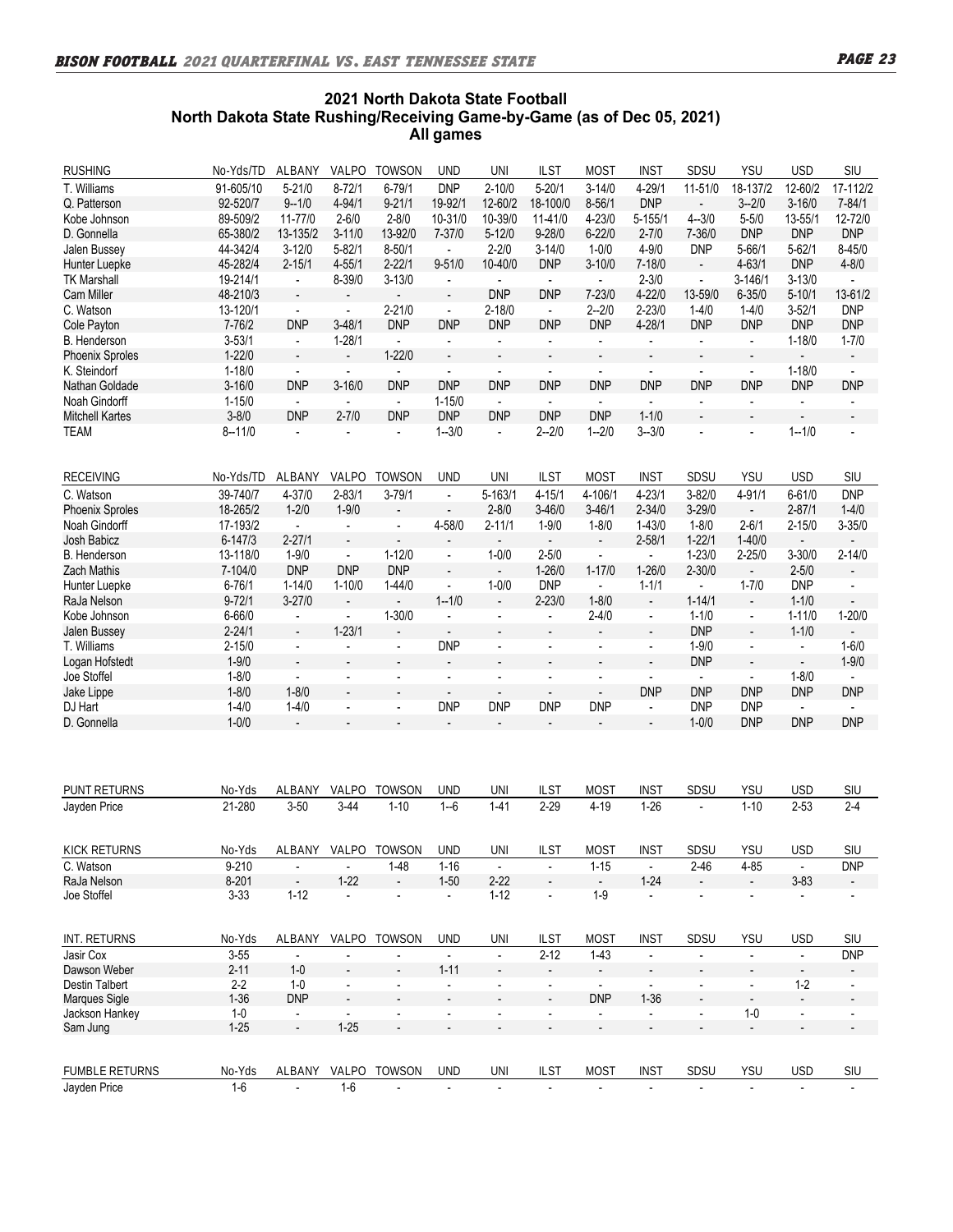## 2021 North Dakota State Football
## North Dakota State Rushing/Receiving Game-by-Game (as of Dec 05, 2021)
## All games

| RUSHING | No-Yds/TD | ALBANY | VALPO | TOWSON | UND | UNI | ILST | MOST | INST | SDSU | YSU | USD | SIU |
|---|---|---|---|---|---|---|---|---|---|---|---|---|---|
| T. Williams | 91-605/10 | 5-21/0 | 8-72/1 | 6-79/1 | DNP | 2-10/0 | 5-20/1 | 3-14/0 | 4-29/1 | 11-51/0 | 18-137/2 | 12-60/2 | 17-112/2 |
| Q. Patterson | 92-520/7 | 9--1/0 | 4-94/1 | 9-21/1 | 19-92/1 | 12-60/2 | 18-100/0 | 8-56/1 | DNP | - | 3--2/0 | 3-16/0 | 7-84/1 |
| Kobe Johnson | 89-509/2 | 11-77/0 | 2-6/0 | 2-8/0 | 10-31/0 | 10-39/0 | 11-41/0 | 4-23/0 | 5-155/1 | 4--3/0 | 5-5/0 | 13-55/1 | 12-72/0 |
| D. Gonnella | 65-380/2 | 13-135/2 | 3-11/0 | 13-92/0 | 7-37/0 | 5-12/0 | 9-28/0 | 6-22/0 | 2-7/0 | 7-36/0 | DNP | DNP | DNP |
| Jalen Bussey | 44-342/4 | 3-12/0 | 5-82/1 | 8-50/1 | - | 2-2/0 | 3-14/0 | 1-0/0 | 4-9/0 | DNP | 5-66/1 | 5-62/1 | 8-45/0 |
| Hunter Luepke | 45-282/4 | 2-15/1 | 4-55/1 | 2-22/1 | 9-51/0 | 10-40/0 | DNP | 3-10/0 | 7-18/0 | - | 4-63/1 | DNP | 4-8/0 |
| TK Marshall | 19-214/1 | - | 8-39/0 | 3-13/0 | - | - | - | - | 2-3/0 | - | 3-146/1 | 3-13/0 | - |
| Cam Miller | 48-210/3 | - | - | - | - | DNP | DNP | 7-23/0 | 4-22/0 | 13-59/0 | 6-35/0 | 5-10/1 | 13-61/2 |
| C. Watson | 13-120/1 | - | - | 2-21/0 | - | 2-18/0 | - | 2--2/0 | 2-23/0 | 1-4/0 | 1-4/0 | 3-52/1 | DNP |
| Cole Payton | 7-76/2 | DNP | 3-48/1 | DNP | DNP | DNP | DNP | DNP | 4-28/1 | DNP | DNP | DNP | DNP |
| B. Henderson | 3-53/1 | - | 1-28/1 | - | - | - | - | - | - | - | - | 1-18/0 | 1-7/0 |
| Phoenix Sproles | 1-22/0 | - | - | 1-22/0 | - | - | - | - | - | - | - | - | - |
| K. Steindorf | 1-18/0 | - | - | - | - | - | - | - | - | - | - | 1-18/0 | - |
| Nathan Goldade | 3-16/0 | DNP | 3-16/0 | DNP | DNP | DNP | DNP | DNP | DNP | DNP | DNP | DNP | DNP |
| Noah Gindorff | 1-15/0 | - | - | - | 1-15/0 | - | - | - | - | - | - | - | - |
| Mitchell Kartes | 3-8/0 | DNP | 2-7/0 | DNP | DNP | DNP | DNP | DNP | 1-1/0 | - | - | - | - |
| TEAM | 8--11/0 | - | - | - | 1--3/0 | - | 2--2/0 | 1--2/0 | 3--3/0 | - | - | 1--1/0 | - |

| RECEIVING | No-Yds/TD | ALBANY | VALPO | TOWSON | UND | UNI | ILST | MOST | INST | SDSU | YSU | USD | SIU |
|---|---|---|---|---|---|---|---|---|---|---|---|---|---|
| C. Watson | 39-740/7 | 4-37/0 | 2-83/1 | 3-79/1 | - | 5-163/1 | 4-15/1 | 4-106/1 | 4-23/1 | 3-82/0 | 4-91/1 | 6-61/0 | DNP |
| Phoenix Sproles | 18-265/2 | 1-2/0 | 1-9/0 | - | - | 2-8/0 | 3-46/0 | 3-46/1 | 2-34/0 | 3-29/0 | - | 2-87/1 | 1-4/0 |
| Noah Gindorff | 17-193/2 | - | - | - | 4-58/0 | 2-11/1 | 1-9/0 | 1-8/0 | 1-43/0 | 1-8/0 | 2-6/1 | 2-15/0 | 3-35/0 |
| Josh Babicz | 6-147/3 | 2-27/1 | - | - | - | - | - | - | 2-58/1 | 1-22/1 | 1-40/0 | - | - |
| B. Henderson | 13-118/0 | 1-9/0 | - | 1-12/0 | - | 1-0/0 | 2-5/0 | - | - | 1-23/0 | 2-25/0 | 3-30/0 | 2-14/0 |
| Zach Mathis | 7-104/0 | DNP | DNP | DNP | - | - | 1-26/0 | 1-17/0 | 1-26/0 | 2-30/0 | - | 2-5/0 | - |
| Hunter Luepke | 6-76/1 | 1-14/0 | 1-10/0 | 1-44/0 | - | 1-0/0 | DNP | - | 1-1/1 | - | 1-7/0 | DNP | - |
| RaJa Nelson | 9-72/1 | 3-27/0 | - | - | 1--1/0 | - | 2-23/0 | 1-8/0 | - | 1-14/1 | - | 1-1/0 | - |
| Kobe Johnson | 6-66/0 | - | - | 1-30/0 | - | - | - | 2-4/0 | - | 1-1/0 | - | 1-11/0 | 1-20/0 |
| Jalen Bussey | 2-24/1 | - | 1-23/1 | - | - | - | - | - | - | DNP | - | 1-1/0 | - |
| T. Williams | 2-15/0 | - | - | - | DNP | - | - | - | - | 1-9/0 | - | - | 1-6/0 |
| Logan Hofstedt | 1-9/0 | - | - | - | - | - | - | - | - | DNP | - | - | 1-9/0 |
| Joe Stoffel | 1-8/0 | - | - | - | - | - | - | - | - | - | - | 1-8/0 | - |
| Jake Lippe | 1-8/0 | 1-8/0 | - | - | - | - | - | - | DNP | DNP | DNP | DNP | DNP |
| DJ Hart | 1-4/0 | 1-4/0 | - | - | DNP | DNP | DNP | DNP | - | DNP | DNP | - | - |
| D. Gonnella | 1-0/0 | - | - | - | - | - | - | - | - | 1-0/0 | DNP | DNP | DNP |

| PUNT RETURNS | No-Yds | ALBANY | VALPO | TOWSON | UND | UNI | ILST | MOST | INST | SDSU | YSU | USD | SIU |
|---|---|---|---|---|---|---|---|---|---|---|---|---|---|
| Jayden Price | 21-280 | 3-50 | 3-44 | 1-10 | 1--6 | 1-41 | 2-29 | 4-19 | 1-26 | - | 1-10 | 2-53 | 2-4 |

| KICK RETURNS | No-Yds | ALBANY | VALPO | TOWSON | UND | UNI | ILST | MOST | INST | SDSU | YSU | USD | SIU |
|---|---|---|---|---|---|---|---|---|---|---|---|---|---|
| C. Watson | 9-210 | - | - | 1-48 | 1-16 | - | - | 1-15 | - | 2-46 | 4-85 | - | DNP |
| RaJa Nelson | 8-201 | - | 1-22 | - | 1-50 | 2-22 | - | - | 1-24 | - | - | 3-83 | - |
| Joe Stoffel | 3-33 | 1-12 | - | - | - | 1-12 | - | 1-9 | - | - | - | - | - |

| INT. RETURNS | No-Yds | ALBANY | VALPO | TOWSON | UND | UNI | ILST | MOST | INST | SDSU | YSU | USD | SIU |
|---|---|---|---|---|---|---|---|---|---|---|---|---|---|
| Jasir Cox | 3-55 | - | - | - | - | - | 2-12 | 1-43 | - | - | - | - | DNP |
| Dawson Weber | 2-11 | 1-0 | - | - | 1-11 | - | - | - | - | - | - | - | - |
| Destin Talbert | 2-2 | 1-0 | - | - | - | - | - | - | - | - | - | 1-2 | - |
| Marques Sigle | 1-36 | DNP | - | - | - | - | - | DNP | 1-36 | - | - | - | - |
| Jackson Hankey | 1-0 | - | - | - | - | - | - | - | - | - | 1-0 | - | - |
| Sam Jung | 1-25 | - | 1-25 | - | - | - | - | - | - | - | - | - | - |

| FUMBLE RETURNS | No-Yds | ALBANY | VALPO | TOWSON | UND | UNI | ILST | MOST | INST | SDSU | YSU | USD | SIU |
|---|---|---|---|---|---|---|---|---|---|---|---|---|---|
| Jayden Price | 1-6 | - | 1-6 | - | - | - | - | - | - | - | - | - | - |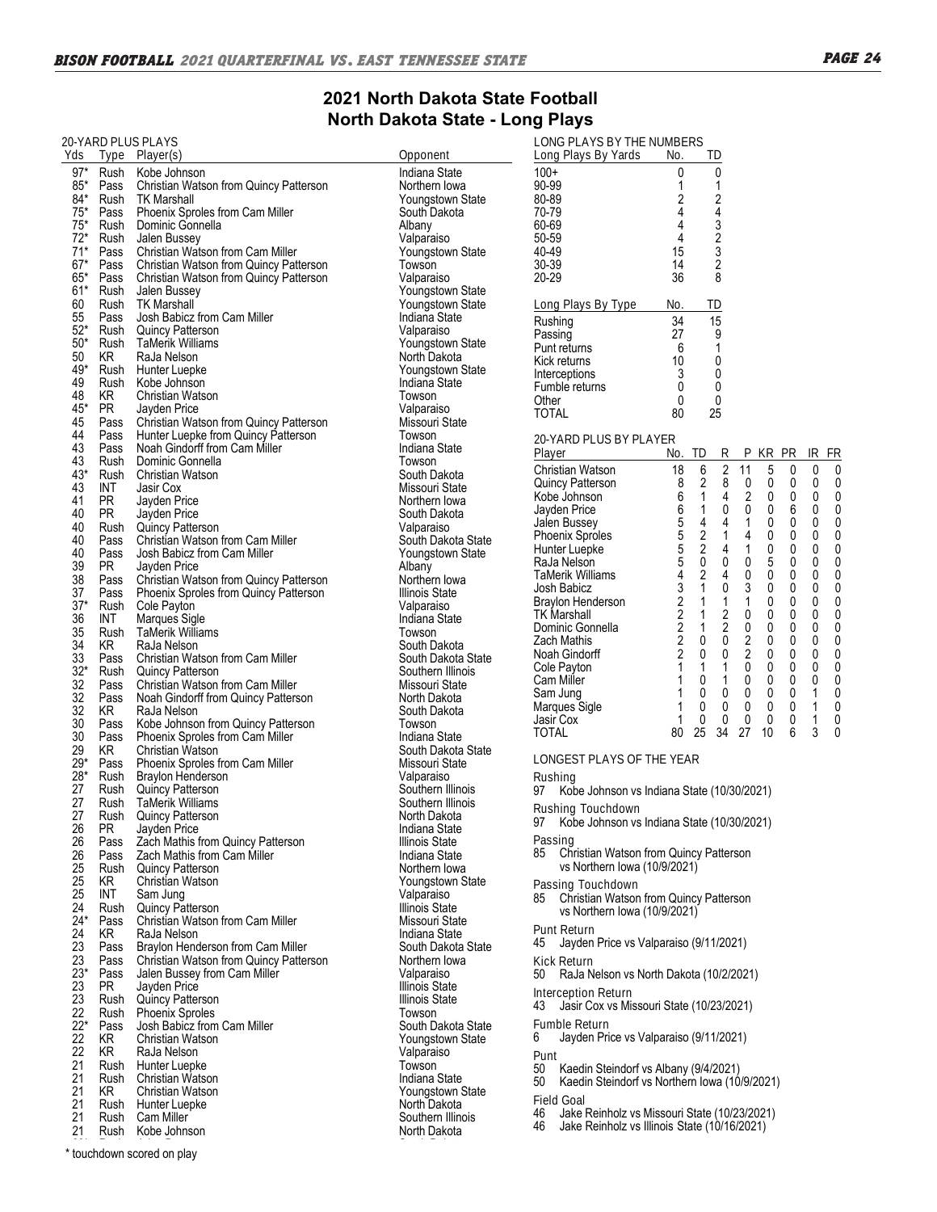# 2021 North Dakota State Football
## North Dakota State - Long Plays

### 20-YARD PLUS PLAYS

| Yds | Type | Player(s) | Opponent |
|---|---|---|---|
| 97* | Rush | Kobe Johnson | Indiana State |
| 85* | Pass | Christian Watson from Quincy Patterson | Northern Iowa |
| 84* | Rush | TK Marshall | Youngstown State |
| 75* | Pass | Phoenix Sproles from Cam Miller | South Dakota |
| 75* | Rush | Dominic Gonnella | Albany |
| 72* | Rush | Jalen Bussey | Valparaiso |
| 71* | Pass | Christian Watson from Cam Miller | Youngstown State |
| 67* | Pass | Christian Watson from Quincy Patterson | Towson |
| 65* | Pass | Christian Watson from Quincy Patterson | Valparaiso |
| 61* | Rush | Jalen Bussey | Youngstown State |
| 60 | Rush | TK Marshall | Youngstown State |
| 55 | Pass | Josh Babicz from Cam Miller | Indiana State |
| 52* | Rush | Quincy Patterson | Valparaiso |
| 50* | Rush | TaMerik Williams | Youngstown State |
| 50 | KR | RaJa Nelson | North Dakota |
| 49* | Rush | Hunter Luepke | Youngstown State |
| 49 | Rush | Kobe Johnson | Indiana State |
| 48 | KR | Christian Watson | Towson |
| 45* | PR | Jayden Price | Valparaiso |
| 45 | Pass | Christian Watson from Quincy Patterson | Missouri State |
| 44 | Pass | Hunter Luepke from Quincy Patterson | Towson |
| 43 | Pass | Noah Gindorff from Cam Miller | Indiana State |
| 43 | Rush | Dominic Gonnella | Towson |
| 43* | Rush | Christian Watson | South Dakota |
| 43 | INT | Jasir Cox | Missouri State |
| 41 | PR | Jayden Price | Northern Iowa |
| 40 | PR | Jayden Price | South Dakota |
| 40 | Rush | Quincy Patterson | Valparaiso |
| 40 | Pass | Christian Watson from Cam Miller | South Dakota State |
| 40 | Pass | Josh Babicz from Cam Miller | Youngstown State |
| 39 | PR | Jayden Price | Albany |
| 38 | Pass | Christian Watson from Quincy Patterson | Northern Iowa |
| 37 | Pass | Phoenix Sproles from Quincy Patterson | Illinois State |
| 37* | Rush | Cole Payton | Valparaiso |
| 36 | INT | Marques Sigle | Indiana State |
| 35 | Rush | TaMerik Williams | Towson |
| 34 | KR | RaJa Nelson | South Dakota |
| 33 | Pass | Christian Watson from Cam Miller | South Dakota State |
| 32* | Rush | Quincy Patterson | Southern Illinois |
| 32 | Pass | Christian Watson from Cam Miller | Missouri State |
| 32 | Pass | Noah Gindorff from Quincy Patterson | North Dakota |
| 32 | KR | RaJa Nelson | South Dakota |
| 30 | Pass | Kobe Johnson from Quincy Patterson | Towson |
| 30 | Pass | Phoenix Sproles from Cam Miller | Indiana State |
| 29 | KR | Christian Watson | South Dakota State |
| 29* | Pass | Phoenix Sproles from Cam Miller | Missouri State |
| 28* | Rush | Braylon Henderson | Valparaiso |
| 27 | Rush | Quincy Patterson | Southern Illinois |
| 27 | Rush | TaMerik Williams | Southern Illinois |
| 27 | Rush | Quincy Patterson | North Dakota |
| 26 | PR | Jayden Price | Indiana State |
| 26 | Pass | Zach Mathis from Quincy Patterson | Illinois State |
| 26 | Pass | Zach Mathis from Cam Miller | Indiana State |
| 25 | Rush | Quincy Patterson | Northern Iowa |
| 25 | KR | Christian Watson | Youngstown State |
| 25 | INT | Sam Jung | Valparaiso |
| 24 | Rush | Quincy Patterson | Illinois State |
| 24* | Pass | Christian Watson from Cam Miller | Missouri State |
| 24 | KR | RaJa Nelson | Indiana State |
| 23 | Pass | Braylon Henderson from Cam Miller | South Dakota State |
| 23 | Pass | Christian Watson from Quincy Patterson | Northern Iowa |
| 23* | Pass | Jalen Bussey from Cam Miller | Valparaiso |
| 23 | PR | Jayden Price | Illinois State |
| 23 | Rush | Quincy Patterson | Illinois State |
| 22 | Rush | Phoenix Sproles | Towson |
| 22* | Pass | Josh Babicz from Cam Miller | South Dakota State |
| 22 | KR | Christian Watson | Youngstown State |
| 22 | KR | RaJa Nelson | Valparaiso |
| 21 | Rush | Hunter Luepke | Towson |
| 21 | Rush | Christian Watson | Indiana State |
| 21 | KR | Christian Watson | Youngstown State |
| 21 | Rush | Hunter Luepke | North Dakota |
| 21 | Rush | Cam Miller | Southern Illinois |
| 21 | Rush | Kobe Johnson | North Dakota |

\* touchdown scored on play

### LONG PLAYS BY THE NUMBERS

| Long Plays By Yards | No. | TD |
|---|---|---|
| 100+ | 0 | 0 |
| 90-99 | 1 | 1 |
| 80-89 | 2 | 2 |
| 70-79 | 4 | 4 |
| 60-69 | 4 | 3 |
| 50-59 | 4 | 2 |
| 40-49 | 15 | 3 |
| 30-39 | 14 | 2 |
| 20-29 | 36 | 8 |

| Long Plays By Type | No. | TD |
|---|---|---|
| Rushing | 34 | 15 |
| Passing | 27 | 9 |
| Punt returns | 6 | 1 |
| Kick returns | 10 | 0 |
| Interceptions | 3 | 0 |
| Fumble returns | 0 | 0 |
| Other | 0 | 0 |
| TOTAL | 80 | 25 |

### 20-YARD PLUS BY PLAYER

| Player | No. | TD | R | P | KR | PR | IR | FR |
|---|---|---|---|---|---|---|---|---|
| Christian Watson | 18 | 6 | 2 | 11 | 5 | 0 | 0 | 0 |
| Quincy Patterson | 8 | 2 | 8 | 0 | 0 | 0 | 0 | 0 |
| Kobe Johnson | 6 | 1 | 4 | 2 | 0 | 0 | 0 | 0 |
| Jayden Price | 6 | 1 | 0 | 0 | 0 | 6 | 0 | 0 |
| Jalen Bussey | 5 | 4 | 4 | 1 | 0 | 0 | 0 | 0 |
| Phoenix Sproles | 5 | 2 | 1 | 4 | 0 | 0 | 0 | 0 |
| Hunter Luepke | 5 | 2 | 4 | 1 | 0 | 0 | 0 | 0 |
| RaJa Nelson | 5 | 0 | 0 | 0 | 5 | 0 | 0 | 0 |
| TaMerik Williams | 4 | 2 | 4 | 0 | 0 | 0 | 0 | 0 |
| Josh Babicz | 3 | 1 | 0 | 3 | 0 | 0 | 0 | 0 |
| Braylon Henderson | 2 | 1 | 1 | 1 | 0 | 0 | 0 | 0 |
| TK Marshall | 2 | 1 | 2 | 0 | 0 | 0 | 0 | 0 |
| Dominic Gonnella | 2 | 1 | 2 | 0 | 0 | 0 | 0 | 0 |
| Zach Mathis | 2 | 0 | 0 | 2 | 0 | 0 | 0 | 0 |
| Noah Gindorff | 2 | 0 | 0 | 2 | 0 | 0 | 0 | 0 |
| Cole Payton | 1 | 1 | 1 | 0 | 0 | 0 | 0 | 0 |
| Cam Miller | 1 | 0 | 1 | 0 | 0 | 0 | 0 | 0 |
| Sam Jung | 1 | 0 | 0 | 0 | 0 | 0 | 1 | 0 |
| Marques Sigle | 1 | 0 | 0 | 0 | 0 | 0 | 1 | 0 |
| Jasir Cox | 1 | 0 | 0 | 0 | 0 | 0 | 1 | 0 |
| TOTAL | 80 | 25 | 34 | 27 | 10 | 6 | 3 | 0 |

### LONGEST PLAYS OF THE YEAR

**Rushing**
97 Kobe Johnson vs Indiana State (10/30/2021)

**Rushing Touchdown**
97 Kobe Johnson vs Indiana State (10/30/2021)

**Passing**
85 Christian Watson from Quincy Patterson vs Northern Iowa (10/9/2021)

**Passing Touchdown**
85 Christian Watson from Quincy Patterson vs Northern Iowa (10/9/2021)

**Punt Return**
45 Jayden Price vs Valparaiso (9/11/2021)

**Kick Return**
50 RaJa Nelson vs North Dakota (10/2/2021)

**Interception Return**
43 Jasir Cox vs Missouri State (10/23/2021)

**Fumble Return**
6 Jayden Price vs Valparaiso (9/11/2021)

**Punt**
50 Kaedin Steindorf vs Albany (9/4/2021)
50 Kaedin Steindorf vs Northern Iowa (10/9/2021)

**Field Goal**
46 Jake Reinholz vs Missouri State (10/23/2021)
46 Jake Reinholz vs Illinois State (10/16/2021)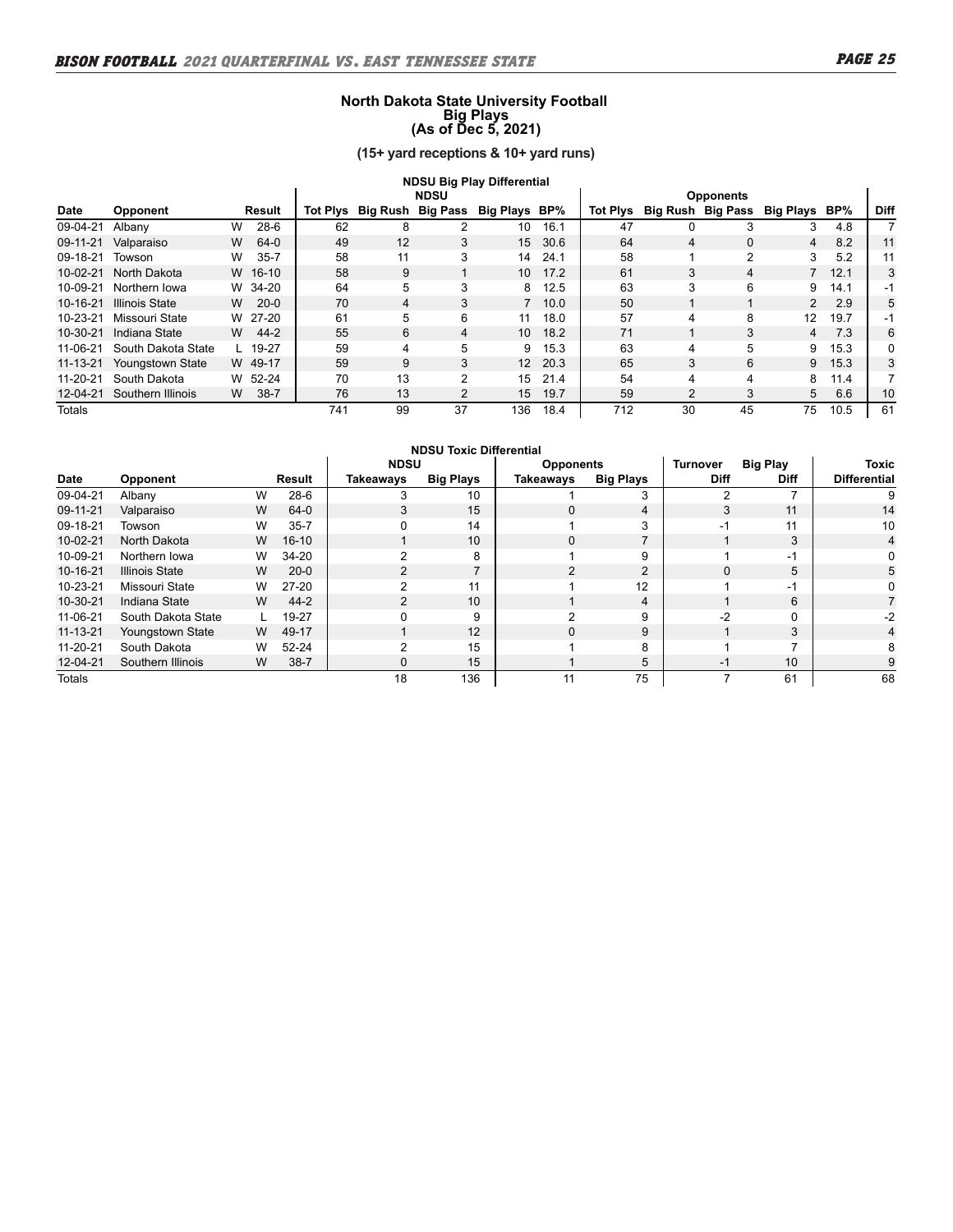# North Dakota State University Football
## Big Plays
## (As of Dec 5, 2021)

**(15+ yard receptions & 10+ yard runs)**

### NDSU Big Play Differential

| | | | NDSU | | | | | Opponents | | | | | |
|---|---|---|---|---|---|---|---|---|---|---|---|---|---|
| **Date** | **Opponent** | **Result** | **Tot Plys** | **Big Rush** | **Big Pass** | **Big Plays** | **BP%** | **Tot Plys** | **Big Rush** | **Big Pass** | **Big Plays** | **BP%** | **Diff** |
| 09-04-21 | Albany | W 28-6 | 62 | 8 | 2 | 10 | 16.1 | 47 | 0 | 3 | 3 | 4.8 | 7 |
| 09-11-21 | Valparaiso | W 64-0 | 49 | 12 | 3 | 15 | 30.6 | 64 | 4 | 0 | 4 | 8.2 | 11 |
| 09-18-21 | Towson | W 35-7 | 58 | 11 | 3 | 14 | 24.1 | 58 | 1 | 2 | 3 | 5.2 | 11 |
| 10-02-21 | North Dakota | W 16-10 | 58 | 9 | 1 | 10 | 17.2 | 61 | 3 | 4 | 7 | 12.1 | 3 |
| 10-09-21 | Northern Iowa | W 34-20 | 64 | 5 | 3 | 8 | 12.5 | 63 | 3 | 6 | 9 | 14.1 | -1 |
| 10-16-21 | Illinois State | W 20-0 | 70 | 4 | 3 | 7 | 10.0 | 50 | 1 | 1 | 2 | 2.9 | 5 |
| 10-23-21 | Missouri State | W 27-20 | 61 | 5 | 6 | 11 | 18.0 | 57 | 4 | 8 | 12 | 19.7 | -1 |
| 10-30-21 | Indiana State | W 44-2 | 55 | 6 | 4 | 10 | 18.2 | 71 | 1 | 3 | 4 | 7.3 | 6 |
| 11-06-21 | South Dakota State | L 19-27 | 59 | 4 | 5 | 9 | 15.3 | 63 | 4 | 5 | 9 | 15.3 | 0 |
| 11-13-21 | Youngstown State | W 49-17 | 59 | 9 | 3 | 12 | 20.3 | 65 | 3 | 6 | 9 | 15.3 | 3 |
| 11-20-21 | South Dakota | W 52-24 | 70 | 13 | 2 | 15 | 21.4 | 54 | 4 | 4 | 8 | 11.4 | 7 |
| 12-04-21 | Southern Illinois | W 38-7 | 76 | 13 | 2 | 15 | 19.7 | 59 | 2 | 3 | 5 | 6.6 | 10 |
| Totals | | | 741 | 99 | 37 | 136 | 18.4 | 712 | 30 | 45 | 75 | 10.5 | 61 |

### NDSU Toxic Differential

| | | | NDSU | | Opponents | | Turnover | Big Play | Toxic |
|---|---|---|---|---|---|---|---|---|---|
| **Date** | **Opponent** | **Result** | **Takeaways** | **Big Plays** | **Takeaways** | **Big Plays** | **Diff** | **Diff** | **Differential** |
| 09-04-21 | Albany | W 28-6 | 3 | 10 | 1 | 3 | 2 | 7 | 9 |
| 09-11-21 | Valparaiso | W 64-0 | 3 | 15 | 0 | 4 | 3 | 11 | 14 |
| 09-18-21 | Towson | W 35-7 | 0 | 14 | 1 | 3 | -1 | 11 | 10 |
| 10-02-21 | North Dakota | W 16-10 | 1 | 10 | 0 | 7 | 1 | 3 | 4 |
| 10-09-21 | Northern Iowa | W 34-20 | 2 | 8 | 1 | 9 | 1 | -1 | 0 |
| 10-16-21 | Illinois State | W 20-0 | 2 | 7 | 2 | 2 | 0 | 5 | 5 |
| 10-23-21 | Missouri State | W 27-20 | 2 | 11 | 1 | 12 | 1 | -1 | 0 |
| 10-30-21 | Indiana State | W 44-2 | 2 | 10 | 1 | 4 | 1 | 6 | 7 |
| 11-06-21 | South Dakota State | L 19-27 | 0 | 9 | 2 | 9 | -2 | 0 | -2 |
| 11-13-21 | Youngstown State | W 49-17 | 1 | 12 | 0 | 9 | 1 | 3 | 4 |
| 11-20-21 | South Dakota | W 52-24 | 2 | 15 | 1 | 8 | 1 | 7 | 8 |
| 12-04-21 | Southern Illinois | W 38-7 | 0 | 15 | 1 | 5 | -1 | 10 | 9 |
| Totals | | | 18 | 136 | 11 | 75 | 7 | 61 | 68 |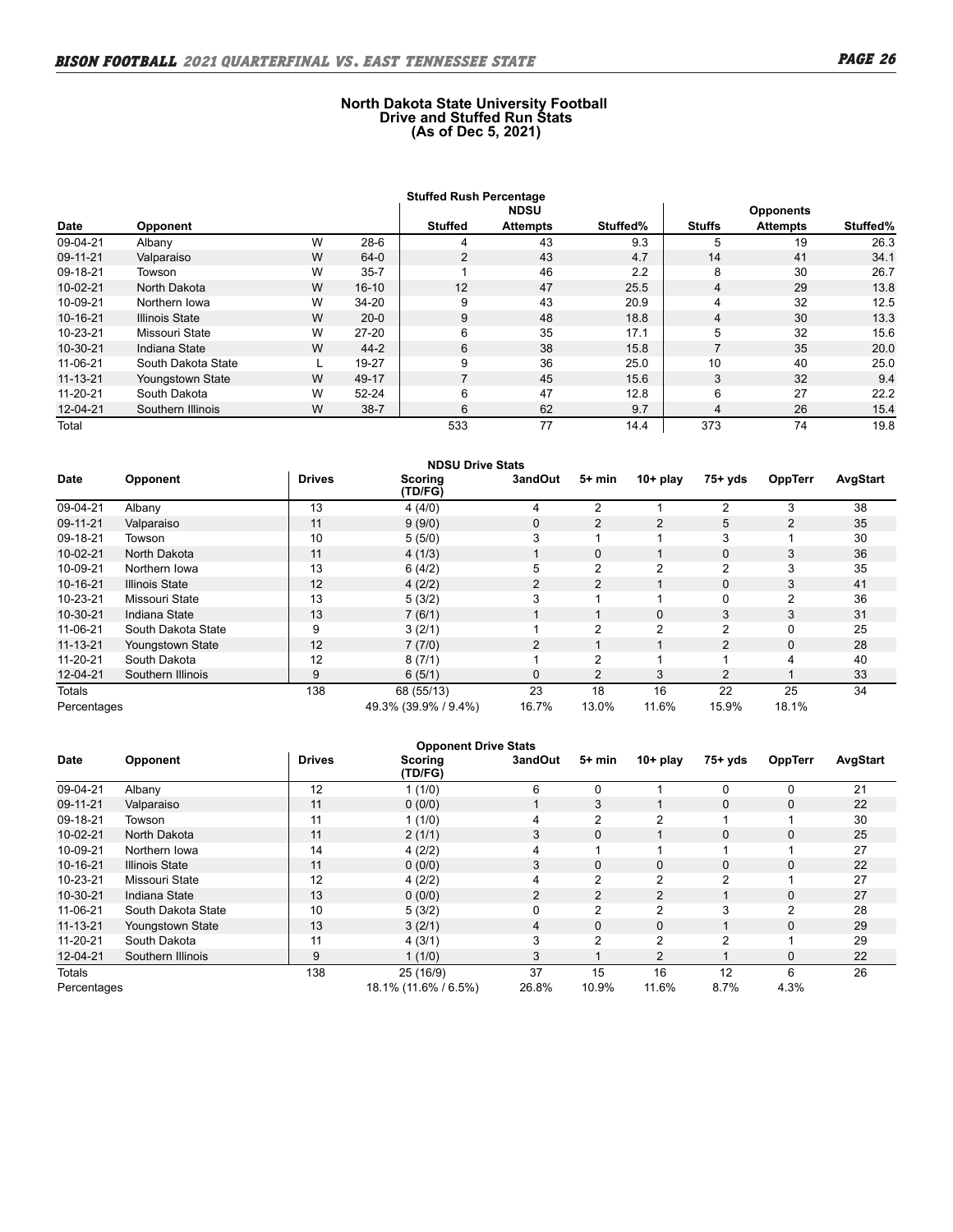**North Dakota State University Football**
**Drive and Stuffed Run Stats**
**(As of Dec 5, 2021)**

| | | | | Stuffed Rush Percentage | | | | | |
|---|---|---|---|---|---|---|---|---|---|
| | | | | | NDSU | | | Opponents | |
| Date | Opponent | | | Stuffed | Attempts | Stuffed% | Stuffs | Attempts | Stuffed% |
| 09-04-21 | Albany | W | 28-6 | 4 | 43 | 9.3 | 5 | 19 | 26.3 |
| 09-11-21 | Valparaiso | W | 64-0 | 2 | 43 | 4.7 | 14 | 41 | 34.1 |
| 09-18-21 | Towson | W | 35-7 | 1 | 46 | 2.2 | 8 | 30 | 26.7 |
| 10-02-21 | North Dakota | W | 16-10 | 12 | 47 | 25.5 | 4 | 29 | 13.8 |
| 10-09-21 | Northern Iowa | W | 34-20 | 9 | 43 | 20.9 | 4 | 32 | 12.5 |
| 10-16-21 | Illinois State | W | 20-0 | 9 | 48 | 18.8 | 4 | 30 | 13.3 |
| 10-23-21 | Missouri State | W | 27-20 | 6 | 35 | 17.1 | 5 | 32 | 15.6 |
| 10-30-21 | Indiana State | W | 44-2 | 6 | 38 | 15.8 | 7 | 35 | 20.0 |
| 11-06-21 | South Dakota State | L | 19-27 | 9 | 36 | 25.0 | 10 | 40 | 25.0 |
| 11-13-21 | Youngstown State | W | 49-17 | 7 | 45 | 15.6 | 3 | 32 | 9.4 |
| 11-20-21 | South Dakota | W | 52-24 | 6 | 47 | 12.8 | 6 | 27 | 22.2 |
| 12-04-21 | Southern Illinois | W | 38-7 | 6 | 62 | 9.7 | 4 | 26 | 15.4 |
| Total | | | | 533 | 77 | 14.4 | 373 | 74 | 19.8 |

**NDSU Drive Stats**

| Date | Opponent | Drives | Scoring (TD/FG) | 3andOut | 5+ min | 10+ play | 75+ yds | OppTerr | AvgStart |
|---|---|---|---|---|---|---|---|---|---|
| 09-04-21 | Albany | 13 | 4 (4/0) | 4 | 2 | 1 | 2 | 3 | 38 |
| 09-11-21 | Valparaiso | 11 | 9 (9/0) | 0 | 2 | 2 | 5 | 2 | 35 |
| 09-18-21 | Towson | 10 | 5 (5/0) | 3 | 1 | 1 | 3 | 1 | 30 |
| 10-02-21 | North Dakota | 11 | 4 (1/3) | 1 | 0 | 1 | 0 | 3 | 36 |
| 10-09-21 | Northern Iowa | 13 | 6 (4/2) | 5 | 2 | 2 | 2 | 3 | 35 |
| 10-16-21 | Illinois State | 12 | 4 (2/2) | 2 | 2 | 1 | 0 | 3 | 41 |
| 10-23-21 | Missouri State | 13 | 5 (3/2) | 3 | 1 | 1 | 0 | 2 | 36 |
| 10-30-21 | Indiana State | 13 | 7 (6/1) | 1 | 1 | 0 | 3 | 3 | 31 |
| 11-06-21 | South Dakota State | 9 | 3 (2/1) | 1 | 2 | 2 | 2 | 0 | 25 |
| 11-13-21 | Youngstown State | 12 | 7 (7/0) | 2 | 1 | 1 | 2 | 0 | 28 |
| 11-20-21 | South Dakota | 12 | 8 (7/1) | 1 | 2 | 1 | 1 | 4 | 40 |
| 12-04-21 | Southern Illinois | 9 | 6 (5/1) | 0 | 2 | 3 | 2 | 1 | 33 |
| Totals | | 138 | 68 (55/13) | 23 | 18 | 16 | 22 | 25 | 34 |
| Percentages | | | 49.3% (39.9% / 9.4%) | 16.7% | 13.0% | 11.6% | 15.9% | 18.1% | |

**Opponent Drive Stats**

| Date | Opponent | Drives | Scoring (TD/FG) | 3andOut | 5+ min | 10+ play | 75+ yds | OppTerr | AvgStart |
|---|---|---|---|---|---|---|---|---|---|
| 09-04-21 | Albany | 12 | 1 (1/0) | 6 | 0 | 1 | 0 | 0 | 21 |
| 09-11-21 | Valparaiso | 11 | 0 (0/0) | 1 | 3 | 1 | 0 | 0 | 22 |
| 09-18-21 | Towson | 11 | 1 (1/0) | 4 | 2 | 2 | 1 | 1 | 30 |
| 10-02-21 | North Dakota | 11 | 2 (1/1) | 3 | 0 | 1 | 0 | 0 | 25 |
| 10-09-21 | Northern Iowa | 14 | 4 (2/2) | 4 | 1 | 1 | 1 | 1 | 27 |
| 10-16-21 | Illinois State | 11 | 0 (0/0) | 3 | 0 | 0 | 0 | 0 | 22 |
| 10-23-21 | Missouri State | 12 | 4 (2/2) | 4 | 2 | 2 | 2 | 1 | 27 |
| 10-30-21 | Indiana State | 13 | 0 (0/0) | 2 | 2 | 2 | 1 | 0 | 27 |
| 11-06-21 | South Dakota State | 10 | 5 (3/2) | 0 | 2 | 2 | 3 | 2 | 28 |
| 11-13-21 | Youngstown State | 13 | 3 (2/1) | 4 | 0 | 0 | 1 | 0 | 29 |
| 11-20-21 | South Dakota | 11 | 4 (3/1) | 3 | 2 | 2 | 2 | 1 | 29 |
| 12-04-21 | Southern Illinois | 9 | 1 (1/0) | 3 | 1 | 2 | 1 | 0 | 22 |
| Totals | | 138 | 25 (16/9) | 37 | 15 | 16 | 12 | 6 | 26 |
| Percentages | | | 18.1% (11.6% / 6.5%) | 26.8% | 10.9% | 11.6% | 8.7% | 4.3% | |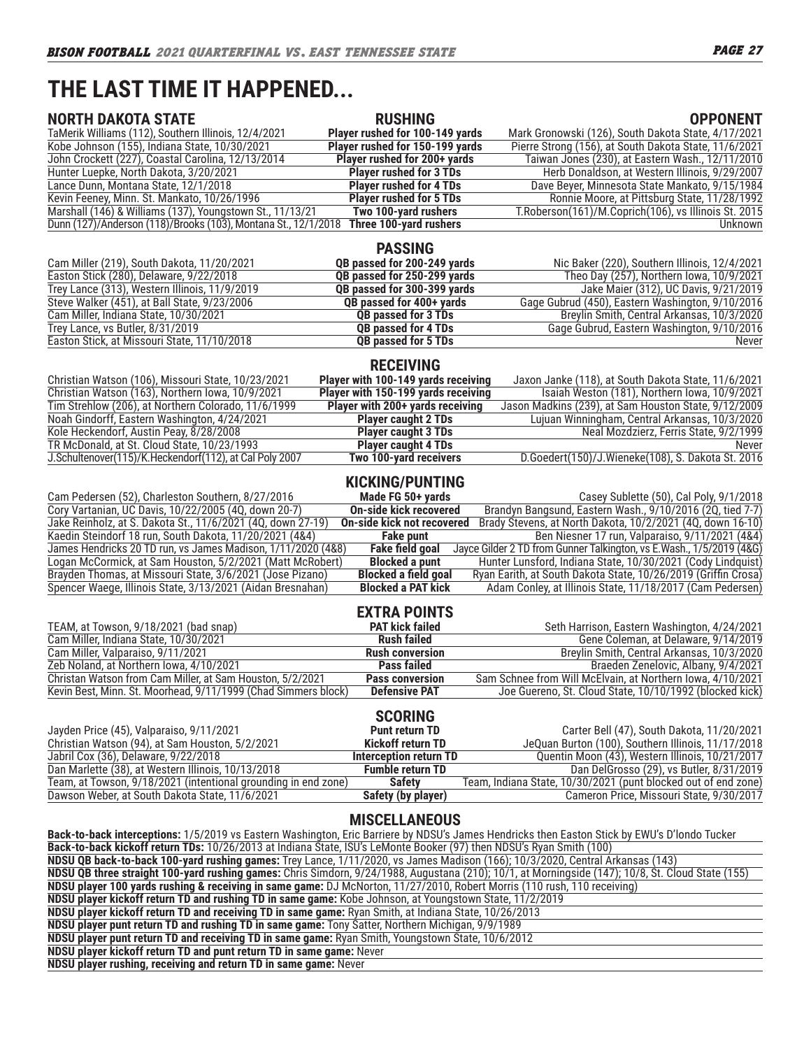# THE LAST TIME IT HAPPENED...

## RUSHING

| NORTH DAKOTA STATE | RUSHING | OPPONENT |
|---|---|---|
| TaMerik Williams (112), Southern Illinois, 12/4/2021 | Player rushed for 100-149 yards | Mark Gronowski (126), South Dakota State, 4/17/2021 |
| Kobe Johnson (155), Indiana State, 10/30/2021 | Player rushed for 150-199 yards | Pierre Strong (156), at South Dakota State, 11/6/2021 |
| John Crockett (227), Coastal Carolina, 12/13/2014 | Player rushed for 200+ yards | Taiwan Jones (230), at Eastern Wash., 12/11/2010 |
| Hunter Luepke, North Dakota, 3/20/2021 | Player rushed for 3 TDs | Herb Donaldson, at Western Illinois, 9/29/2007 |
| Lance Dunn, Montana State, 12/1/2018 | Player rushed for 4 TDs | Dave Beyer, Minnesota State Mankato, 9/15/1984 |
| Kevin Feeney, Minn. St. Mankato, 10/26/1996 | Player rushed for 5 TDs | Ronnie Moore, at Pittsburg State, 11/28/1992 |
| Marshall (146) & Williams (137), Youngstown St., 11/13/21 | Two 100-yard rushers | T.Roberson(161)/M.Coprich(106), vs Illinois St. 2015 |
| Dunn (127)/Anderson (118)/Brooks (103), Montana St., 12/1/2018 | Three 100-yard rushers | Unknown |

## PASSING

| NORTH DAKOTA STATE | PASSING | OPPONENT |
|---|---|---|
| Cam Miller (219), South Dakota, 11/20/2021 | QB passed for 200-249 yards | Nic Baker (220), Southern Illinois, 12/4/2021 |
| Easton Stick (280), Delaware, 9/22/2018 | QB passed for 250-299 yards | Theo Day (257), Northern Iowa, 10/9/2021 |
| Trey Lance (313), Western Illinois, 11/9/2019 | QB passed for 300-399 yards | Jake Maier (312), UC Davis, 9/21/2019 |
| Steve Walker (451), at Ball State, 9/23/2006 | QB passed for 400+ yards | Gage Gubrud (450), Eastern Washington, 9/10/2016 |
| Cam Miller, Indiana State, 10/30/2021 | QB passed for 3 TDs | Breylin Smith, Central Arkansas, 10/3/2020 |
| Trey Lance, vs Butler, 8/31/2019 | QB passed for 4 TDs | Gage Gubrud, Eastern Washington, 9/10/2016 |
| Easton Stick, at Missouri State, 11/10/2018 | QB passed for 5 TDs | Never |

## RECEIVING

| NORTH DAKOTA STATE | RECEIVING | OPPONENT |
|---|---|---|
| Christian Watson (106), Missouri State, 10/23/2021 | Player with 100-149 yards receiving | Jaxon Janke (118), at South Dakota State, 11/6/2021 |
| Christian Watson (163), Northern Iowa, 10/9/2021 | Player with 150-199 yards receiving | Isaiah Weston (181), Northern Iowa, 10/9/2021 |
| Tim Strehlow (206), at Northern Colorado, 11/6/1999 | Player with 200+ yards receiving | Jason Madkins (239), at Sam Houston State, 9/12/2009 |
| Noah Gindorff, Eastern Washington, 4/24/2021 | Player caught 2 TDs | Lujuan Winningham, Central Arkansas, 10/3/2020 |
| Kole Heckendorf, Austin Peay, 8/28/2008 | Player caught 3 TDs | Neal Mozdzierz, Ferris State, 9/2/1999 |
| TR McDonald, at St. Cloud State, 10/23/1993 | Player caught 4 TDs | Never |
| J.Schultenover(115)/K.Heckendorf(112), at Cal Poly 2007 | Two 100-yard receivers | D.Goedert(150)/J.Wieneke(108), S. Dakota St. 2016 |

## KICKING/PUNTING

| NORTH DAKOTA STATE | KICKING/PUNTING | OPPONENT |
|---|---|---|
| Cam Pedersen (52), Charleston Southern, 8/27/2016 | Made FG 50+ yards | Casey Sublette (50), Cal Poly, 9/1/2018 |
| Cory Vartanian, UC Davis, 10/22/2005 (4Q, down 20-7) | On-side kick recovered | Brandyn Bangsund, Eastern Wash., 9/10/2016 (2Q, tied 7-7) |
| Jake Reinholz, at S. Dakota St., 11/6/2021 (4Q, down 27-19) | On-side kick not recovered | Brady Stevens, at North Dakota, 10/2/2021 (4Q, down 16-10) |
| Kaedin Steindorf 18 run, South Dakota, 11/20/2021 (4&4) | Fake punt | Ben Niesner 17 run, Valparaiso, 9/11/2021 (4&4) |
| James Hendricks 20 TD run, vs James Madison, 1/11/2020 (4&8) | Fake field goal | Jayce Gilder 2 TD from Gunner Talkington, vs E.Wash., 1/5/2019 (4&G) |
| Logan McCormick, at Sam Houston, 5/2/2021 (Matt McRobert) | Blocked a punt | Hunter Lunsford, Indiana State, 10/30/2021 (Cody Lindquist) |
| Brayden Thomas, at Missouri State, 3/6/2021 (Jose Pizano) | Blocked a field goal | Ryan Earith, at South Dakota State, 10/26/2019 (Griffin Crosa) |
| Spencer Waege, Illinois State, 3/13/2021 (Aidan Bresnahan) | Blocked a PAT kick | Adam Conley, at Illinois State, 11/18/2017 (Cam Pedersen) |

## EXTRA POINTS

| NORTH DAKOTA STATE | EXTRA POINTS | OPPONENT |
|---|---|---|
| TEAM, at Towson, 9/18/2021 (bad snap) | PAT kick failed | Seth Harrison, Eastern Washington, 4/24/2021 |
| Cam Miller, Indiana State, 10/30/2021 | Rush failed | Gene Coleman, at Delaware, 9/14/2019 |
| Cam Miller, Valparaiso, 9/11/2021 | Rush conversion | Breylin Smith, Central Arkansas, 10/3/2020 |
| Zeb Noland, at Northern Iowa, 4/10/2021 | Pass failed | Braeden Zenelovic, Albany, 9/4/2021 |
| Christan Watson from Cam Miller, at Sam Houston, 5/2/2021 | Pass conversion | Sam Schnee from Will McElvain, at Northern Iowa, 4/10/2021 |
| Kevin Best, Minn. St. Moorhead, 9/11/1999 (Chad Simmers block) | Defensive PAT | Joe Guereno, St. Cloud State, 10/10/1992 (blocked kick) |

## SCORING

| NORTH DAKOTA STATE | SCORING | OPPONENT |
|---|---|---|
| Jayden Price (45), Valparaiso, 9/11/2021 | Punt return TD | Carter Bell (47), South Dakota, 11/20/2021 |
| Christian Watson (94), at Sam Houston, 5/2/2021 | Kickoff return TD | JeQuan Burton (100), Southern Illinois, 11/17/2018 |
| Jabril Cox (36), Delaware, 9/22/2018 | Interception return TD | Quentin Moon (43), Western Illinois, 10/21/2017 |
| Dan Marlette (38), at Western Illinois, 10/13/2018 | Fumble return TD | Dan DelGrosso (29), vs Butler, 8/31/2019 |
| Team, at Towson, 9/18/2021 (intentional grounding in end zone) | Safety | Team, Indiana State, 10/30/2021 (punt blocked out of end zone) |
| Dawson Weber, at South Dakota State, 11/6/2021 | Safety (by player) | Cameron Price, Missouri State, 9/30/2017 |

## MISCELLANEOUS

**Back-to-back interceptions:** 1/5/2019 vs Eastern Washington, Eric Barriere by NDSU's James Hendricks then Easton Stick by EWU's D'londo Tucker

**Back-to-back kickoff return TDs:** 10/26/2013 at Indiana State, ISU's LeMonte Booker (97) then NDSU's Ryan Smith (100)

**NDSU QB back-to-back 100-yard rushing games:** Trey Lance, 1/11/2020, vs James Madison (166); 10/3/2020, Central Arkansas (143)

**NDSU QB three straight 100-yard rushing games:** Chris Simdorn, 9/24/1988, Augustana (210); 10/1, at Morningside (147); 10/8, St. Cloud State (155)

**NDSU player 100 yards rushing & receiving in same game:** DJ McNorton, 11/27/2010, Robert Morris (110 rush, 110 receiving)

**NDSU player kickoff return TD and rushing TD in same game:** Kobe Johnson, at Youngstown State, 11/2/2019

**NDSU player kickoff return TD and receiving TD in same game:** Ryan Smith, at Indiana State, 10/26/2013

**NDSU player punt return TD and rushing TD in same game:** Tony Satter, Northern Michigan, 9/9/1989

**NDSU player punt return TD and receiving TD in same game:** Ryan Smith, Youngstown State, 10/6/2012

**NDSU player kickoff return TD and punt return TD in same game:** Never

**NDSU player rushing, receiving and return TD in same game:** Never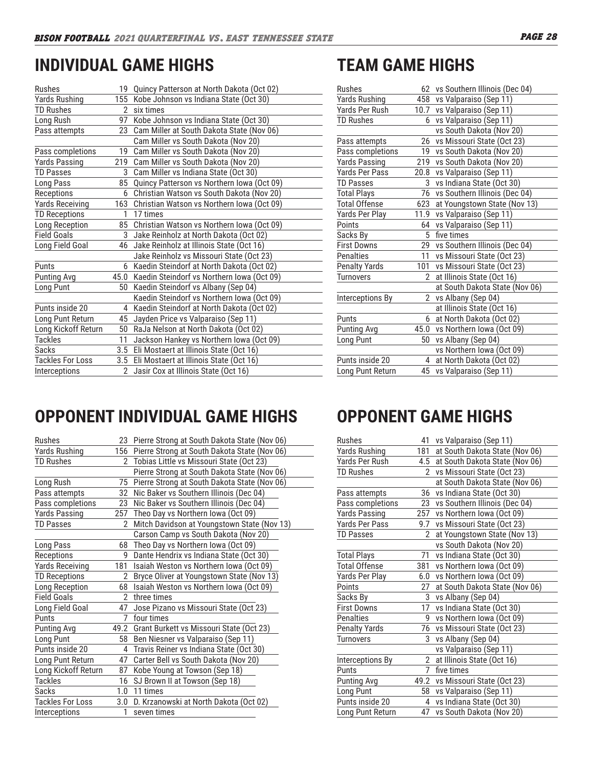## INDIVIDUAL GAME HIGHS

| Category | | |
|---|---|---|
| Rushes | 19 | Quincy Patterson at North Dakota (Oct 02) |
| Yards Rushing | 155 | Kobe Johnson vs Indiana State (Oct 30) |
| TD Rushes | 2 | six times |
| Long Rush | 97 | Kobe Johnson vs Indiana State (Oct 30) |
| Pass attempts | 23 | Cam Miller at South Dakota State (Nov 06) |
| | | Cam Miller vs South Dakota (Nov 20) |
| Pass completions | 19 | Cam Miller vs South Dakota (Nov 20) |
| Yards Passing | 219 | Cam Miller vs South Dakota (Nov 20) |
| TD Passes | 3 | Cam Miller vs Indiana State (Oct 30) |
| Long Pass | 85 | Quincy Patterson vs Northern Iowa (Oct 09) |
| Receptions | 6 | Christian Watson vs South Dakota (Nov 20) |
| Yards Receiving | 163 | Christian Watson vs Northern Iowa (Oct 09) |
| TD Receptions | 1 | 17 times |
| Long Reception | 85 | Christian Watson vs Northern Iowa (Oct 09) |
| Field Goals | 3 | Jake Reinholz at North Dakota (Oct 02) |
| Long Field Goal | 46 | Jake Reinholz at Illinois State (Oct 16) |
| | | Jake Reinholz vs Missouri State (Oct 23) |
| Punts | 6 | Kaedin Steindorf at North Dakota (Oct 02) |
| Punting Avg | 45.0 | Kaedin Steindorf vs Northern Iowa (Oct 09) |
| Long Punt | 50 | Kaedin Steindorf vs Albany (Sep 04) |
| | | Kaedin Steindorf vs Northern Iowa (Oct 09) |
| Punts inside 20 | 4 | Kaedin Steindorf at North Dakota (Oct 02) |
| Long Punt Return | 45 | Jayden Price vs Valparaiso (Sep 11) |
| Long Kickoff Return | 50 | RaJa Nelson at North Dakota (Oct 02) |
| Tackles | 11 | Jackson Hankey vs Northern Iowa (Oct 09) |
| Sacks | 3.5 | Eli Mostaert at Illinois State (Oct 16) |
| Tackles For Loss | 3.5 | Eli Mostaert at Illinois State (Oct 16) |
| Interceptions | 2 | Jasir Cox at Illinois State (Oct 16) |

## TEAM GAME HIGHS

| Category | | |
|---|---|---|
| Rushes | 62 | vs Southern Illinois (Dec 04) |
| Yards Rushing | 458 | vs Valparaiso (Sep 11) |
| Yards Per Rush | 10.7 | vs Valparaiso (Sep 11) |
| TD Rushes | 6 | vs Valparaiso (Sep 11) |
| | | vs South Dakota (Nov 20) |
| Pass attempts | 26 | vs Missouri State (Oct 23) |
| Pass completions | 19 | vs South Dakota (Nov 20) |
| Yards Passing | 219 | vs South Dakota (Nov 20) |
| Yards Per Pass | 20.8 | vs Valparaiso (Sep 11) |
| TD Passes | 3 | vs Indiana State (Oct 30) |
| Total Plays | 76 | vs Southern Illinois (Dec 04) |
| Total Offense | 623 | at Youngstown State (Nov 13) |
| Yards Per Play | 11.9 | vs Valparaiso (Sep 11) |
| Points | 64 | vs Valparaiso (Sep 11) |
| Sacks By | 5 | five times |
| First Downs | 29 | vs Southern Illinois (Dec 04) |
| Penalties | 11 | vs Missouri State (Oct 23) |
| Penalty Yards | 101 | vs Missouri State (Oct 23) |
| Turnovers | 2 | at Illinois State (Oct 16) |
| | | at South Dakota State (Nov 06) |
| Interceptions By | 2 | vs Albany (Sep 04) |
| | | at Illinois State (Oct 16) |
| Punts | 6 | at North Dakota (Oct 02) |
| Punting Avg | 45.0 | vs Northern Iowa (Oct 09) |
| Long Punt | 50 | vs Albany (Sep 04) |
| | | vs Northern Iowa (Oct 09) |
| Punts inside 20 | 4 | at North Dakota (Oct 02) |
| Long Punt Return | 45 | vs Valparaiso (Sep 11) |

## OPPONENT INDIVIDUAL GAME HIGHS

| Category | | |
|---|---|---|
| Rushes | 23 | Pierre Strong at South Dakota State (Nov 06) |
| Yards Rushing | 156 | Pierre Strong at South Dakota State (Nov 06) |
| TD Rushes | 2 | Tobias Little vs Missouri State (Oct 23) |
| | | Pierre Strong at South Dakota State (Nov 06) |
| Long Rush | 75 | Pierre Strong at South Dakota State (Nov 06) |
| Pass attempts | 32 | Nic Baker vs Southern Illinois (Dec 04) |
| Pass completions | 23 | Nic Baker vs Southern Illinois (Dec 04) |
| Yards Passing | 257 | Theo Day vs Northern Iowa (Oct 09) |
| TD Passes | 2 | Mitch Davidson at Youngstown State (Nov 13) |
| | | Carson Camp vs South Dakota (Nov 20) |
| Long Pass | 68 | Theo Day vs Northern Iowa (Oct 09) |
| Receptions | 9 | Dante Hendrix vs Indiana State (Oct 30) |
| Yards Receiving | 181 | Isaiah Weston vs Northern Iowa (Oct 09) |
| TD Receptions | 2 | Bryce Oliver at Youngstown State (Nov 13) |
| Long Reception | 68 | Isaiah Weston vs Northern Iowa (Oct 09) |
| Field Goals | 2 | three times |
| Long Field Goal | 47 | Jose Pizano vs Missouri State (Oct 23) |
| Punts | 7 | four times |
| Punting Avg | 49.2 | Grant Burkett vs Missouri State (Oct 23) |
| Long Punt | 58 | Ben Niesner vs Valparaiso (Sep 11) |
| Punts inside 20 | 4 | Travis Reiner vs Indiana State (Oct 30) |
| Long Punt Return | 47 | Carter Bell vs South Dakota (Nov 20) |
| Long Kickoff Return | 87 | Kobe Young at Towson (Sep 18) |
| Tackles | 16 | SJ Brown II at Towson (Sep 18) |
| Sacks | 1.0 | 11 times |
| Tackles For Loss | 3.0 | D. Krzanowski at North Dakota (Oct 02) |
| Interceptions | 1 | seven times |

## OPPONENT GAME HIGHS

| Category | | |
|---|---|---|
| Rushes | 41 | vs Valparaiso (Sep 11) |
| Yards Rushing | 181 | at South Dakota State (Nov 06) |
| Yards Per Rush | 4.5 | at South Dakota State (Nov 06) |
| TD Rushes | 2 | vs Missouri State (Oct 23) |
| | | at South Dakota State (Nov 06) |
| Pass attempts | 36 | vs Indiana State (Oct 30) |
| Pass completions | 23 | vs Southern Illinois (Dec 04) |
| Yards Passing | 257 | vs Northern Iowa (Oct 09) |
| Yards Per Pass | 9.7 | vs Missouri State (Oct 23) |
| TD Passes | 2 | at Youngstown State (Nov 13) |
| | | vs South Dakota (Nov 20) |
| Total Plays | 71 | vs Indiana State (Oct 30) |
| Total Offense | 381 | vs Northern Iowa (Oct 09) |
| Yards Per Play | 6.0 | vs Northern Iowa (Oct 09) |
| Points | 27 | at South Dakota State (Nov 06) |
| Sacks By | 3 | vs Albany (Sep 04) |
| First Downs | 17 | vs Indiana State (Oct 30) |
| Penalties | 9 | vs Northern Iowa (Oct 09) |
| Penalty Yards | 76 | vs Missouri State (Oct 23) |
| Turnovers | 3 | vs Albany (Sep 04) |
| | | vs Valparaiso (Sep 11) |
| Interceptions By | 2 | at Illinois State (Oct 16) |
| Punts | 7 | five times |
| Punting Avg | 49.2 | vs Missouri State (Oct 23) |
| Long Punt | 58 | vs Valparaiso (Sep 11) |
| Punts inside 20 | 4 | vs Indiana State (Oct 30) |
| Long Punt Return | 47 | vs South Dakota (Nov 20) |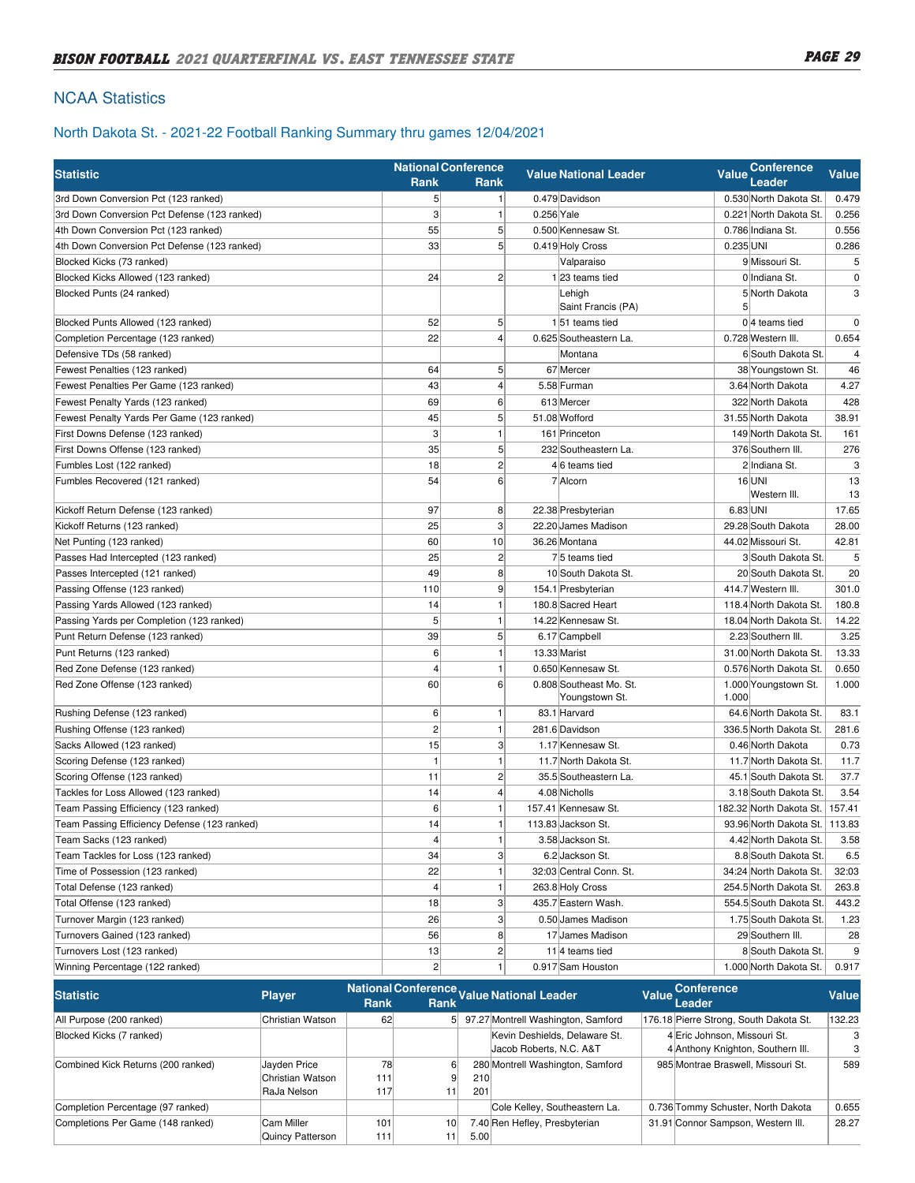## NCAA Statistics

### North Dakota St. - 2021-22 Football Ranking Summary thru games 12/04/2021

| Statistic | National Rank | Conference Rank | Value | National Leader | Value | Conference Leader | Value |
|---|---|---|---|---|---|---|---|
| 3rd Down Conversion Pct (123 ranked) | 5 | 1 | 0.479 | Davidson | 0.530 | North Dakota St. | 0.479 |
| 3rd Down Conversion Pct Defense (123 ranked) | 3 | 1 | 0.256 | Yale | 0.221 | North Dakota St. | 0.256 |
| 4th Down Conversion Pct (123 ranked) | 55 | 5 | 0.500 | Kennesaw St. | 0.786 | Indiana St. | 0.556 |
| 4th Down Conversion Pct Defense (123 ranked) | 33 | 5 | 0.419 | Holy Cross | 0.235 | UNI | 0.286 |
| Blocked Kicks (73 ranked) | | | | Valparaiso | 9 | Missouri St. | 5 |
| Blocked Kicks Allowed (123 ranked) | 24 | 2 | 1 | 23 teams tied | 0 | Indiana St. | 0 |
| Blocked Punts (24 ranked) | | | | Lehigh<br>Saint Francis (PA) | 5<br>5 | North Dakota | 3 |
| Blocked Punts Allowed (123 ranked) | 52 | 5 | 1 | 51 teams tied | 0 | 4 teams tied | 0 |
| Completion Percentage (123 ranked) | 22 | 4 | 0.625 | Southeastern La. | 0.728 | Western Ill. | 0.654 |
| Defensive TDs (58 ranked) | | | | Montana | 6 | South Dakota St. | 4 |
| Fewest Penalties (123 ranked) | 64 | 5 | 67 | Mercer | 38 | Youngstown St. | 46 |
| Fewest Penalties Per Game (123 ranked) | 43 | 4 | 5.58 | Furman | 3.64 | North Dakota | 4.27 |
| Fewest Penalty Yards (123 ranked) | 69 | 6 | 613 | Mercer | 322 | North Dakota | 428 |
| Fewest Penalty Yards Per Game (123 ranked) | 45 | 5 | 51.08 | Wofford | 31.55 | North Dakota | 38.91 |
| First Downs Defense (123 ranked) | 3 | 1 | 161 | Princeton | 149 | North Dakota St. | 161 |
| First Downs Offense (123 ranked) | 35 | 5 | 232 | Southeastern La. | 376 | Southern Ill. | 276 |
| Fumbles Lost (122 ranked) | 18 | 2 | 4 | 6 teams tied | 2 | Indiana St. | 3 |
| Fumbles Recovered (121 ranked) | 54 | 6 | 7 | Alcorn | 16 | UNI<br>Western Ill. | 13<br>13 |
| Kickoff Return Defense (123 ranked) | 97 | 8 | 22.38 | Presbyterian | 6.83 | UNI | 17.65 |
| Kickoff Returns (123 ranked) | 25 | 3 | 22.20 | James Madison | 29.28 | South Dakota | 28.00 |
| Net Punting (123 ranked) | 60 | 10 | 36.26 | Montana | 44.02 | Missouri St. | 42.81 |
| Passes Had Intercepted (123 ranked) | 25 | 2 | 7 | 5 teams tied | 3 | South Dakota St. | 5 |
| Passes Intercepted (121 ranked) | 49 | 8 | 10 | South Dakota St. | 20 | South Dakota St. | 20 |
| Passing Offense (123 ranked) | 110 | 9 | 154.1 | Presbyterian | 414.7 | Western Ill. | 301.0 |
| Passing Yards Allowed (123 ranked) | 14 | 1 | 180.8 | Sacred Heart | 118.4 | North Dakota St. | 180.8 |
| Passing Yards per Completion (123 ranked) | 5 | 1 | 14.22 | Kennesaw St. | 18.04 | North Dakota St. | 14.22 |
| Punt Return Defense (123 ranked) | 39 | 5 | 6.17 | Campbell | 2.23 | Southern Ill. | 3.25 |
| Punt Returns (123 ranked) | 6 | 1 | 13.33 | Marist | 31.00 | North Dakota St. | 13.33 |
| Red Zone Defense (123 ranked) | 4 | 1 | 0.650 | Kennesaw St. | 0.576 | North Dakota St. | 0.650 |
| Red Zone Offense (123 ranked) | 60 | 6 | 0.808 | Southeast Mo. St.<br>Youngstown St. | 1.000<br>1.000 | Youngstown St. | 1.000 |
| Rushing Defense (123 ranked) | 6 | 1 | 83.1 | Harvard | 64.6 | North Dakota St. | 83.1 |
| Rushing Offense (123 ranked) | 2 | 1 | 281.6 | Davidson | 336.5 | North Dakota St. | 281.6 |
| Sacks Allowed (123 ranked) | 15 | 3 | 1.17 | Kennesaw St. | 0.46 | North Dakota | 0.73 |
| Scoring Defense (123 ranked) | 1 | 1 | 11.7 | North Dakota St. | 11.7 | North Dakota St. | 11.7 |
| Scoring Offense (123 ranked) | 11 | 2 | 35.5 | Southeastern La. | 45.1 | South Dakota St. | 37.7 |
| Tackles for Loss Allowed (123 ranked) | 14 | 4 | 4.08 | Nicholls | 3.18 | South Dakota St. | 3.54 |
| Team Passing Efficiency (123 ranked) | 6 | 1 | 157.41 | Kennesaw St. | 182.32 | North Dakota St. | 157.41 |
| Team Passing Efficiency Defense (123 ranked) | 14 | 1 | 113.83 | Jackson St. | 93.96 | North Dakota St. | 113.83 |
| Team Sacks (123 ranked) | 4 | 1 | 3.58 | Jackson St. | 4.42 | North Dakota St. | 3.58 |
| Team Tackles for Loss (123 ranked) | 34 | 3 | 6.2 | Jackson St. | 8.8 | South Dakota St. | 6.5 |
| Time of Possession (123 ranked) | 22 | 1 | 32:03 | Central Conn. St. | 34:24 | North Dakota St. | 32:03 |
| Total Defense (123 ranked) | 4 | 1 | 263.8 | Holy Cross | 254.5 | North Dakota St. | 263.8 |
| Total Offense (123 ranked) | 18 | 3 | 435.7 | Eastern Wash. | 554.5 | South Dakota St. | 443.2 |
| Turnover Margin (123 ranked) | 26 | 3 | 0.50 | James Madison | 1.75 | South Dakota St. | 1.23 |
| Turnovers Gained (123 ranked) | 56 | 8 | 17 | James Madison | 29 | Southern Ill. | 28 |
| Turnovers Lost (123 ranked) | 13 | 2 | 11 | 4 teams tied | 8 | South Dakota St. | 9 |
| Winning Percentage (122 ranked) | 2 | 1 | 0.917 | Sam Houston | 1.000 | North Dakota St. | 0.917 |

| Statistic | Player | National Rank | Conference Rank | Value | National Leader | Value | Conference Leader | Value |
|---|---|---|---|---|---|---|---|---|
| All Purpose (200 ranked) | Christian Watson | 62 | 5 | 97.27 | Montrell Washington, Samford | 176.18 | Pierre Strong, South Dakota St. | 132.23 |
| Blocked Kicks (7 ranked) | | | | | Kevin Deshields, Delaware St.<br>Jacob Roberts, N.C. A&T | 4<br>4 | Eric Johnson, Missouri St.<br>Anthony Knighton, Southern Ill. | 3<br>3 |
| Combined Kick Returns (200 ranked) | Jayden Price<br>Christian Watson<br>RaJa Nelson | 78<br>111<br>117 | 6<br>9<br>11 | 280<br>210<br>201 | Montrell Washington, Samford | 985 | Montrae Braswell, Missouri St. | 589 |
| Completion Percentage (97 ranked) | | | | | Cole Kelley, Southeastern La. | 0.736 | Tommy Schuster, North Dakota | 0.655 |
| Completions Per Game (148 ranked) | Cam Miller<br>Quincy Patterson | 101<br>111 | 10<br>11 | 7.40<br>5.00 | Ren Hefley, Presbyterian | 31.91 | Connor Sampson, Western Ill. | 28.27 |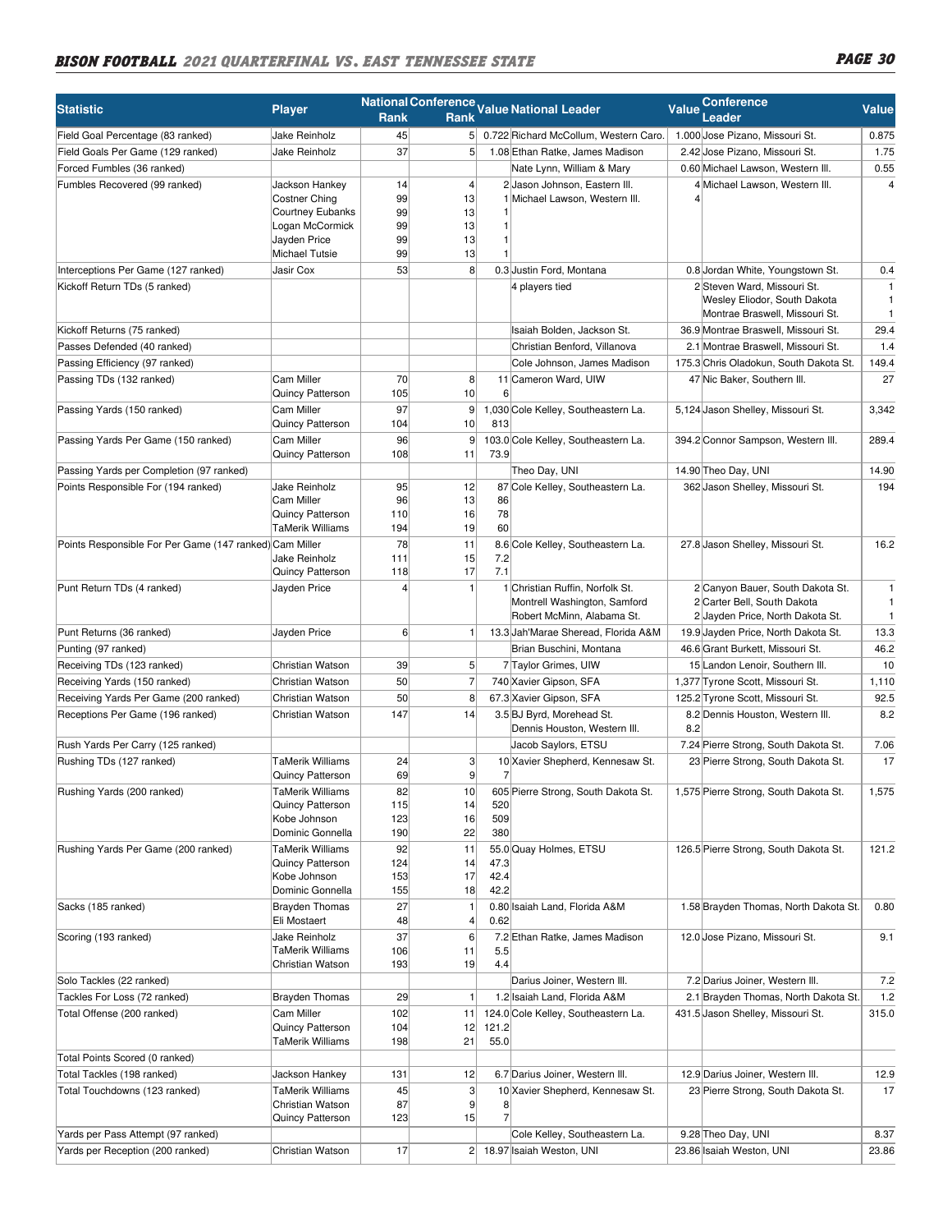| Statistic | Player | National Rank | Conference Rank | Value | National Leader | Value | Conference Leader | Value |
|---|---|---|---|---|---|---|---|---|
| Field Goal Percentage (83 ranked) | Jake Reinholz | 45 | 5 | 0.722 | Richard McCollum, Western Caro. | 1.000 | Jose Pizano, Missouri St. | 0.875 |
| Field Goals Per Game (129 ranked) | Jake Reinholz | 37 | 5 | 1.08 | Ethan Ratke, James Madison | 2.42 | Jose Pizano, Missouri St. | 1.75 |
| Forced Fumbles (36 ranked) | | | | | Nate Lynn, William & Mary | 0.60 | Michael Lawson, Western Ill. | 0.55 |
| Fumbles Recovered (99 ranked) | Jackson Hankey | 14 | 4 | 2 | Jason Johnson, Eastern Ill. | 4 | Michael Lawson, Western Ill. | 4 |
| | Costner Ching | 99 | 13 | 1 | Michael Lawson, Western Ill. | 4 | | |
| | Courtney Eubanks | 99 | 13 | 1 | | | | |
| | Logan McCormick | 99 | 13 | 1 | | | | |
| | Jayden Price | 99 | 13 | 1 | | | | |
| | Michael Tutsie | 99 | 13 | 1 | | | | |
| Interceptions Per Game (127 ranked) | Jasir Cox | 53 | 8 | 0.3 | Justin Ford, Montana | 0.8 | Jordan White, Youngstown St. | 0.4 |
| Kickoff Return TDs (5 ranked) | | | | | 4 players tied | 2 | Steven Ward, Missouri St. | 1 |
| | | | | | | | Wesley Eliodor, South Dakota | 1 |
| | | | | | | | Montrae Braswell, Missouri St. | 1 |
| Kickoff Returns (75 ranked) | | | | | Isaiah Bolden, Jackson St. | 36.9 | Montrae Braswell, Missouri St. | 29.4 |
| Passes Defended (40 ranked) | | | | | Christian Benford, Villanova | 2.1 | Montrae Braswell, Missouri St. | 1.4 |
| Passing Efficiency (97 ranked) | | | | | Cole Johnson, James Madison | 175.3 | Chris Oladokun, South Dakota St. | 149.4 |
| Passing TDs (132 ranked) | Cam Miller | 70 | 8 | 11 | Cameron Ward, UIW | 47 | Nic Baker, Southern Ill. | 27 |
| | Quincy Patterson | 105 | 10 | 6 | | | | |
| Passing Yards (150 ranked) | Cam Miller | 97 | 9 | 1,030 | Cole Kelley, Southeastern La. | 5,124 | Jason Shelley, Missouri St. | 3,342 |
| | Quincy Patterson | 104 | 10 | 813 | | | | |
| Passing Yards Per Game (150 ranked) | Cam Miller | 96 | 9 | 103.0 | Cole Kelley, Southeastern La. | 394.2 | Connor Sampson, Western Ill. | 289.4 |
| | Quincy Patterson | 108 | 11 | 73.9 | | | | |
| Passing Yards per Completion (97 ranked) | | | | | Theo Day, UNI | 14.90 | Theo Day, UNI | 14.90 |
| Points Responsible For (194 ranked) | Jake Reinholz | 95 | 12 | 87 | Cole Kelley, Southeastern La. | 362 | Jason Shelley, Missouri St. | 194 |
| | Cam Miller | 96 | 13 | 86 | | | | |
| | Quincy Patterson | 110 | 16 | 78 | | | | |
| | TaMerik Williams | 194 | 19 | 60 | | | | |
| Points Responsible For Per Game (147 ranked) | Cam Miller | 78 | 11 | 8.6 | Cole Kelley, Southeastern La. | 27.8 | Jason Shelley, Missouri St. | 16.2 |
| | Jake Reinholz | 111 | 15 | 7.2 | | | | |
| | Quincy Patterson | 118 | 17 | 7.1 | | | | |
| Punt Return TDs (4 ranked) | Jayden Price | 4 | 1 | 1 | Christian Ruffin, Norfolk St. | 2 | Canyon Bauer, South Dakota St. | 1 |
| | | | | | Montrell Washington, Samford | 2 | Carter Bell, South Dakota | 1 |
| | | | | | Robert McMinn, Alabama St. | 2 | Jayden Price, North Dakota St. | 1 |
| Punt Returns (36 ranked) | Jayden Price | 6 | 1 | 13.3 | Jah'Marae Sheread, Florida A&M | 19.9 | Jayden Price, North Dakota St. | 13.3 |
| Punting (97 ranked) | | | | | Brian Buschini, Montana | 46.6 | Grant Burkett, Missouri St. | 46.2 |
| Receiving TDs (123 ranked) | Christian Watson | 39 | 5 | 7 | Taylor Grimes, UIW | 15 | Landon Lenoir, Southern Ill. | 10 |
| Receiving Yards (150 ranked) | Christian Watson | 50 | 7 | 740 | Xavier Gipson, SFA | 1,377 | Tyrone Scott, Missouri St. | 1,110 |
| Receiving Yards Per Game (200 ranked) | Christian Watson | 50 | 8 | 67.3 | Xavier Gipson, SFA | 125.2 | Tyrone Scott, Missouri St. | 92.5 |
| Receptions Per Game (196 ranked) | Christian Watson | 147 | 14 | 3.5 | BJ Byrd, Morehead St. | 8.2 | Dennis Houston, Western Ill. | 8.2 |
| | | | | | Dennis Houston, Western Ill. | 8.2 | | |
| Rush Yards Per Carry (125 ranked) | | | | | Jacob Saylors, ETSU | 7.24 | Pierre Strong, South Dakota St. | 7.06 |
| Rushing TDs (127 ranked) | TaMerik Williams | 24 | 3 | 10 | Xavier Shepherd, Kennesaw St. | 23 | Pierre Strong, South Dakota St. | 17 |
| | Quincy Patterson | 69 | 9 | 7 | | | | |
| Rushing Yards (200 ranked) | TaMerik Williams | 82 | 10 | 605 | Pierre Strong, South Dakota St. | 1,575 | Pierre Strong, South Dakota St. | 1,575 |
| | Quincy Patterson | 115 | 14 | 520 | | | | |
| | Kobe Johnson | 123 | 16 | 509 | | | | |
| | Dominic Gonnella | 190 | 22 | 380 | | | | |
| Rushing Yards Per Game (200 ranked) | TaMerik Williams | 92 | 11 | 55.0 | Quay Holmes, ETSU | 126.5 | Pierre Strong, South Dakota St. | 121.2 |
| | Quincy Patterson | 124 | 14 | 47.3 | | | | |
| | Kobe Johnson | 153 | 17 | 42.4 | | | | |
| | Dominic Gonnella | 155 | 18 | 42.2 | | | | |
| Sacks (185 ranked) | Brayden Thomas | 27 | 1 | 0.80 | Isaiah Land, Florida A&M | 1.58 | Brayden Thomas, North Dakota St. | 0.80 |
| | Eli Mostaert | 48 | 4 | 0.62 | | | | |
| Scoring (193 ranked) | Jake Reinholz | 37 | 6 | 7.2 | Ethan Ratke, James Madison | 12.0 | Jose Pizano, Missouri St. | 9.1 |
| | TaMerik Williams | 106 | 11 | 5.5 | | | | |
| | Christian Watson | 193 | 19 | 4.4 | | | | |
| Solo Tackles (22 ranked) | | | | | Darius Joiner, Western Ill. | 7.2 | Darius Joiner, Western Ill. | 7.2 |
| Tackles For Loss (72 ranked) | Brayden Thomas | 29 | 1 | 1.2 | Isaiah Land, Florida A&M | 2.1 | Brayden Thomas, North Dakota St. | 1.2 |
| Total Offense (200 ranked) | Cam Miller | 102 | 11 | 124.0 | Cole Kelley, Southeastern La. | 431.5 | Jason Shelley, Missouri St. | 315.0 |
| | Quincy Patterson | 104 | 12 | 121.2 | | | | |
| | TaMerik Williams | 198 | 21 | 55.0 | | | | |
| Total Points Scored (0 ranked) | | | | | | | | |
| Total Tackles (198 ranked) | Jackson Hankey | 131 | 12 | 6.7 | Darius Joiner, Western Ill. | 12.9 | Darius Joiner, Western Ill. | 12.9 |
| Total Touchdowns (123 ranked) | TaMerik Williams | 45 | 3 | 10 | Xavier Shepherd, Kennesaw St. | 23 | Pierre Strong, South Dakota St. | 17 |
| | Christian Watson | 87 | 9 | 8 | | | | |
| | Quincy Patterson | 123 | 15 | 7 | | | | |
| Yards per Pass Attempt (97 ranked) | | | | | Cole Kelley, Southeastern La. | 9.28 | Theo Day, UNI | 8.37 |
| Yards per Reception (200 ranked) | Christian Watson | 17 | 2 | 18.97 | Isaiah Weston, UNI | 23.86 | Isaiah Weston, UNI | 23.86 |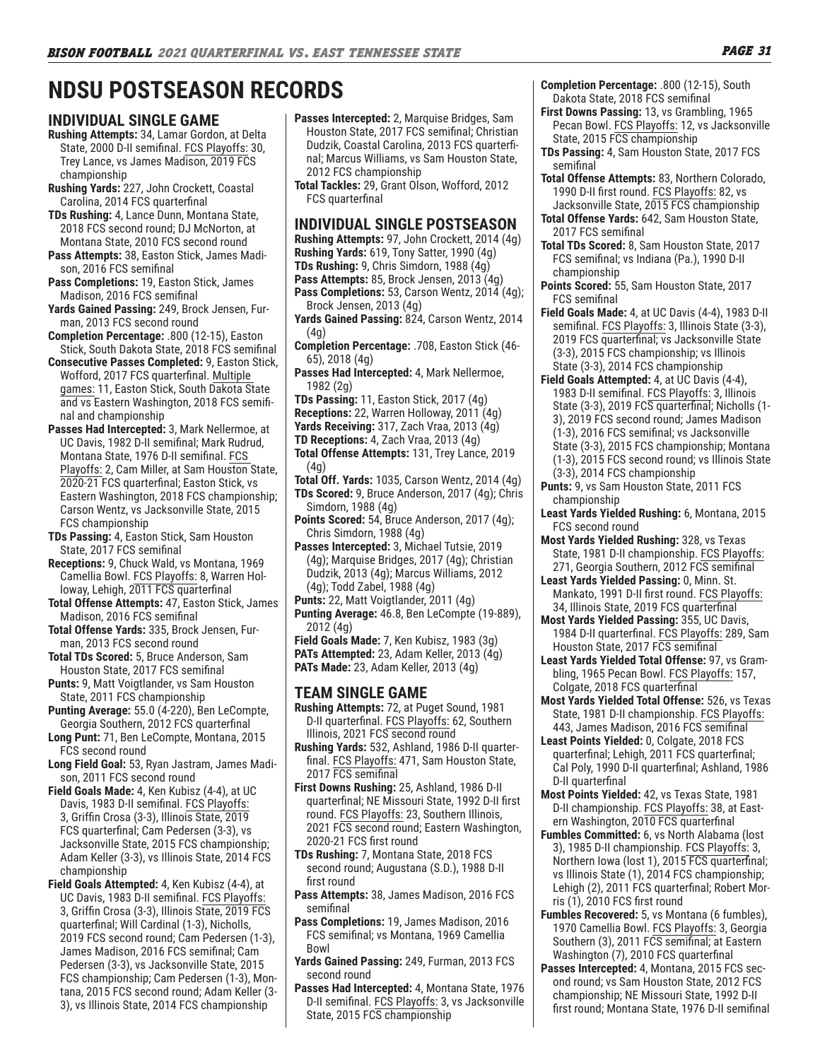# NDSU POSTSEASON RECORDS

## INDIVIDUAL SINGLE GAME

**Rushing Attempts:** 34, Lamar Gordon, at Delta State, 2000 D-II semifinal. FCS Playoffs: 30, Trey Lance, vs James Madison, 2019 FCS championship

**Rushing Yards:** 227, John Crockett, Coastal Carolina, 2014 FCS quarterfinal

**TDs Rushing:** 4, Lance Dunn, Montana State, 2018 FCS second round; DJ McNorton, at Montana State, 2010 FCS second round

**Pass Attempts:** 38, Easton Stick, James Madison, 2016 FCS semifinal

**Pass Completions:** 19, Easton Stick, James Madison, 2016 FCS semifinal

**Yards Gained Passing:** 249, Brock Jensen, Furman, 2013 FCS second round

**Completion Percentage:** .800 (12-15), Easton Stick, South Dakota State, 2018 FCS semifinal

**Consecutive Passes Completed:** 9, Easton Stick, Wofford, 2017 FCS quarterfinal. Multiple games: 11, Easton Stick, South Dakota State and vs Eastern Washington, 2018 FCS semifinal and championship

**Passes Had Intercepted:** 3, Mark Nellermoe, at UC Davis, 1982 D-II semifinal; Mark Rudrud, Montana State, 1976 D-II semifinal. FCS Playoffs: 2, Cam Miller, at Sam Houston State, 2020-21 FCS quarterfinal; Easton Stick, vs Eastern Washington, 2018 FCS championship; Carson Wentz, vs Jacksonville State, 2015 FCS championship

**TDs Passing:** 4, Easton Stick, Sam Houston State, 2017 FCS semifinal

**Receptions:** 9, Chuck Wald, vs Montana, 1969 Camellia Bowl. FCS Playoffs: 8, Warren Holloway, Lehigh, 2011 FCS quarterfinal

**Total Offense Attempts:** 47, Easton Stick, James Madison, 2016 FCS semifinal

**Total Offense Yards:** 335, Brock Jensen, Furman, 2013 FCS second round

**Total TDs Scored:** 5, Bruce Anderson, Sam Houston State, 2017 FCS semifinal

**Punts:** 9, Matt Voigtlander, vs Sam Houston State, 2011 FCS championship

**Punting Average:** 55.0 (4-220), Ben LeCompte, Georgia Southern, 2012 FCS quarterfinal

**Long Punt:** 71, Ben LeCompte, Montana, 2015 FCS second round

**Long Field Goal:** 53, Ryan Jastram, James Madison, 2011 FCS second round

**Field Goals Made:** 4, Ken Kubisz (4-4), at UC Davis, 1983 D-II semifinal. FCS Playoffs: 3, Griffin Crosa (3-3), Illinois State, 2019 FCS quarterfinal; Cam Pedersen (3-3), vs Jacksonville State, 2015 FCS championship; Adam Keller (3-3), vs Illinois State, 2014 FCS championship

**Field Goals Attempted:** 4, Ken Kubisz (4-4), at UC Davis, 1983 D-II semifinal. FCS Playoffs: 3, Griffin Crosa (3-3), Illinois State, 2019 FCS quarterfinal; Will Cardinal (1-3), Nicholls, 2019 FCS second round; Cam Pedersen (1-3), James Madison, 2016 FCS semifinal; Cam Pedersen (3-3), vs Jacksonville State, 2015 FCS championship; Cam Pedersen (1-3), Montana, 2015 FCS second round; Adam Keller (3-3), vs Illinois State, 2014 FCS championship

**Passes Intercepted:** 2, Marquise Bridges, Sam Houston State, 2017 FCS semifinal; Christian Dudzik, Coastal Carolina, 2013 FCS quarterfinal; Marcus Williams, vs Sam Houston State, 2012 FCS championship

**Total Tackles:** 29, Grant Olson, Wofford, 2012 FCS quarterfinal

## INDIVIDUAL SINGLE POSTSEASON

**Rushing Attempts:** 97, John Crockett, 2014 (4g)

**Rushing Yards:** 619, Tony Satter, 1990 (4g)

**TDs Rushing:** 9, Chris Simdorn, 1988 (4g)

**Pass Attempts:** 85, Brock Jensen, 2013 (4g)

**Pass Completions:** 53, Carson Wentz, 2014 (4g); Brock Jensen, 2013 (4g)

**Yards Gained Passing:** 824, Carson Wentz, 2014 (4g)

**Completion Percentage:** .708, Easton Stick (46-65), 2018 (4g)

**Passes Had Intercepted:** 4, Mark Nellermoe, 1982 (2g)

**TDs Passing:** 11, Easton Stick, 2017 (4g)

**Receptions:** 22, Warren Holloway, 2011 (4g)

**Yards Receiving:** 317, Zach Vraa, 2013 (4g)

**TD Receptions:** 4, Zach Vraa, 2013 (4g)

**Total Offense Attempts:** 131, Trey Lance, 2019 (4g)

**Total Off. Yards:** 1035, Carson Wentz, 2014 (4g)

**TDs Scored:** 9, Bruce Anderson, 2017 (4g); Chris Simdorn, 1988 (4g)

**Points Scored:** 54, Bruce Anderson, 2017 (4g); Chris Simdorn, 1988 (4g)

**Passes Intercepted:** 3, Michael Tutsie, 2019 (4g); Marquise Bridges, 2017 (4g); Christian Dudzik, 2013 (4g); Marcus Williams, 2012 (4g); Todd Zabel, 1988 (4g)

**Punts:** 22, Matt Voigtlander, 2011 (4g)

**Punting Average:** 46.8, Ben LeCompte (19-889), 2012 (4g)

**Field Goals Made:** 7, Ken Kubisz, 1983 (3g)

**PATs Attempted:** 23, Adam Keller, 2013 (4g)

**PATs Made:** 23, Adam Keller, 2013 (4g)

## TEAM SINGLE GAME

**Rushing Attempts:** 72, at Puget Sound, 1981 D-II quarterfinal. FCS Playoffs: 62, Southern Illinois, 2021 FCS second round

**Rushing Yards:** 532, Ashland, 1986 D-II quarterfinal. FCS Playoffs: 471, Sam Houston State, 2017 FCS semifinal

**First Downs Rushing:** 25, Ashland, 1986 D-II quarterfinal; NE Missouri State, 1992 D-II first round. FCS Playoffs: 23, Southern Illinois, 2021 FCS second round; Eastern Washington, 2020-21 FCS first round

**TDs Rushing:** 7, Montana State, 2018 FCS second round; Augustana (S.D.), 1988 D-II first round

**Pass Attempts:** 38, James Madison, 2016 FCS semifinal

**Pass Completions:** 19, James Madison, 2016 FCS semifinal; vs Montana, 1969 Camellia Bowl

**Yards Gained Passing:** 249, Furman, 2013 FCS second round

**Passes Had Intercepted:** 4, Montana State, 1976 D-II semifinal. FCS Playoffs: 3, vs Jacksonville State, 2015 FCS championship

**Completion Percentage:** .800 (12-15), South Dakota State, 2018 FCS semifinal

**First Downs Passing:** 13, vs Grambling, 1965 Pecan Bowl. FCS Playoffs: 12, vs Jacksonville State, 2015 FCS championship

**TDs Passing:** 4, Sam Houston State, 2017 FCS semifinal

**Total Offense Attempts:** 83, Northern Colorado, 1990 D-II first round. FCS Playoffs: 82, vs Jacksonville State, 2015 FCS championship

**Total Offense Yards:** 642, Sam Houston State, 2017 FCS semifinal

**Total TDs Scored:** 8, Sam Houston State, 2017 FCS semifinal; vs Indiana (Pa.), 1990 D-II championship

**Points Scored:** 55, Sam Houston State, 2017 FCS semifinal

**Field Goals Made:** 4, at UC Davis (4-4), 1983 D-II semifinal. FCS Playoffs: 3, Illinois State (3-3), 2019 FCS quarterfinal; vs Jacksonville State (3-3), 2015 FCS championship; vs Illinois State (3-3), 2014 FCS championship

**Field Goals Attempted:** 4, at UC Davis (4-4), 1983 D-II semifinal. FCS Playoffs: 3, Illinois State (3-3), 2019 FCS quarterfinal; Nicholls (1-3), 2019 FCS second round; James Madison (1-3), 2016 FCS semifinal; vs Jacksonville State (3-3), 2015 FCS championship; Montana (1-3), 2015 FCS second round; vs Illinois State (3-3), 2014 FCS championship

**Punts:** 9, vs Sam Houston State, 2011 FCS championship

**Least Yards Yielded Rushing:** 6, Montana, 2015 FCS second round

**Most Yards Yielded Rushing:** 328, vs Texas State, 1981 D-II championship. FCS Playoffs: 271, Georgia Southern, 2012 FCS semifinal

**Least Yards Yielded Passing:** 0, Minn. St. Mankato, 1991 D-II first round. FCS Playoffs: 34, Illinois State, 2019 FCS quarterfinal

**Most Yards Yielded Passing:** 355, UC Davis, 1984 D-II quarterfinal. FCS Playoffs: 289, Sam Houston State, 2017 FCS semifinal

**Least Yards Yielded Total Offense:** 97, vs Grambling, 1965 Pecan Bowl. FCS Playoffs: 157, Colgate, 2018 FCS quarterfinal

**Most Yards Yielded Total Offense:** 526, vs Texas State, 1981 D-II championship. FCS Playoffs: 443, James Madison, 2016 FCS semifinal

**Least Points Yielded:** 0, Colgate, 2018 FCS quarterfinal; Lehigh, 2011 FCS quarterfinal; Cal Poly, 1990 D-II quarterfinal; Ashland, 1986 D-II quarterfinal

**Most Points Yielded:** 42, vs Texas State, 1981 D-II championship. FCS Playoffs: 38, at Eastern Washington, 2010 FCS quarterfinal

**Fumbles Committed:** 6, vs North Alabama (lost 3), 1985 D-II championship. FCS Playoffs: 3, Northern Iowa (lost 1), 2015 FCS quarterfinal; vs Illinois State (1), 2014 FCS championship; Lehigh (2), 2011 FCS quarterfinal; Robert Morris (1), 2010 FCS first round

**Fumbles Recovered:** 5, vs Montana (6 fumbles), 1970 Camellia Bowl. FCS Playoffs: 3, Georgia Southern (3), 2011 FCS semifinal; at Eastern Washington (7), 2010 FCS quarterfinal

**Passes Intercepted:** 4, Montana, 2015 FCS second round; vs Sam Houston State, 2012 FCS championship; NE Missouri State, 1992 D-II first round; Montana State, 1976 D-II semifinal